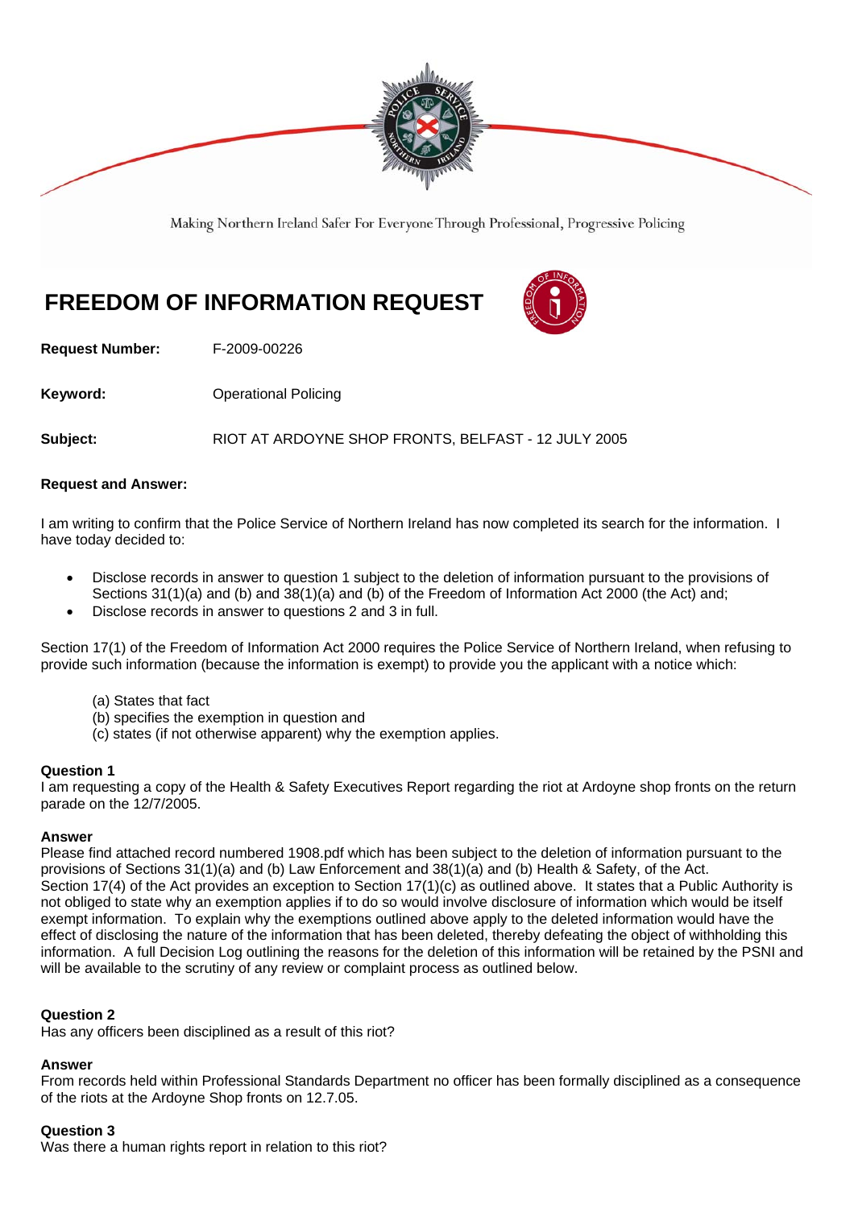Making Northern Ireland Safer For Everyone Through Professional, Progressive Policing

# FREEDOM OF INFORMATION REQUEST

**Request Number:** F-2009-00226

**Keyword:** Operational Policing

**Subject:** RIOT AT ARDOYNE SHOP FRONTS, BELFAST - 12 JULY 2005

**Request and Answer:**

I am writing to confirm that the Police Service of Northern Ireland has now completed its search for the information. I have today decided to:

- Disclose records in answer to question 1 subject to the deletion of information pursuant to the provisions of Sections 31(1)(a) and (b) and 38(1)(a) and (b) of the Freedom of Information Act 2000 (the Act) and;
- Disclose records in answer to questions 2 and 3 in full.

Section 17(1) of the Freedom of Information Act 2000 requires the Police Service of Northern Ireland, when refusing to provide such information (because the information is exempt) to provide you the applicant with a notice which:

(a) States that fact
(b) specifies the exemption in question and
(c) states (if not otherwise apparent) why the exemption applies.

**Question 1**
I am requesting a copy of the Health & Safety Executives Report regarding the riot at Ardoyne shop fronts on the return parade on the 12/7/2005.

**Answer**
Please find attached record numbered 1908.pdf which has been subject to the deletion of information pursuant to the provisions of Sections 31(1)(a) and (b) Law Enforcement and 38(1)(a) and (b) Health & Safety, of the Act.
Section 17(4) of the Act provides an exception to Section 17(1)(c) as outlined above. It states that a Public Authority is not obliged to state why an exemption applies if to do so would involve disclosure of information which would be itself exempt information. To explain why the exemptions outlined above apply to the deleted information would have the effect of disclosing the nature of the information that has been deleted, thereby defeating the object of withholding this information. A full Decision Log outlining the reasons for the deletion of this information will be retained by the PSNI and will be available to the scrutiny of any review or complaint process as outlined below.

**Question 2**
Has any officers been disciplined as a result of this riot?

**Answer**
From records held within Professional Standards Department no officer has been formally disciplined as a consequence of the riots at the Ardoyne Shop fronts on 12.7.05.

**Question 3**
Was there a human rights report in relation to this riot?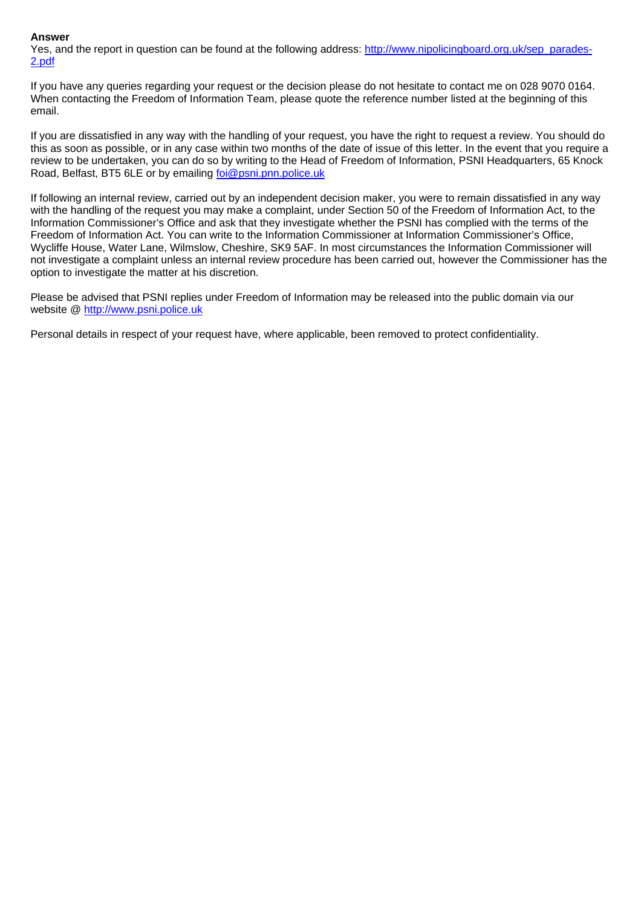**Answer**

Yes, and the report in question can be found at the following address: http://www.nipolicingboard.org.uk/sep_parades-2.pdf

If you have any queries regarding your request or the decision please do not hesitate to contact me on 028 9070 0164. When contacting the Freedom of Information Team, please quote the reference number listed at the beginning of this email.

If you are dissatisfied in any way with the handling of your request, you have the right to request a review. You should do this as soon as possible, or in any case within two months of the date of issue of this letter. In the event that you require a review to be undertaken, you can do so by writing to the Head of Freedom of Information, PSNI Headquarters, 65 Knock Road, Belfast, BT5 6LE or by emailing foi@psni.pnn.police.uk

If following an internal review, carried out by an independent decision maker, you were to remain dissatisfied in any way with the handling of the request you may make a complaint, under Section 50 of the Freedom of Information Act, to the Information Commissioner's Office and ask that they investigate whether the PSNI has complied with the terms of the Freedom of Information Act. You can write to the Information Commissioner at Information Commissioner's Office, Wycliffe House, Water Lane, Wilmslow, Cheshire, SK9 5AF. In most circumstances the Information Commissioner will not investigate a complaint unless an internal review procedure has been carried out, however the Commissioner has the option to investigate the matter at his discretion.

Please be advised that PSNI replies under Freedom of Information may be released into the public domain via our website @ http://www.psni.police.uk

Personal details in respect of your request have, where applicable, been removed to protect confidentiality.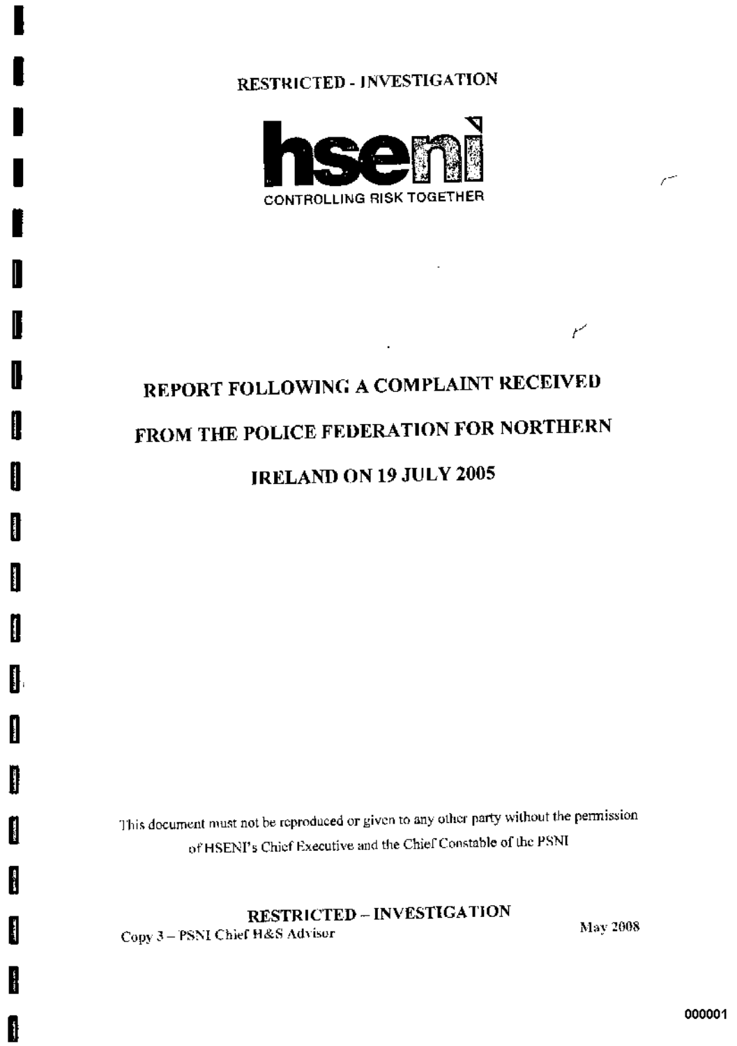RESTRICTED - INVESTIGATION

hseni

CONTROLLING RISK TOGETHER

# REPORT FOLLOWING A COMPLAINT RECEIVED FROM THE POLICE FEDERATION FOR NORTHERN IRELAND ON 19 JULY 2005

This document must not be reproduced or given to any other party without the permission of HSENI's Chief Executive and the Chief Constable of the PSNI

RESTRICTED – INVESTIGATION

Copy 3 – PSNI Chief H&S Advisor

May 2008

000001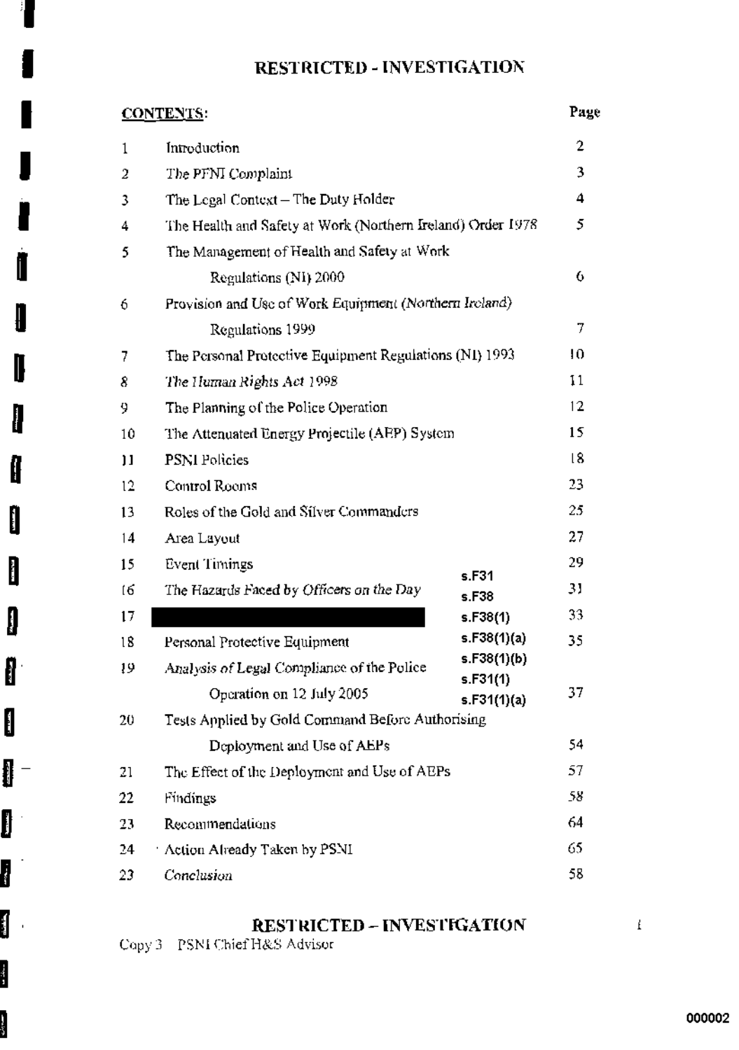## RESTRICTED - INVESTIGATION

| CONTENTS: | | Page |
|---|---|---|
| 1 | Introduction | 2 |
| 2 | The PFNI Complaint | 3 |
| 3 | The Legal Context – The Duty Holder | 4 |
| 4 | The Health and Safety at Work (Northern Ireland) Order 1978 | 5 |
| 5 | The Management of Health and Safety at Work Regulations (NI) 2000 | 6 |
| 6 | Provision and Use of Work Equipment *(Northern Ireland)* Regulations 1999 | 7 |
| 7 | The Personal Protective Equipment Regulations (NI) 1993 | 10 |
| 8 | *The Human Rights Act 1998* | 11 |
| 9 | The Planning of the Police Operation | 12 |
| 10 | The Attenuated Energy Projectile (AEP) System | 15 |
| 11 | PSNI Policies | 18 |
| 12 | Control Rooms | 23 |
| 13 | Roles of the Gold and Silver Commanders | 25 |
| 14 | Area Layout | 27 |
| 15 | Event Timings | 29 |
| 16 | The Hazards Faced by *Officers on the Day* | 31 |
| 17 | [REDACTED] | 33 |
| 18 | Personal Protective Equipment | 35 |
| 19 | *Analysis of* Legal Compliance of the Police Operation on 12 July 2005 | 37 |
| 20 | Tests Applied by Gold Command Before Authorising Deployment and Use of AEPs | 54 |
| 21 | The Effect of the Deployment and Use of AEPs | 57 |
| 22 | Findings | 58 |
| 23 | Recommendations | 64 |
| 24 | Action Already Taken by PSNI | 65 |
| 23 | *Conclusion* | 58 |

s.F31
s.F38
s.F38(1)
s.F38(1)(a)
s.F38(1)(b)
s.F31(1)
s.F31(1)(a)

## RESTRICTED – INVESTIGATION

Copy 3 PSNI Chief H&S Advisor

000002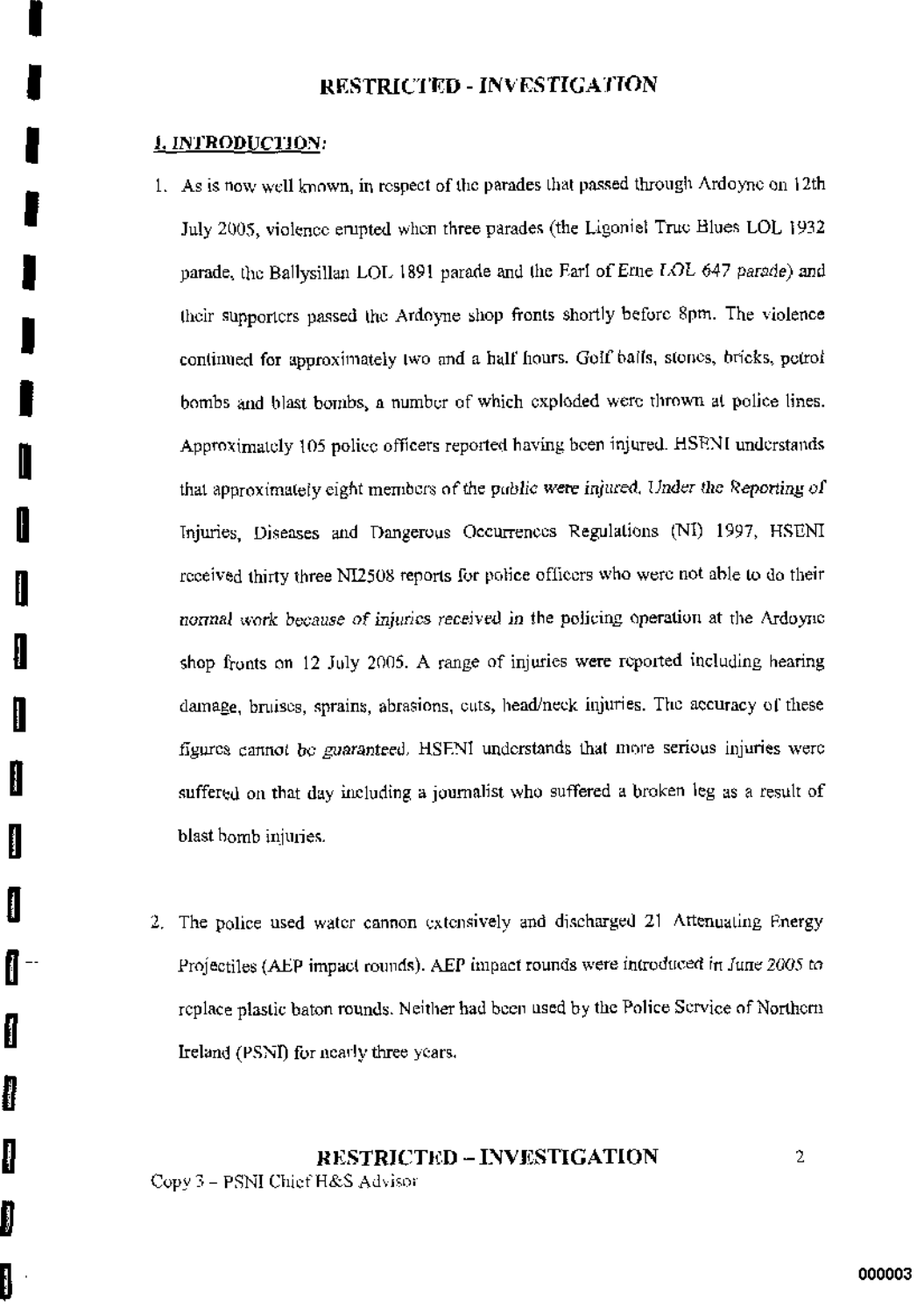**RESTRICTED - INVESTIGATION**

## 1. INTRODUCTION:

1. As is now well known, in respect of the parades that passed through Ardoyne on 12th July 2005, violence erupted when three parades (the Ligoniel True Blues LOL 1932 parade, the Ballysillan LOL 1891 parade and the Earl of Erne LOL 647 parade) and their supporters passed the Ardoyne shop fronts shortly before 8pm. The violence continued for approximately two and a half hours. Golf balls, stones, bricks, petrol bombs and blast bombs, a number of which exploded were thrown at police lines. Approximately 105 police officers reported having been injured. HSENI understands that approximately eight members of the public were injured. Under the Reporting of Injuries, Diseases and Dangerous Occurrences Regulations (NI) 1997, HSENI received thirty three NI2508 reports for police officers who were not able to do their normal work because of injuries received in the policing operation at the Ardoyne shop fronts on 12 July 2005. A range of injuries were reported including hearing damage, bruises, sprains, abrasions, cuts, head/neck injuries. The accuracy of these figures cannot be guaranteed. HSENI understands that more serious injuries were suffered on that day including a journalist who suffered a broken leg as a result of blast bomb injuries.

2. The police used water cannon extensively and discharged 21 Attenuating Energy Projectiles (AEP impact rounds). AEP impact rounds were introduced in June 2005 to replace plastic baton rounds. Neither had been used by the Police Service of Northern Ireland (PSNI) for nearly three years.

**RESTRICTED – INVESTIGATION**

Copy 3 – PSNI Chief H&S Advisor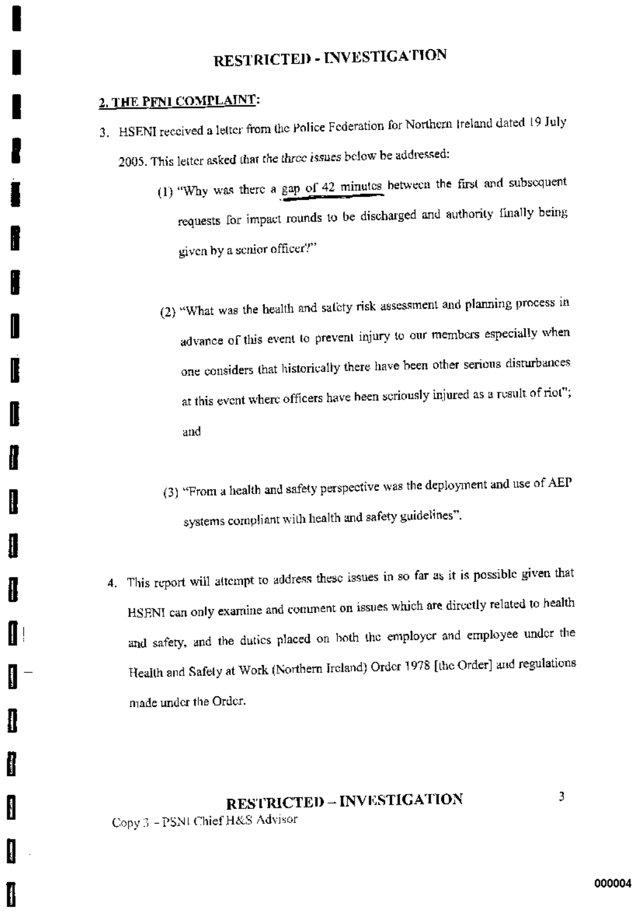## 2. THE PFNI COMPLAINT:

3. HSENI received a letter from the Police Federation for Northern Ireland dated 19 July 2005. This letter asked that *the three issues* below be addressed:

   (1) "Why was there a gap of 42 minutes between the first and subsequent requests for impact rounds to be discharged and authority finally being given by a senior officer?"

   (2) "What was the health and safety risk assessment and planning process in advance of this event to prevent injury to our members especially when one considers that historically there have been other serious disturbances at this event where officers have been seriously injured as a result of riot"; and

   (3) "From a health and safety perspective was the deployment and use of AEP systems compliant with health and safety guidelines".

4. This report will attempt to address these issues in so far as it is possible given that HSENI can only examine and comment on issues which are directly related to health and safety, and the duties placed on both the employer and employee under the Health and Safety at Work (Northern Ireland) Order 1978 [the Order] and regulations made under the Order.

Copy 3 - PSNI Chief H&S Advisor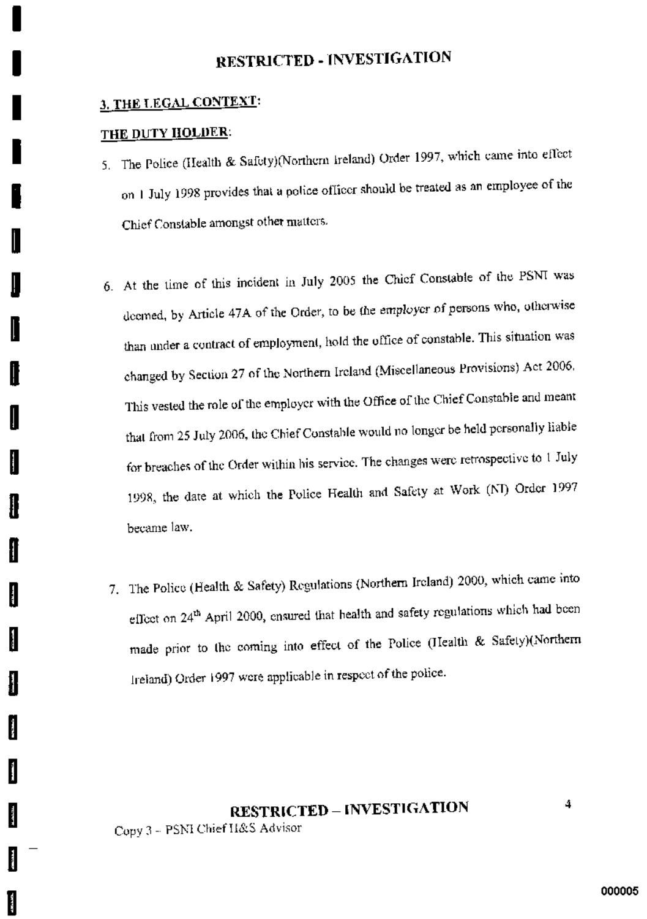## 3. THE LEGAL CONTEXT:

### THE DUTY HOLDER:

5. The Police (Health & Safety)(Northern Ireland) Order 1997, which came into effect on 1 July 1998 provides that a police officer should be treated as an employee of the Chief Constable amongst other matters.

6. At the time of this incident in July 2005 the Chief Constable of the PSNI was deemed, by Article 47A of the Order, to be the employer of persons who, otherwise than under a contract of employment, hold the office of constable. This situation was changed by Section 27 of the Northern Ireland (Miscellaneous Provisions) Act 2006. This vested the role of the employer with the Office of the Chief Constable and meant that from 25 July 2006, the Chief Constable would no longer be held personally liable for breaches of the Order within his service. The changes were retrospective to 1 July 1998, the date at which the Police Health and Safety at Work (NI) Order 1997 became law.

7. The Police (Health & Safety) Regulations (Northern Ireland) 2000, which came into effect on 24th April 2000, ensured that health and safety regulations which had been made prior to the coming into effect of the Police (Health & Safety)(Northern Ireland) Order 1997 were applicable in respect of the police.

Copy 3 – PSNI Chief H&S Advisor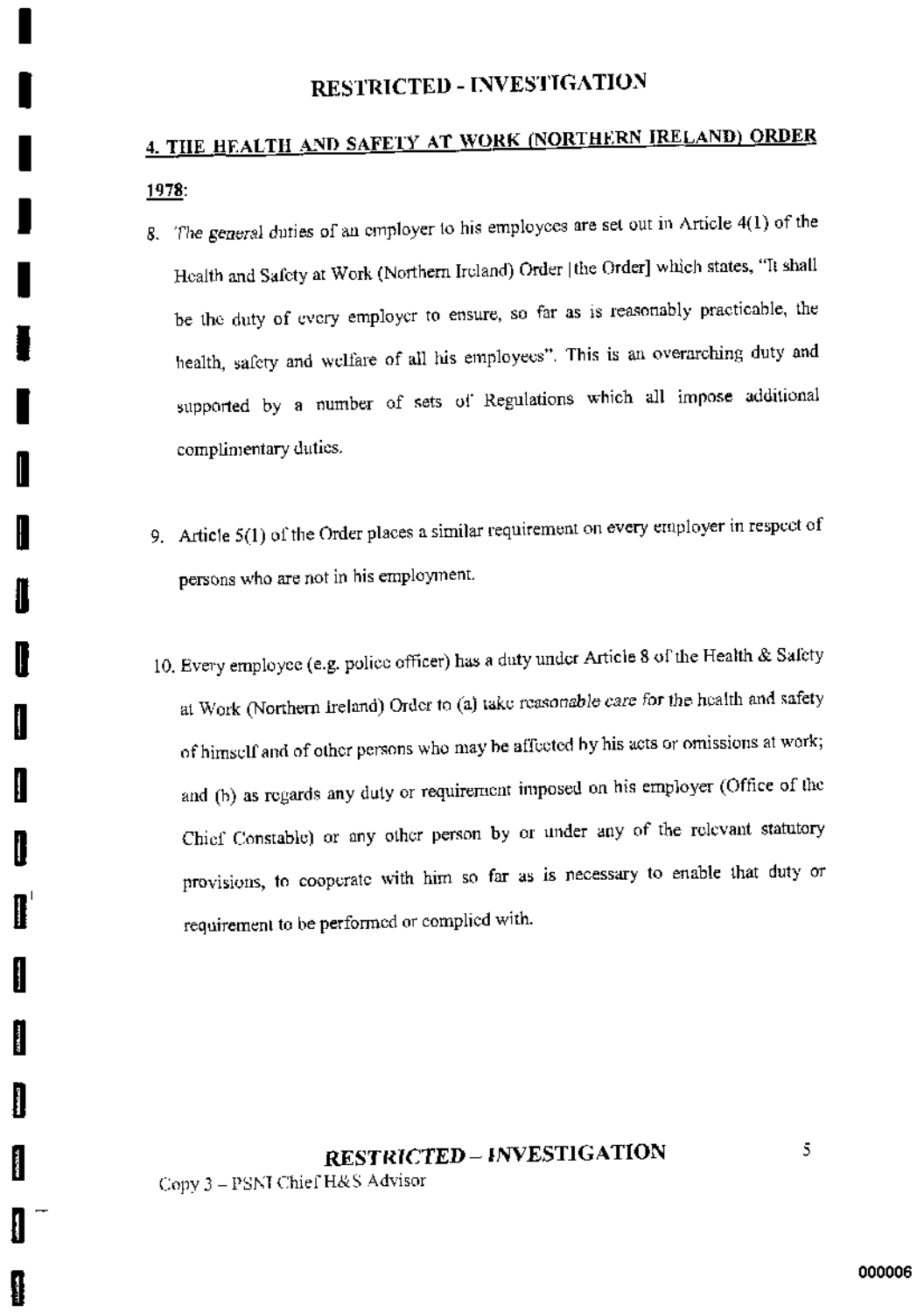## 4. THE HEALTH AND SAFETY AT WORK (NORTHERN IRELAND) ORDER 1978:

8. The *general* duties of an employer to his employees are set out in Article 4(1) of the Health and Safety at Work (Northern Ireland) Order [the Order] which states, "It shall be the duty of every employer to ensure, so far as is reasonably practicable, the health, safety and welfare of all his employees". This is an overarching duty and supported by a number of sets of Regulations which all impose additional complimentary duties.

9. Article 5(1) of the Order places a similar requirement on every employer in respect of persons who are not in his employment.

10. Every employee (e.g. police officer) has a duty under Article 8 of the Health & Safety at Work (Northern Ireland) Order to (a) take *reasonable care* for the health and safety of himself and of other persons who may be affected by his acts or omissions at work; and (b) as regards any duty or requirement imposed on his employer (Office of the Chief Constable) or any other person by or under any of the relevant statutory provisions, to cooperate with him so far as is necessary to enable that duty or requirement to be performed or complied with.

Copy 3 – PSNI Chief H&S Advisor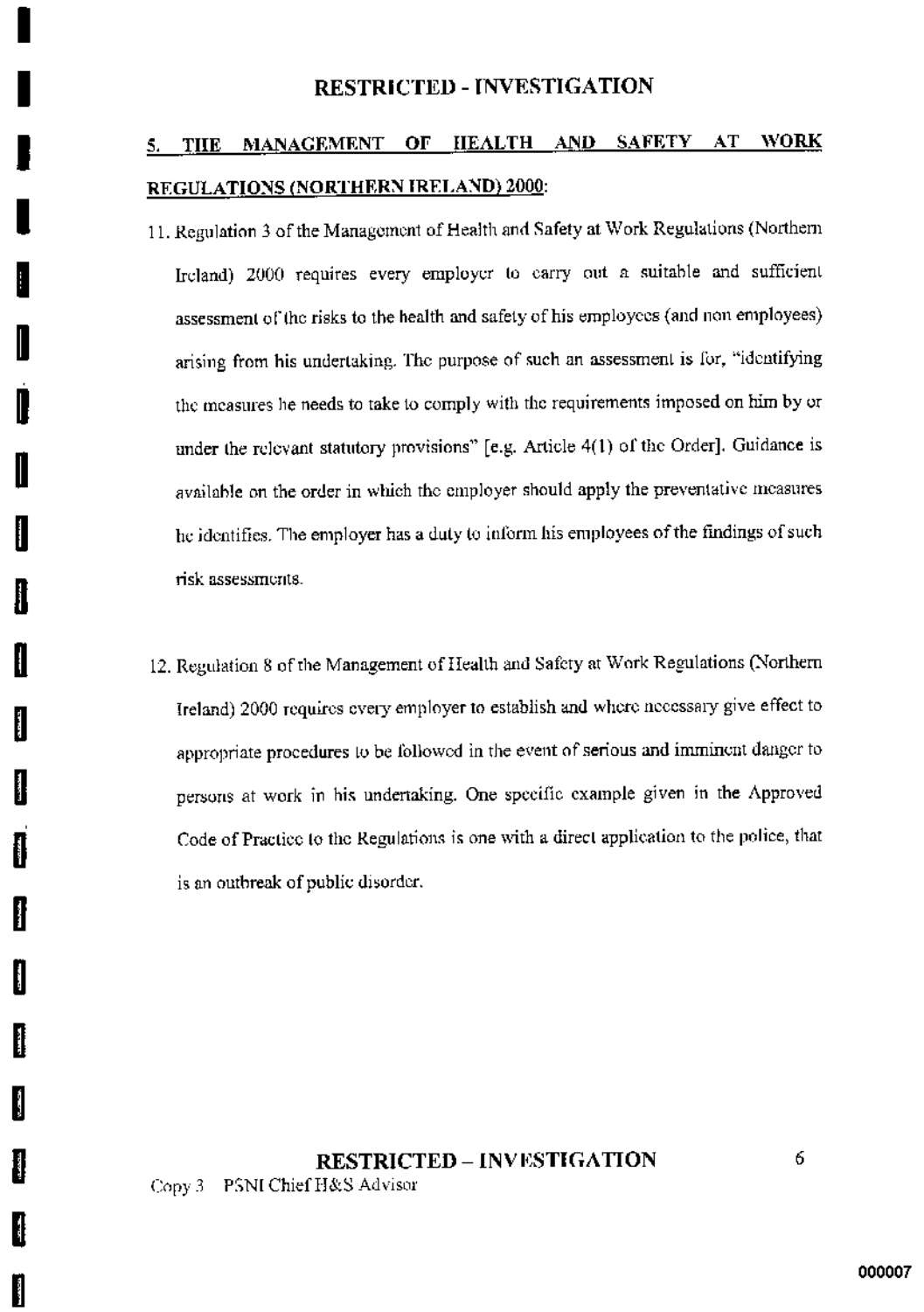## 5. THE MANAGEMENT OF HEALTH AND SAFETY AT WORK REGULATIONS (NORTHERN IRELAND) 2000:

11. Regulation 3 of the Management of Health and Safety at Work Regulations (Northern Ireland) 2000 requires every employer to carry out a suitable and sufficient assessment of the risks to the health and safety of his employees (and non employees) arising from his undertaking. The purpose of such an assessment is for, "identifying the measures he needs to take to comply with the requirements imposed on him by or under the relevant statutory provisions" [e.g. Article 4(1) of the Order]. Guidance is available on the order in which the employer should apply the preventative measures he identifies. The employer has a duty to inform his employees of the findings of such risk assessments.

12. Regulation 8 of the Management of Health and Safety at Work Regulations (Northern Ireland) 2000 requires every employer to establish and where necessary give effect to appropriate procedures to be followed in the event of serious and imminent danger to persons at work in his undertaking. One specific example given in the Approved Code of Practice to the Regulations is one with a direct application to the police, that is an outbreak of public disorder.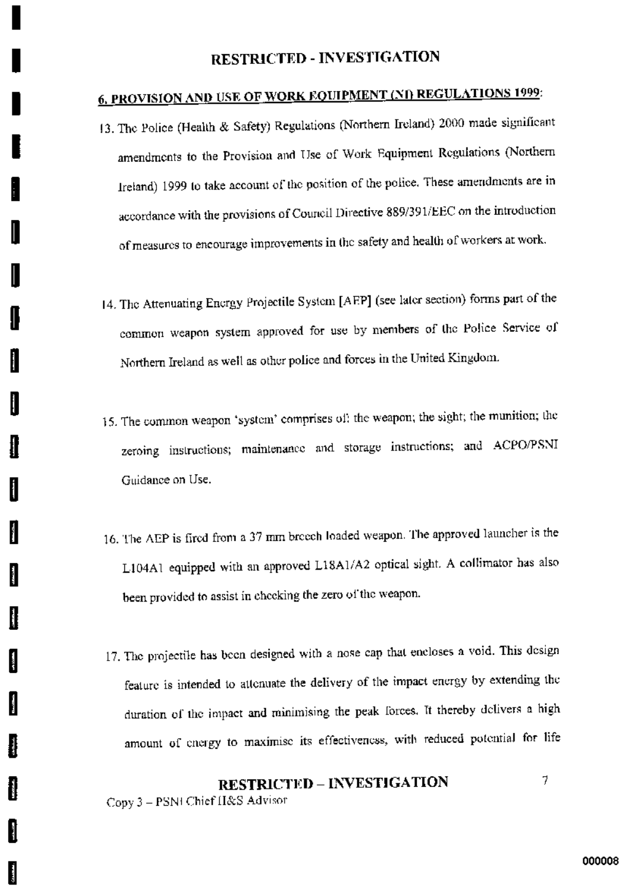## 6. PROVISION AND USE OF WORK EQUIPMENT (NI) REGULATIONS 1999:

13. The Police (Health & Safety) Regulations (Northern Ireland) 2000 made significant amendments to the Provision and Use of Work Equipment Regulations (Northern Ireland) 1999 to take account of the position of the police. These amendments are in accordance with the provisions of Council Directive 889/391/EEC on the introduction of measures to encourage improvements in the safety and health of workers at work.

14. The Attenuating Energy Projectile System [AEP] (see later section) forms part of the common weapon system approved for use by members of the Police Service of Northern Ireland as well as other police and forces in the United Kingdom.

15. The common weapon 'system' comprises of: the weapon; the sight; the munition; the zeroing instructions; maintenance and storage instructions; and ACPO/PSNI Guidance on Use.

16. The AEP is fired from a 37 mm breech loaded weapon. The approved launcher is the L104A1 equipped with an approved L18A1/A2 optical sight. A collimator has also been provided to assist in checking the zero of the weapon.

17. The projectile has been designed with a nose cap that encloses a void. This design feature is intended to attenuate the delivery of the impact energy by extending the duration of the impact and minimising the peak forces. It thereby delivers a high amount of energy to maximise its effectiveness, with reduced potential for life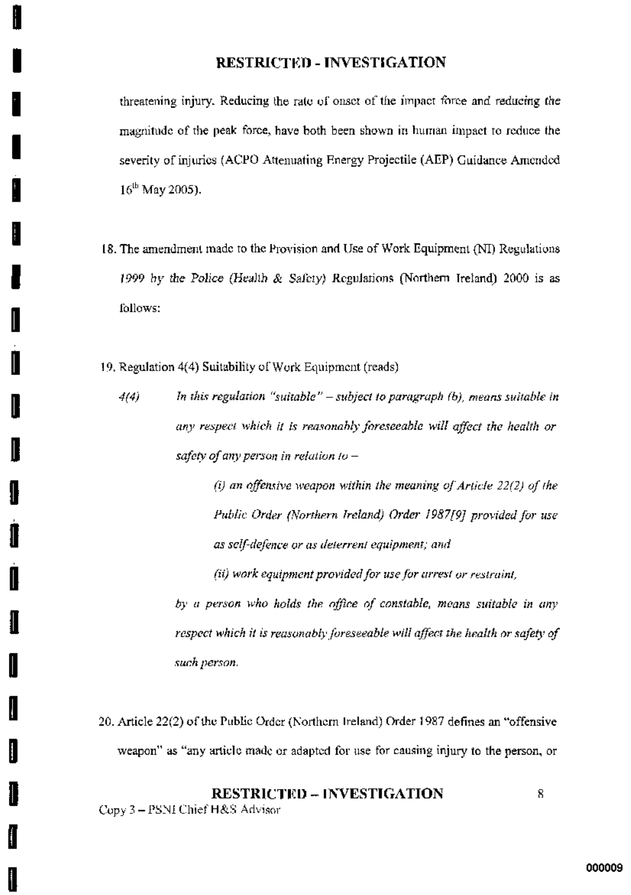threatening injury. Reducing the rate of onset of the impact force and reducing the magnitude of the peak force, have both been shown in human impact to reduce the severity of injuries (ACPO Attenuating Energy Projectile (AEP) Guidance Amended 16th May 2005).

18. The amendment made to the Provision and Use of Work Equipment (NI) Regulations 1999 by the Police (Health & Safety) Regulations (Northern Ireland) 2000 is as follows:

19. Regulation 4(4) Suitability of Work Equipment (reads)

    *4(4) In this regulation "suitable" – subject to paragraph (b), means suitable in any respect which it is reasonably foreseeable will affect the health or safety of any person in relation to –*

    *(i) an offensive weapon within the meaning of Article 22(2) of the Public Order (Northern Ireland) Order 1987[9] provided for use as self-defence or as deterrent equipment; and*

    *(ii) work equipment provided for use for arrest or restraint,*

    *by a person who holds the office of constable, means suitable in any respect which it is reasonably foreseeable will affect the health or safety of such person.*

20. Article 22(2) of the Public Order (Northern Ireland) Order 1987 defines an "offensive weapon" as "any article made or adapted for use for causing injury to the person, or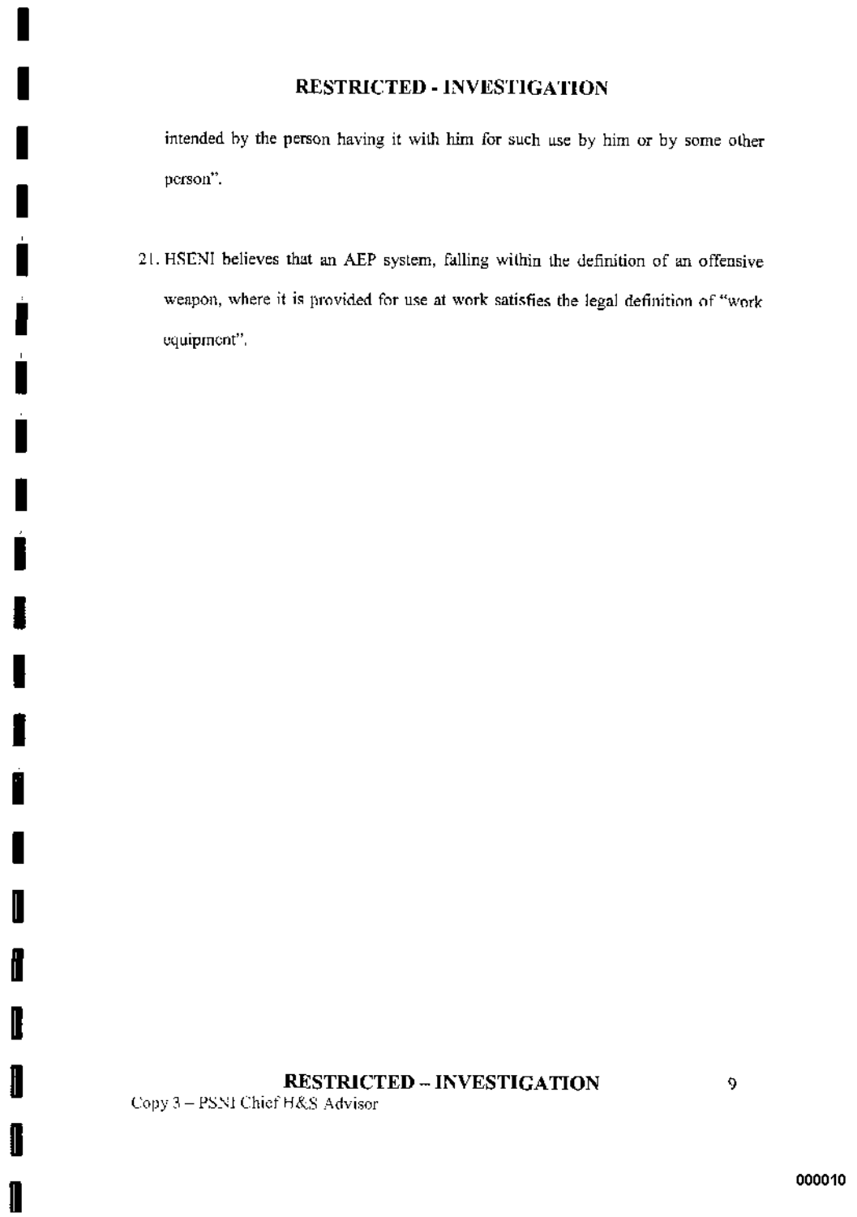intended by the person having it with him for such use by him or by some other person".

21. HSENI believes that an AEP system, falling within the definition of an offensive weapon, where it is provided for use at work satisfies the legal definition of "work equipment".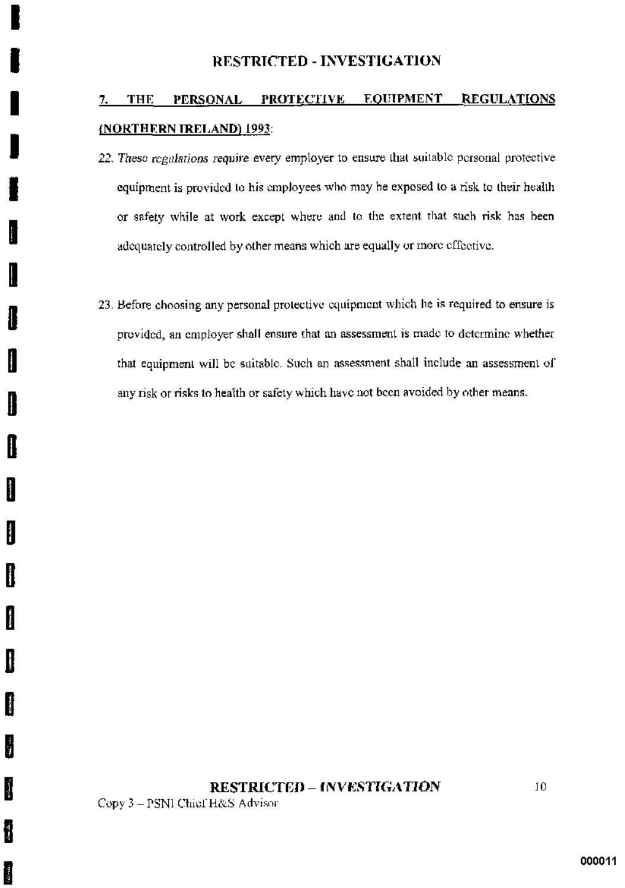## 7. THE PERSONAL PROTECTIVE EQUIPMENT REGULATIONS (NORTHERN IRELAND) 1993:

22. *These regulations require* every employer to ensure that suitable personal protective equipment is provided to his employees who may be exposed to a risk to their health or safety while at work except where and to the extent that such risk has been adequately controlled by other means which are equally or more effective.

23. Before choosing any personal protective equipment which he is required to ensure is provided, an employer shall ensure that an assessment is made to determine whether that equipment will be suitable. Such an assessment shall include an assessment of any risk or risks to health or safety which have not been avoided by other means.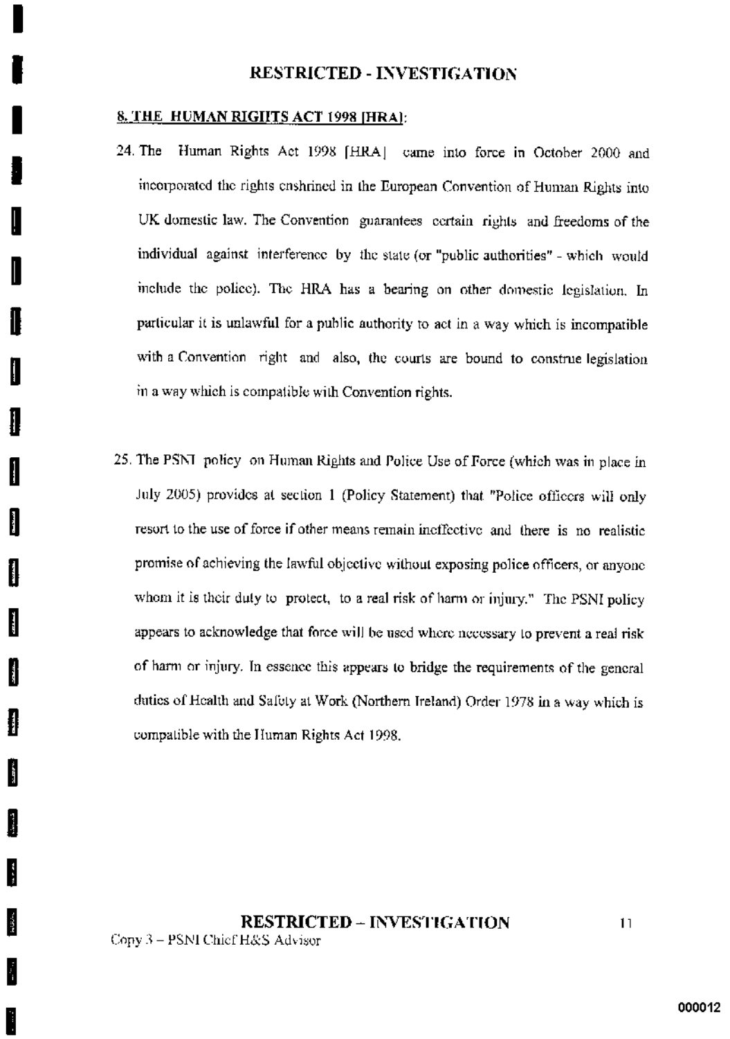## 8. THE HUMAN RIGHTS ACT 1998 [HRA]:

24. The Human Rights Act 1998 [HRA] came into force in October 2000 and incorporated the rights enshrined in the European Convention of Human Rights into UK domestic law. The Convention guarantees certain rights and freedoms of the individual against interference by the state (or "public authorities" - which would include the police). The HRA has a bearing on other domestic legislation. In particular it is unlawful for a public authority to act in a way which is incompatible with a Convention right and also, the courts are bound to construe legislation in a way which is compatible with Convention rights.

25. The PSNI policy on Human Rights and Police Use of Force (which was in place in July 2005) provides at section 1 (Policy Statement) that "Police officers will only resort to the use of force if other means remain ineffective and there is no realistic promise of achieving the lawful objective without exposing police officers, or anyone whom it is their duty to protect, to a real risk of harm or injury." The PSNI policy appears to acknowledge that force will be used where necessary to prevent a real risk of harm or injury. In essence this appears to bridge the requirements of the general duties of Health and Safety at Work (Northern Ireland) Order 1978 in a way which is compatible with the Human Rights Act 1998.

Copy 3 – PSNI Chief H&S Advisor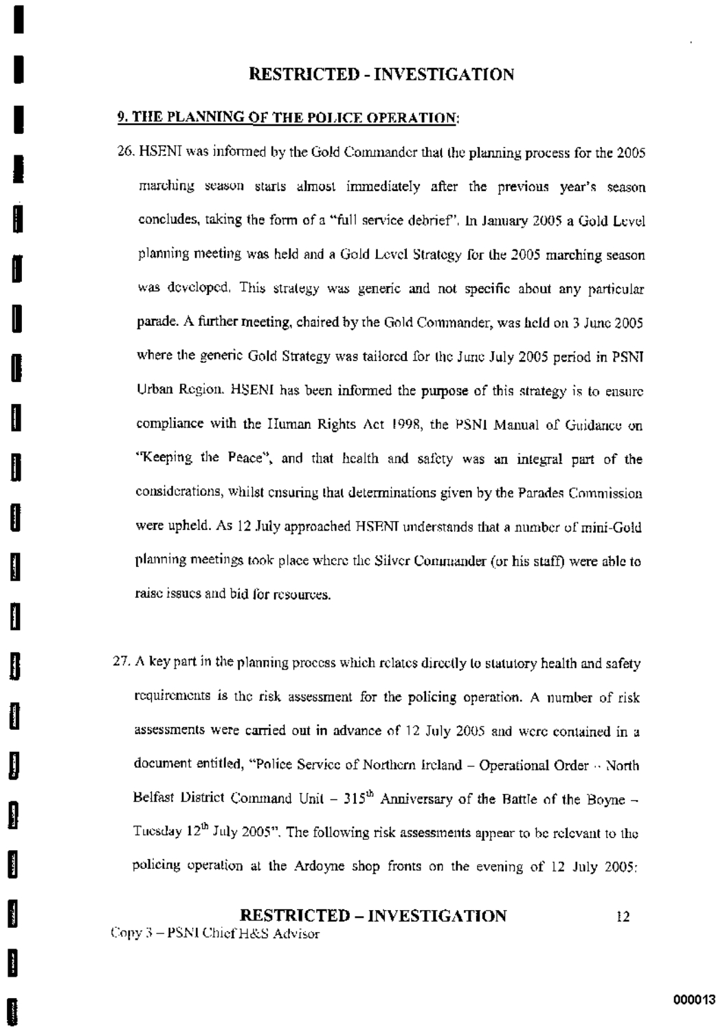## 9. THE PLANNING OF THE POLICE OPERATION:

26. HSENI was informed by the Gold Commander that the planning process for the 2005 marching season starts almost immediately after the previous year's season concludes, taking the form of a "full service debrief". In January 2005 a Gold Level planning meeting was held and a Gold Level Strategy for the 2005 marching season was developed. This strategy was generic and not specific about any particular parade. A further meeting, chaired by the Gold Commander, was held on 3 June 2005 where the generic Gold Strategy was tailored for the June July 2005 period in PSNI Urban Region. HSENI has been informed the purpose of this strategy is to ensure compliance with the Human Rights Act 1998, the PSNI Manual of Guidance on "Keeping the Peace", and that health and safety was an integral part of the considerations, whilst ensuring that determinations given by the Parades Commission were upheld. As 12 July approached HSENI understands that a number of mini-Gold planning meetings took place where the Silver Commander (or his staff) were able to raise issues and bid for resources.

27. A key part in the planning process which relates directly to statutory health and safety requirements is the risk assessment for the policing operation. A number of risk assessments were carried out in advance of 12 July 2005 and were contained in a document entitled, "Police Service of Northern Ireland – Operational Order – North Belfast District Command Unit – 315th Anniversary of the Battle of the Boyne – Tuesday 12th July 2005". The following risk assessments appear to be relevant to the policing operation at the Ardoyne shop fronts on the evening of 12 July 2005: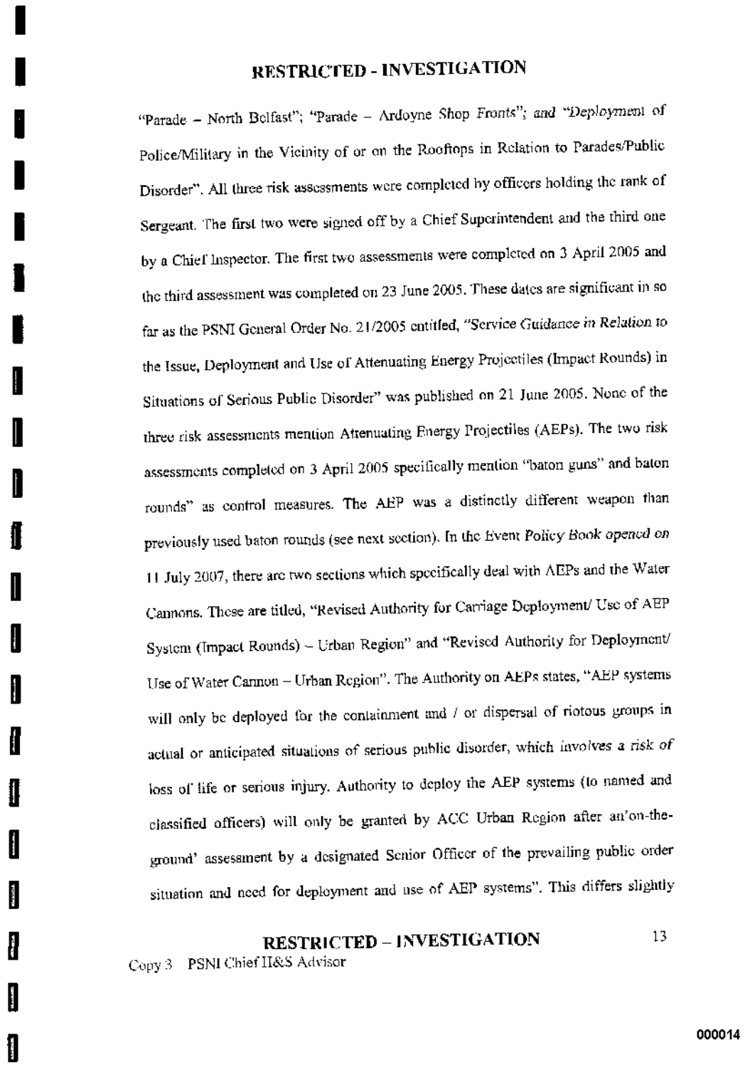"Parade – North Belfast"; "Parade – Ardoyne Shop Fronts"; and "Deployment of Police/Military in the Vicinity of or on the Rooftops in Relation to Parades/Public Disorder". All three risk assessments were completed by officers holding the rank of Sergeant. The first two were signed off by a Chief Superintendent and the third one by a Chief Inspector. The first two assessments were completed on 3 April 2005 and the third assessment was completed on 23 June 2005. These dates are significant in so far as the PSNI General Order No. 21/2005 entitled, "Service Guidance in Relation to the Issue, Deployment and Use of Attenuating Energy Projectiles (Impact Rounds) in Situations of Serious Public Disorder" was published on 21 June 2005. None of the three risk assessments mention Attenuating Energy Projectiles (AEPs). The two risk assessments completed on 3 April 2005 specifically mention "baton guns" and baton rounds" as control measures. The AEP was a distinctly different weapon than previously used baton rounds (see next section). In the Event Policy Book opened on 11 July 2007, there are two sections which specifically deal with AEPs and the Water Cannons. These are titled, "Revised Authority for Carriage Deployment/ Use of AEP System (Impact Rounds) – Urban Region" and "Revised Authority for Deployment/ Use of Water Cannon – Urban Region". The Authority on AEPs states, "AEP systems will only be deployed for the containment and / or dispersal of riotous groups in actual or anticipated situations of serious public disorder, which involves a risk of loss of life or serious injury. Authority to deploy the AEP systems (to named and classified officers) will only be granted by ACC Urban Region after an'on-the-ground' assessment by a designated Senior Officer of the prevailing public order situation and need for deployment and use of AEP systems". This differs slightly

Copy 3 PSNI Chief H&S Advisor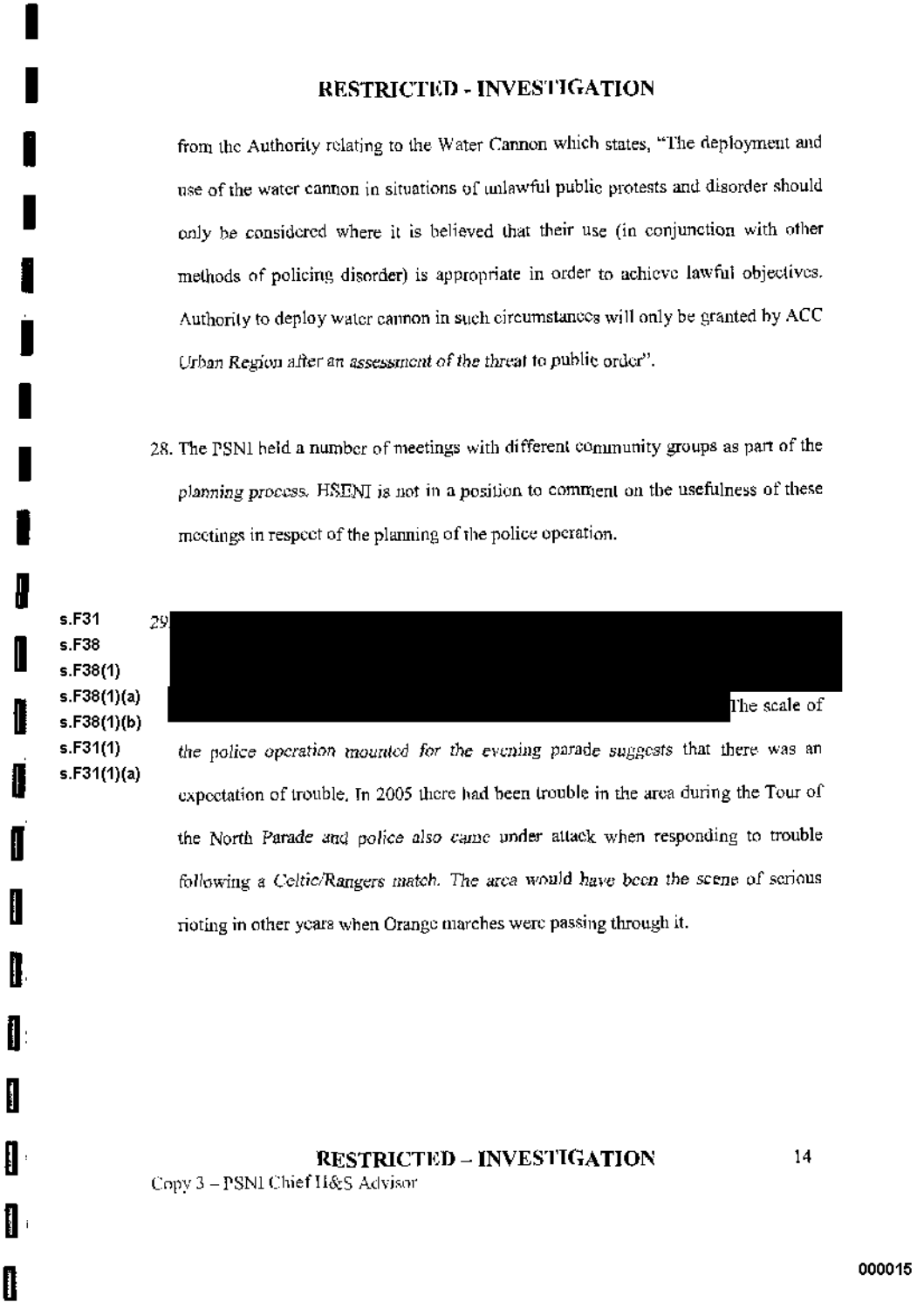from the Authority relating to the Water Cannon which states, "The deployment and use of the water cannon in situations of unlawful public protests and disorder should only be considered where it is believed that their use (in conjunction with other methods of policing disorder) is appropriate in order to achieve lawful objectives. Authority to deploy water cannon in such circumstances will only be granted by ACC Urban Region after an assessment of the threat to public order".

28. The PSNI held a number of meetings with different community groups as part of the planning process. HSENI is not in a position to comment on the usefulness of these meetings in respect of the planning of the police operation.

s.F31
s.F38
s.F38(1)
s.F38(1)(a)
s.F38(1)(b)
s.F31(1)
s.F31(1)(a)

29. [REDACTED] The scale of the police operation mounted for the evening parade suggests that there was an expectation of trouble. In 2005 there had been trouble in the area during the Tour of the North Parade and police also came under attack when responding to trouble following a Celtic/Rangers match. The area would have been the scene of serious rioting in other years when Orange marches were passing through it.

Copy 3 – PSNI Chief H&S Advisor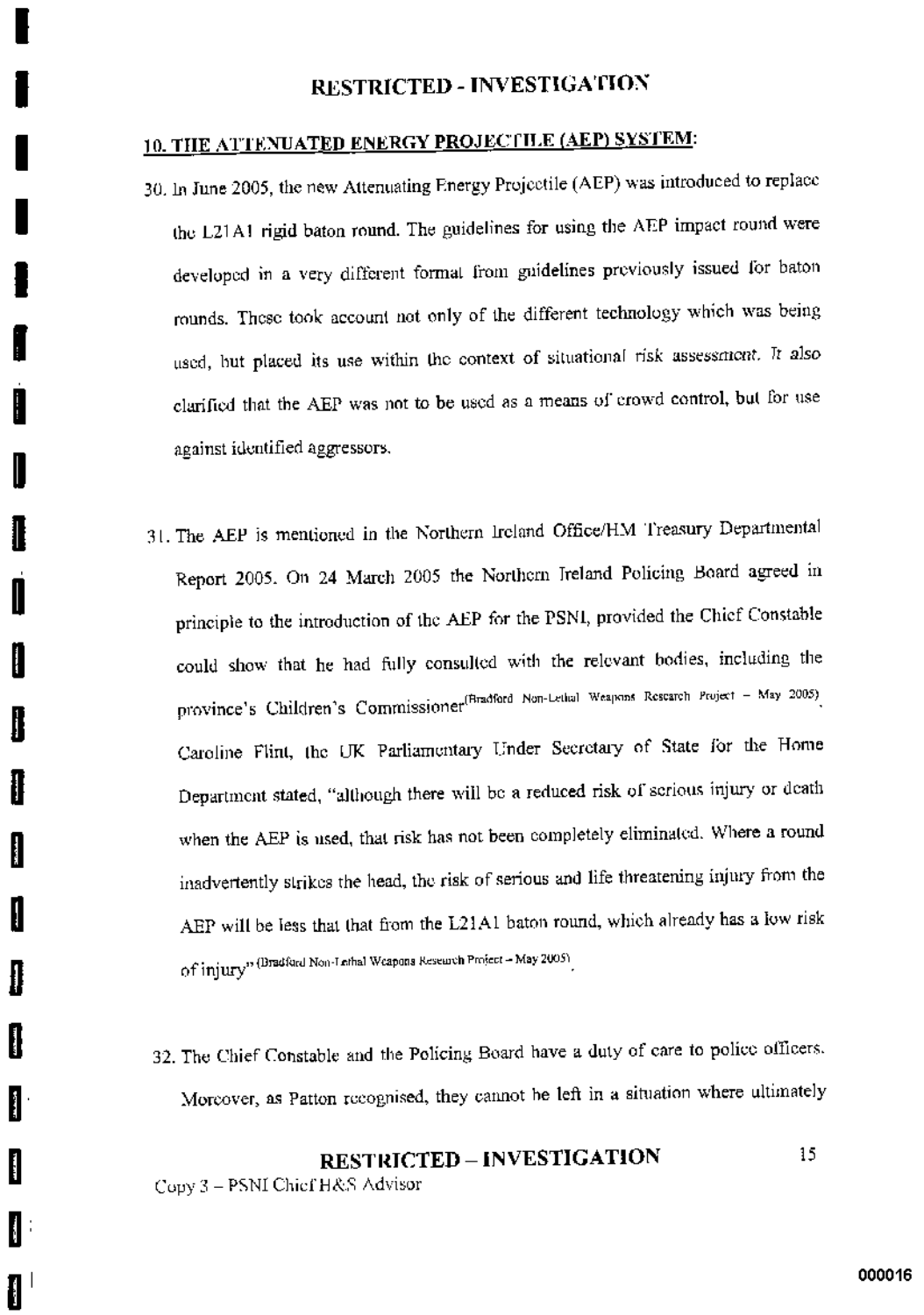## 10. THE ATTENUATED ENERGY PROJECTILE (AEP) SYSTEM:

30. In June 2005, the new Attenuating Energy Projectile (AEP) was introduced to replace the L21A1 rigid baton round. The guidelines for using the AEP impact round were developed in a very different format from guidelines previously issued for baton rounds. These took account not only of the different technology which was being used, but placed its use within the context of situational risk assessment. It also clarified that the AEP was not to be used as a means of crowd control, but for use against identified aggressors.

31. The AEP is mentioned in the Northern Ireland Office/HM Treasury Departmental Report 2005. On 24 March 2005 the Northern Ireland Policing Board agreed in principle to the introduction of the AEP for the PSNI, provided the Chief Constable could show that he had fully consulted with the relevant bodies, including the province's Children's Commissioner(Bradford Non-Lethal Weapons Research Project – May 2005). Caroline Flint, the UK Parliamentary Under Secretary of State for the Home Department stated, "although there will be a reduced risk of serious injury or death when the AEP is used, that risk has not been completely eliminated. Where a round inadvertently strikes the head, the risk of serious and life threatening injury from the AEP will be less that that from the L21A1 baton round, which already has a low risk of injury" (Bradford Non-Lethal Weapons Research Project – May 2005).

32. The Chief Constable and the Policing Board have a duty of care to police officers. Moreover, as Patton recognised, they cannot be left in a situation where ultimately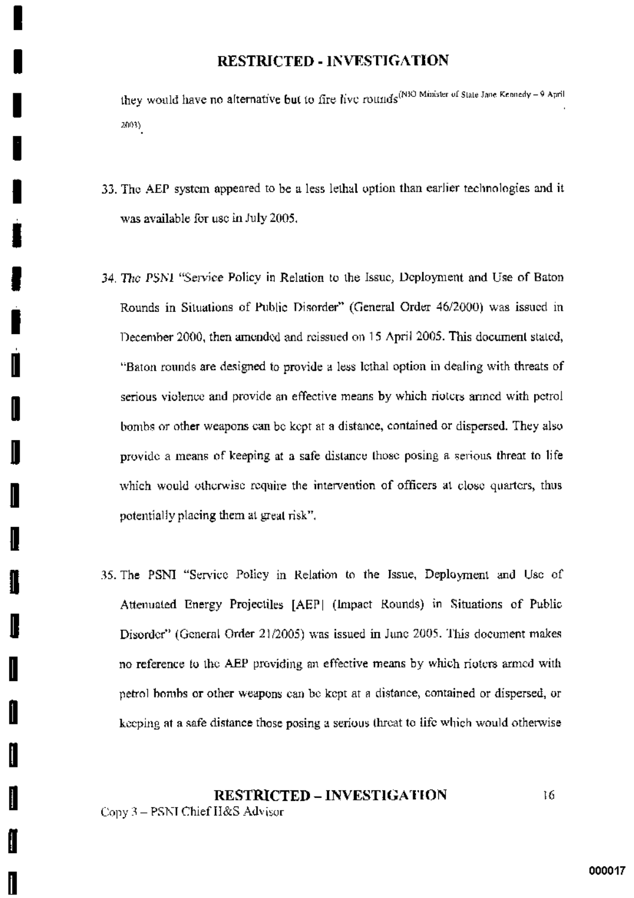they would have no alternative but to fire live rounds[NIO Minister of State Jane Kennedy – 9 April 2003].

33. The AEP system appeared to be a less lethal option than earlier technologies and it was available for use in July 2005.

34. The PSNI "Service Policy in Relation to the Issue, Deployment and Use of Baton Rounds in Situations of Public Disorder" (General Order 46/2000) was issued in December 2000, then amended and reissued on 15 April 2005. This document stated, "Baton rounds are designed to provide a less lethal option in dealing with threats of serious violence and provide an effective means by which rioters armed with petrol bombs or other weapons can be kept at a distance, contained or dispersed. They also provide a means of keeping at a safe distance those posing a serious threat to life which would otherwise require the intervention of officers at close quarters, thus potentially placing them at great risk".

35. The PSNI "Service Policy in Relation to the Issue, Deployment and Use of Attenuated Energy Projectiles [AEP] (Impact Rounds) in Situations of Public Disorder" (General Order 21/2005) was issued in June 2005. This document makes no reference to the AEP providing an effective means by which rioters armed with petrol bombs or other weapons can be kept at a distance, contained or dispersed, or keeping at a safe distance those posing a serious threat to life which would otherwise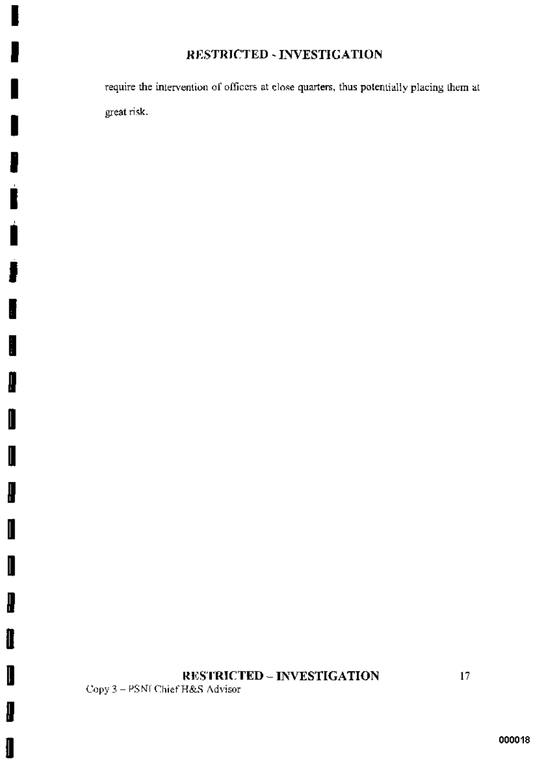require the intervention of officers at close quarters, thus potentially placing them at great risk.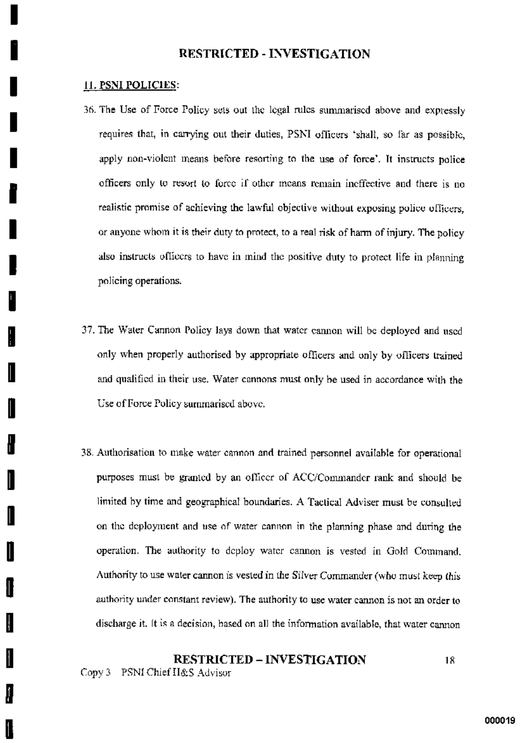## 11. PSNI POLICIES:

36. The Use of Force Policy sets out the legal rules summarised above and expressly requires that, in carrying out their duties, PSNI officers 'shall, so far as possible, apply non-violent means before resorting to the use of force'. It instructs police officers only to resort to force if other means remain ineffective and there is no realistic promise of achieving the lawful objective without exposing police officers, or anyone whom it is their duty to protect, to a real risk of harm of injury. The policy also instructs officers to have in mind the positive duty to protect life in planning policing operations.

37. The Water Cannon Policy lays down that water cannon will be deployed and used only when properly authorised by appropriate officers and only by officers trained and qualified in their use. Water cannons must only be used in accordance with the Use of Force Policy summarised above.

38. Authorisation to make water cannon and trained personnel available for operational purposes must be granted by an officer of ACC/Commander rank and should be limited by time and geographical boundaries. A Tactical Adviser must be consulted on the deployment and use of water cannon in the planning phase and during the operation. The authority to deploy water cannon is vested in Gold Command. Authority to use water cannon is vested in the Silver Commander (who must keep this authority under constant review). The authority to use water cannon is not an order to discharge it. It is a decision, based on all the information available, that water cannon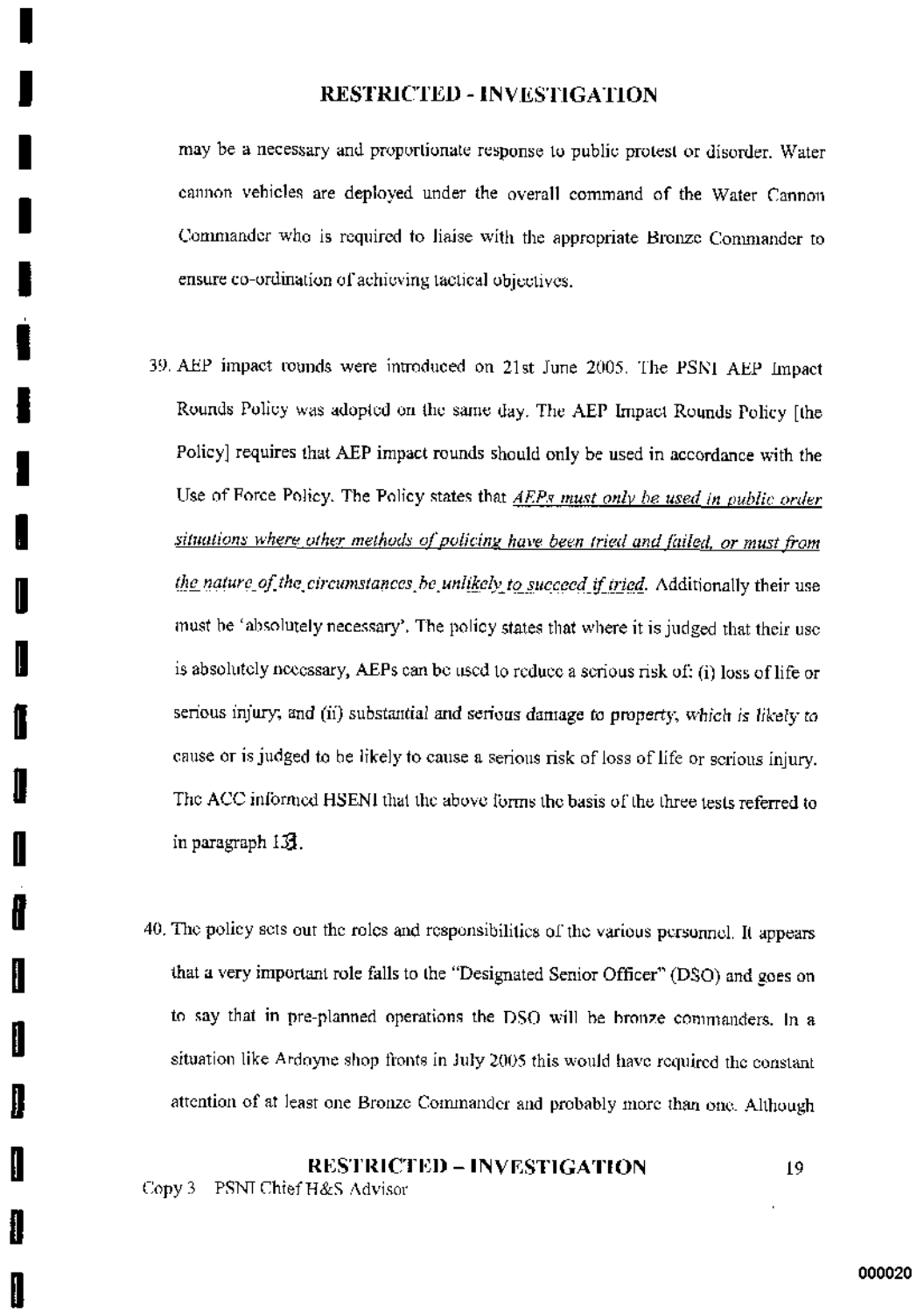may be a necessary and proportionate response to public protest or disorder. Water cannon vehicles are deployed under the overall command of the Water Cannon Commander who is required to liaise with the appropriate Bronze Commander to ensure co-ordination of achieving tactical objectives.

39. AEP impact rounds were introduced on 21st June 2005. The PSNI AEP Impact Rounds Policy was adopted on the same day. The AEP Impact Rounds Policy [the Policy] requires that AEP impact rounds should only be used in accordance with the Use of Force Policy. The Policy states that *AEPs must only be used in public order situations where other methods of policing have been tried and failed, or must from the nature of the circumstances be unlikely to succeed if tried*. Additionally their use must be 'absolutely necessary'. The policy states that where it is judged that their use is absolutely necessary, AEPs can be used to reduce a serious risk of: (i) loss of life or serious injury; and (ii) substantial and serious damage to property, which is likely to cause or is judged to be likely to cause a serious risk of loss of life or serious injury. The ACC informed HSENI that the above forms the basis of the three tests referred to in paragraph 13.

40. The policy sets out the roles and responsibilities of the various personnel. It appears that a very important role falls to the "Designated Senior Officer" (DSO) and goes on to say that in pre-planned operations the DSO will be bronze commanders. In a situation like Ardoyne shop fronts in July 2005 this would have required the constant attention of at least one Bronze Commander and probably more than one. Although

Copy 3 PSNI Chief H&S Advisor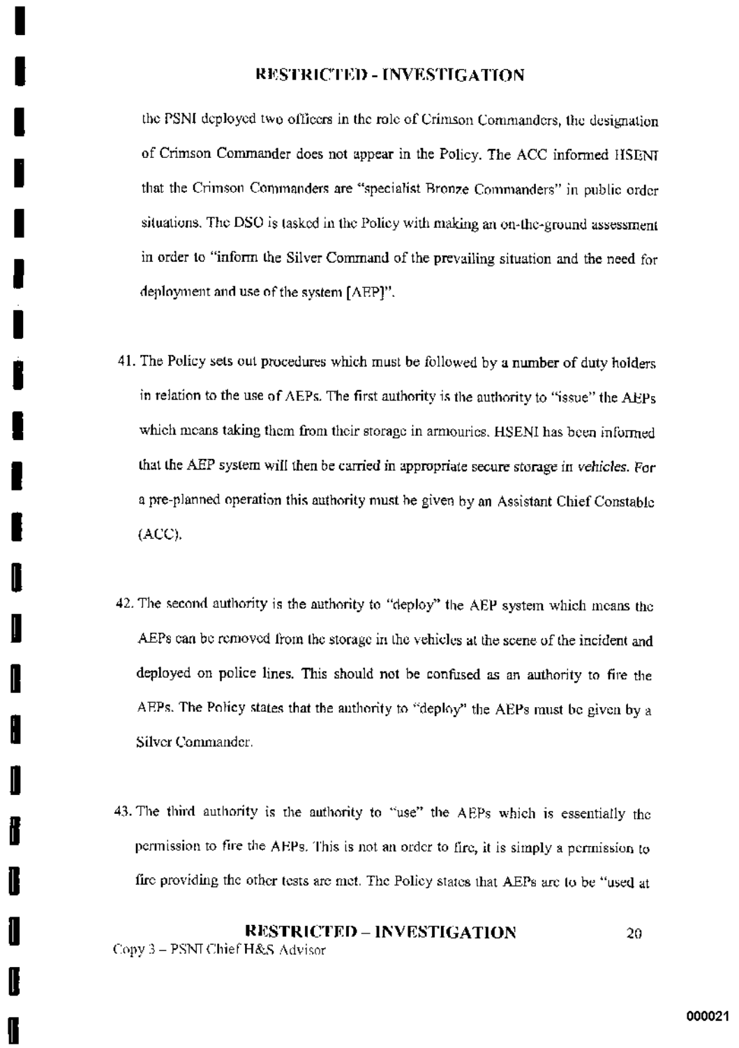the PSNI deployed two officers in the role of Crimson Commanders, the designation of Crimson Commander does not appear in the Policy. The ACC informed HSENI that the Crimson Commanders are "specialist Bronze Commanders" in public order situations. The DSO is tasked in the Policy with making an on-the-ground assessment in order to "inform the Silver Command of the prevailing situation and the need for deployment and use of the system [AEP]".

41. The Policy sets out procedures which must be followed by a number of duty holders in relation to the use of AEPs. The first authority is the authority to "issue" the AEPs which means taking them from their storage in armouries. HSENI has been informed that the AEP system will then be carried in appropriate secure storage in *vehicles*. For a pre-planned operation this authority must be given by an Assistant Chief Constable (ACC).

42. The second authority is the authority to "deploy" the AEP system which means the AEPs can be removed from the storage in the vehicles at the scene of the incident and deployed on police lines. This should not be confused as an authority to fire the AEPs. The Policy states that the authority to "deploy" the AEPs must be given by a Silver Commander.

43. The third authority is the authority to "use" the AEPs which is essentially the permission to fire the AEPs. This is not an order to fire, it is simply a permission to fire providing the other tests are met. The Policy states that AEPs are to be "used at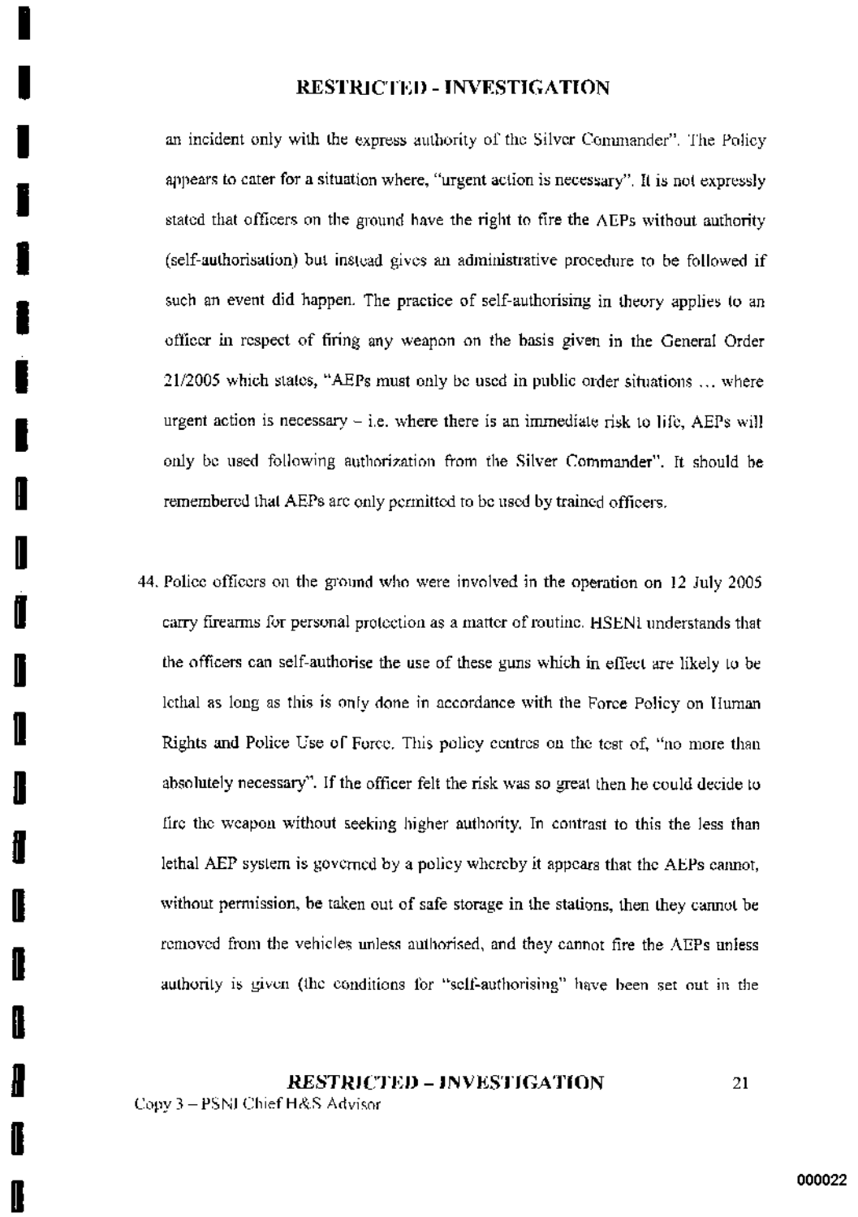an incident only with the express authority of the Silver Commander". The Policy appears to cater for a situation where, "urgent action is necessary". It is not expressly stated that officers on the ground have the right to fire the AEPs without authority (self-authorisation) but instead gives an administrative procedure to be followed if such an event did happen. The practice of self-authorising in theory applies to an officer in respect of firing any weapon on the basis given in the General Order 21/2005 which states, "AEPs must only be used in public order situations ... where urgent action is necessary – i.e. where there is an immediate risk to life, AEPs will only be used following authorization from the Silver Commander". It should be remembered that AEPs are only permitted to be used by trained officers.

44. Police officers on the ground who were involved in the operation on 12 July 2005 carry firearms for personal protection as a matter of routine. HSENI understands that the officers can self-authorise the use of these guns which in effect are likely to be lethal as long as this is only done in accordance with the Force Policy on Human Rights and Police Use of Force. This policy centres on the test of, "no more than absolutely necessary". If the officer felt the risk was so great then he could decide to fire the weapon without seeking higher authority. In contrast to this the less than lethal AEP system is governed by a policy whereby it appears that the AEPs cannot, without permission, be taken out of safe storage in the stations, then they cannot be removed from the vehicles unless authorised, and they cannot fire the AEPs unless authority is given (the conditions for "self-authorising" have been set out in the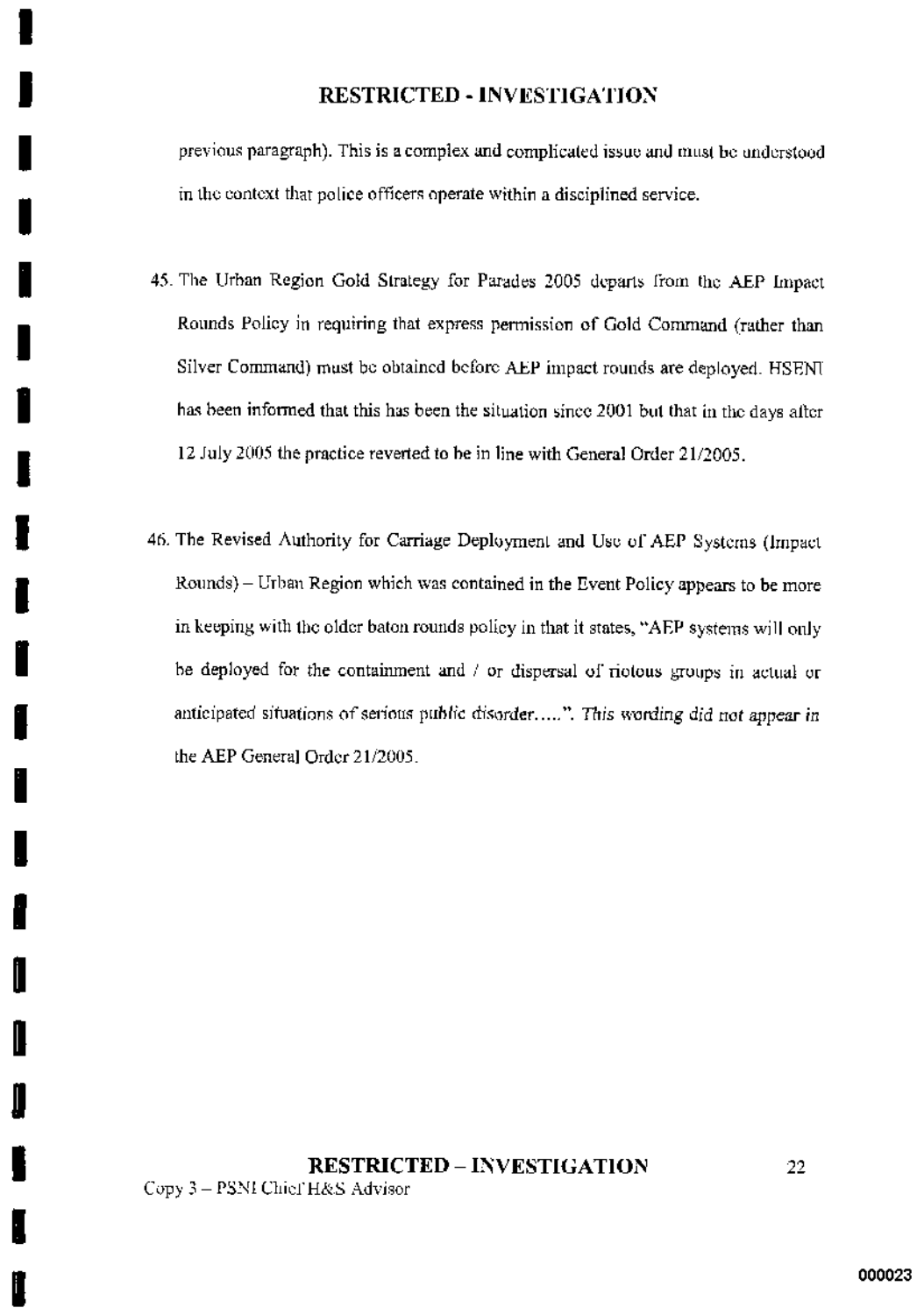previous paragraph). This is a complex and complicated issue and must be understood in the context that police officers operate within a disciplined service.

45. The Urban Region Gold Strategy for Parades 2005 departs from the AEP Impact Rounds Policy in requiring that express permission of Gold Command (rather than Silver Command) must be obtained before AEP impact rounds are deployed. HSENI has been informed that this has been the situation since 2001 but that in the days after 12 July 2005 the practice reverted to be in line with General Order 21/2005.

46. The Revised Authority for Carriage Deployment and Use of AEP Systems (Impact Rounds) – Urban Region which was contained in the Event Policy appears to be more in keeping with the older baton rounds policy in that it states, "AEP systems will only be deployed for the containment and / or dispersal of riotous groups in actual or anticipated situations of serious public disorder.....". *This wording did not appear in* the AEP General Order 21/2005.

Copy 3 – PSNI Chief H&S Advisor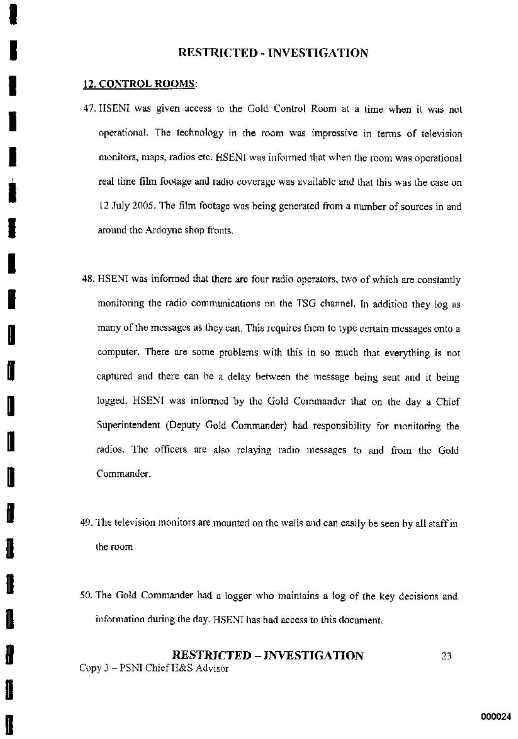## 12. CONTROL ROOMS:

47. HSENI was given access to the Gold Control Room at a time when it was not operational. The technology in the room was impressive in terms of television monitors, maps, radios etc. HSENI was informed that when the room was operational real time film footage and radio coverage was available and that this was the case on 12 July 2005. The film footage was being generated from a number of sources in and around the Ardoyne shop fronts.

48. HSENI was informed that there are four radio operators, two of which are constantly monitoring the radio communications on the TSG channel. In addition they log as many of the messages as they can. This requires them to type certain messages onto a computer. There are some problems with this in so much that everything is not captured and there can be a delay between the message being sent and it being logged. HSENI was informed by the Gold Commander that on the day a Chief Superintendent (Deputy Gold Commander) had responsibility for monitoring the radios. The officers are also relaying radio messages to and from the Gold Commander.

49. The television monitors are mounted on the walls and can easily be seen by all staff in the room

50. The Gold Commander had a logger who maintains a log of the key decisions and information during the day. HSENI has had access to this document.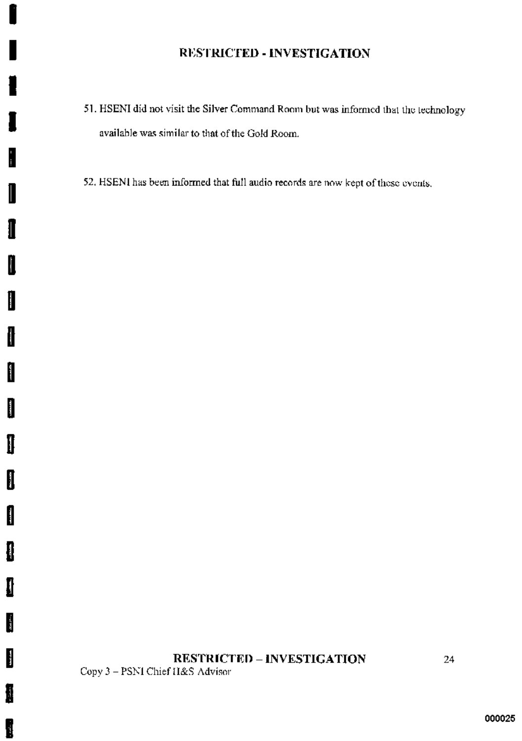51. HSENI did not visit the Silver Command Room but was informed that the technology available was similar to that of the Gold Room.

52. HSENI has been informed that full audio records are now kept of these events.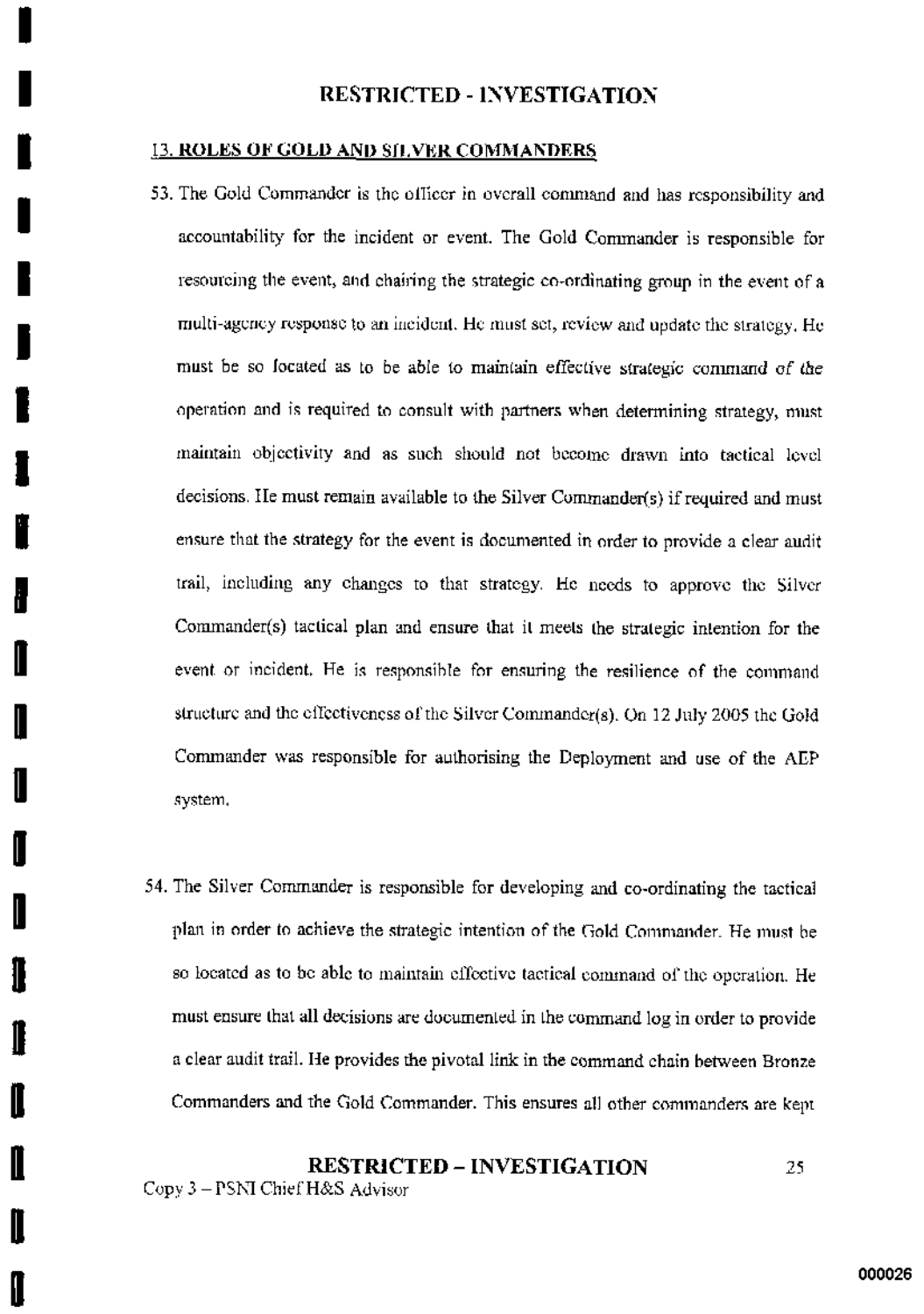## 13. ROLES OF GOLD AND SILVER COMMANDERS

53. The Gold Commander is the officer in overall command and has responsibility and accountability for the incident or event. The Gold Commander is responsible for resourcing the event, and chairing the strategic co-ordinating group in the event of a multi-agency response to an incident. He must set, review and update the strategy. He must be so located as to be able to maintain effective strategic command of the operation and is required to consult with partners when determining strategy, must maintain objectivity and as such should not become drawn into tactical level decisions. He must remain available to the Silver Commander(s) if required and must ensure that the strategy for the event is documented in order to provide a clear audit trail, including any changes to that strategy. He needs to approve the Silver Commander(s) tactical plan and ensure that it meets the strategic intention for the event or incident. He is responsible for ensuring the resilience of the command structure and the effectiveness of the Silver Commander(s). On 12 July 2005 the Gold Commander was responsible for authorising the Deployment and use of the AEP system.

54. The Silver Commander is responsible for developing and co-ordinating the tactical plan in order to achieve the strategic intention of the Gold Commander. He must be so located as to be able to maintain effective tactical command of the operation. He must ensure that all decisions are documented in the command log in order to provide a clear audit trail. He provides the pivotal link in the command chain between Bronze Commanders and the Gold Commander. This ensures all other commanders are kept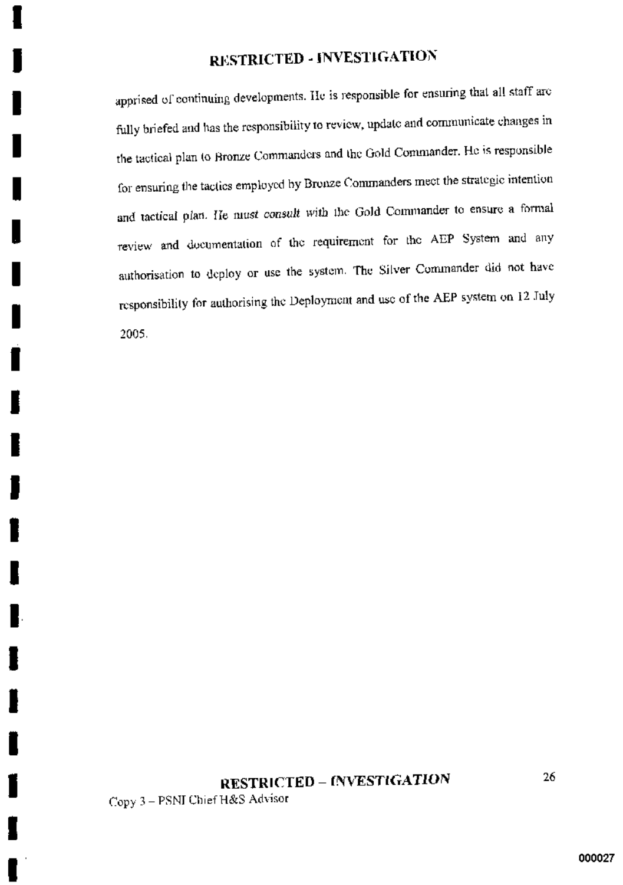apprised of continuing developments. He is responsible for ensuring that all staff are fully briefed and has the responsibility to review, update and communicate changes in the tactical plan to Bronze Commanders and the Gold Commander. He is responsible for ensuring the tactics employed by Bronze Commanders meet the strategic intention and tactical plan. *He must consult* with the Gold Commander to ensure a formal review and documentation of the requirement for the AEP System and any authorisation to deploy or use the system. The Silver Commander did not have responsibility for authorising the Deployment and use of the AEP system on 12 July 2005.

Copy 3 – PSNI Chief H&S Advisor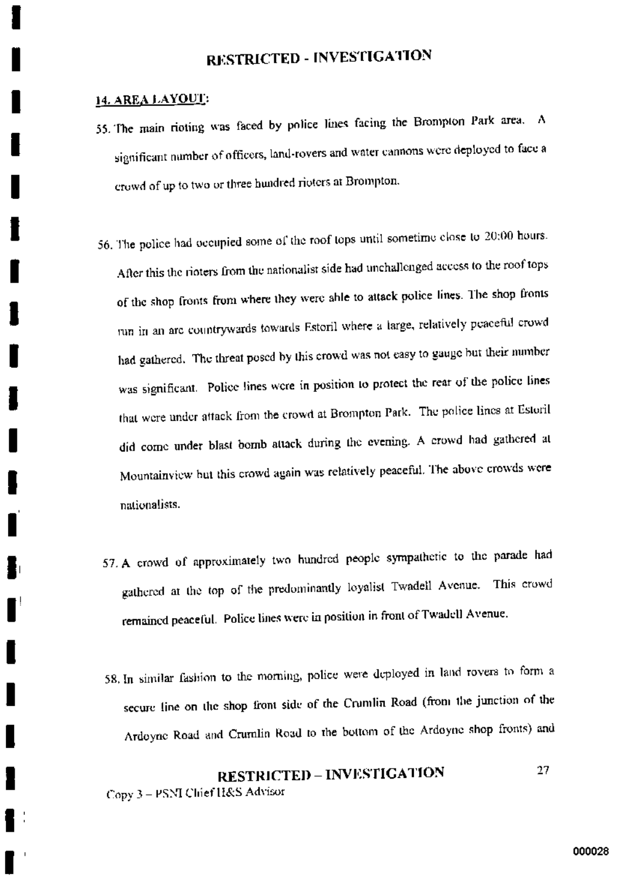## 14. AREA LAYOUT:

55. The main rioting was faced by police lines facing the Brompton Park area. A significant number of officers, land-rovers and water cannons were deployed to face a crowd of up to two or three hundred rioters at Brompton.

56. The police had occupied some of the roof tops until sometime close to 20:00 hours. After this the rioters from the nationalist side had unchallenged access to the roof tops of the shop fronts from where they were able to attack police lines. The shop fronts run in an arc countrywards towards Estoril where a large, relatively peaceful crowd had gathered. The threat posed by this crowd was not easy to gauge but their number was significant. Police lines were in position to protect the rear of the police lines that were under attack from the crowd at Brompton Park. The police lines at Estoril did come under blast bomb attack during the evening. A crowd had gathered at Mountainview but this crowd again was relatively peaceful. The above crowds were nationalists.

57. A crowd of approximately two hundred people sympathetic to the parade had gathered at the top of the predominantly loyalist Twadell Avenue. This crowd remained peaceful. Police lines were in position in front of Twadell Avenue.

58. In similar fashion to the morning, police were deployed in land rovers to form a secure line on the shop front side of the Crumlin Road (from the junction of the Ardoyne Road and Crumlin Road to the bottom of the Ardoyne shop fronts) and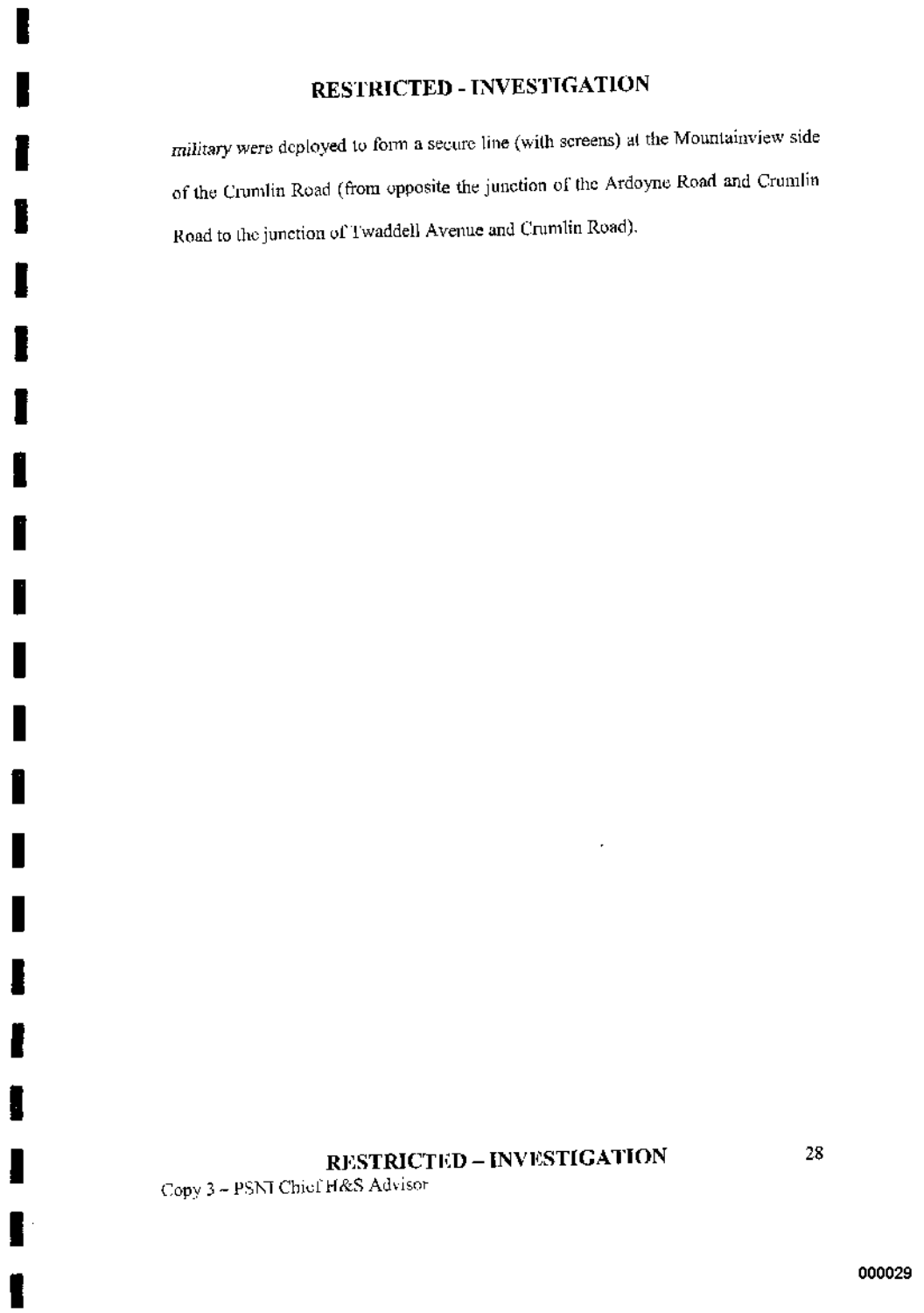*military* were deployed to form a secure line (with screens) at the Mountainview side of the Crumlin Road (from opposite the junction of the Ardoyne Road and Crumlin Road to the junction of Twaddell Avenue and Crumlin Road).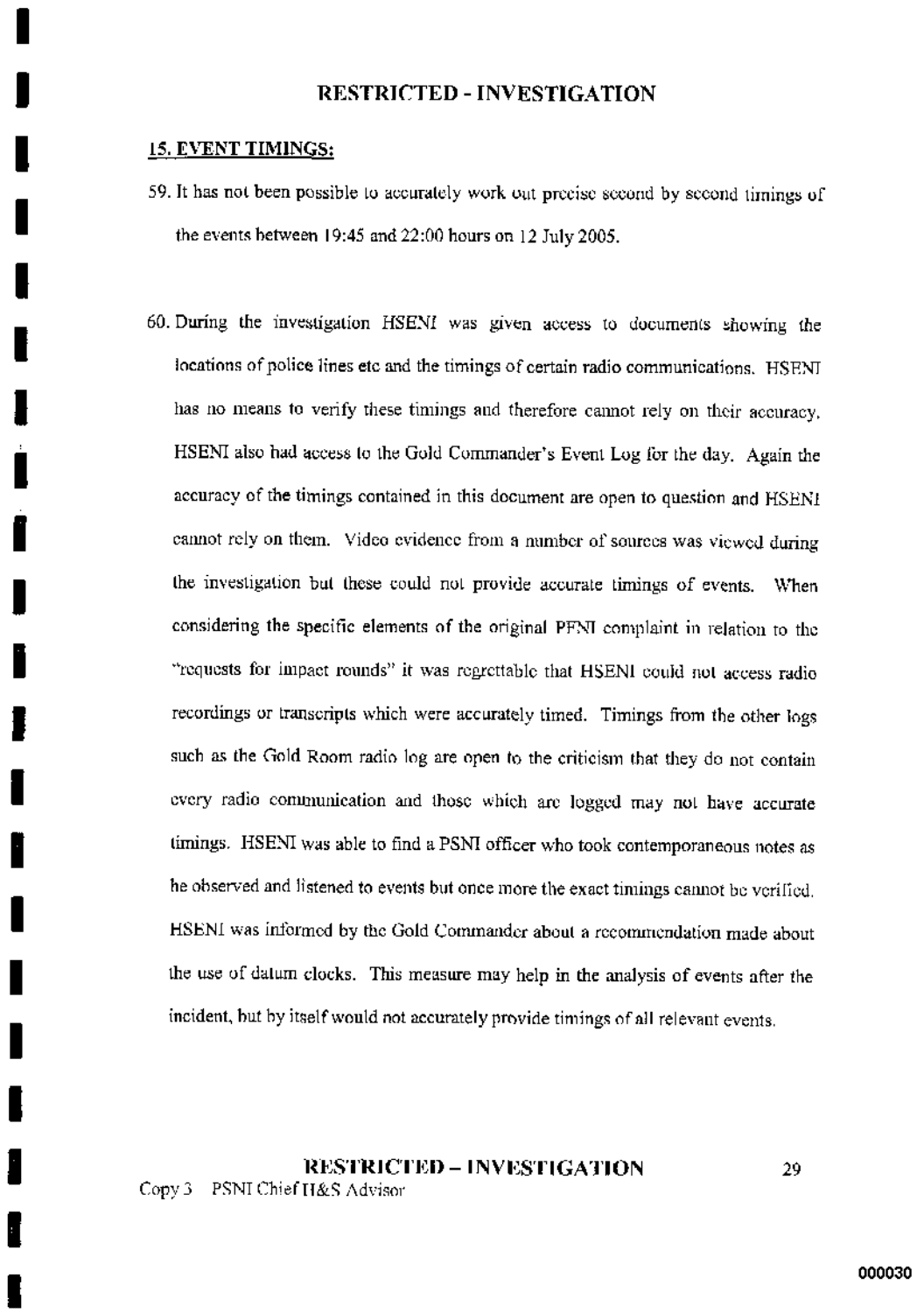## 15. EVENT TIMINGS:

59. It has not been possible to accurately work out precise second by second timings of the events between 19:45 and 22:00 hours on 12 July 2005.

60. During the investigation HSENI was given access to documents showing the locations of police lines etc and the timings of certain radio communications. HSENI has no means to verify these timings and therefore cannot rely on their accuracy. HSENI also had access to the Gold Commander's Event Log for the day. Again the accuracy of the timings contained in this document are open to question and HSENI cannot rely on them. Video evidence from a number of sources was viewed during the investigation but these could not provide accurate timings of events. When considering the specific elements of the original PFNI complaint in relation to the "requests for impact rounds" it was regrettable that HSENI could not access radio recordings or transcripts which were accurately timed. Timings from the other logs such as the Gold Room radio log are open to the criticism that they do not contain every radio communication and those which are logged may not have accurate timings. HSENI was able to find a PSNI officer who took contemporaneous notes as he observed and listened to events but once more the exact timings cannot be verified. HSENI was informed by the Gold Commander about a recommendation made about the use of datum clocks. This measure may help in the analysis of events after the incident, but by itself would not accurately provide timings of all relevant events.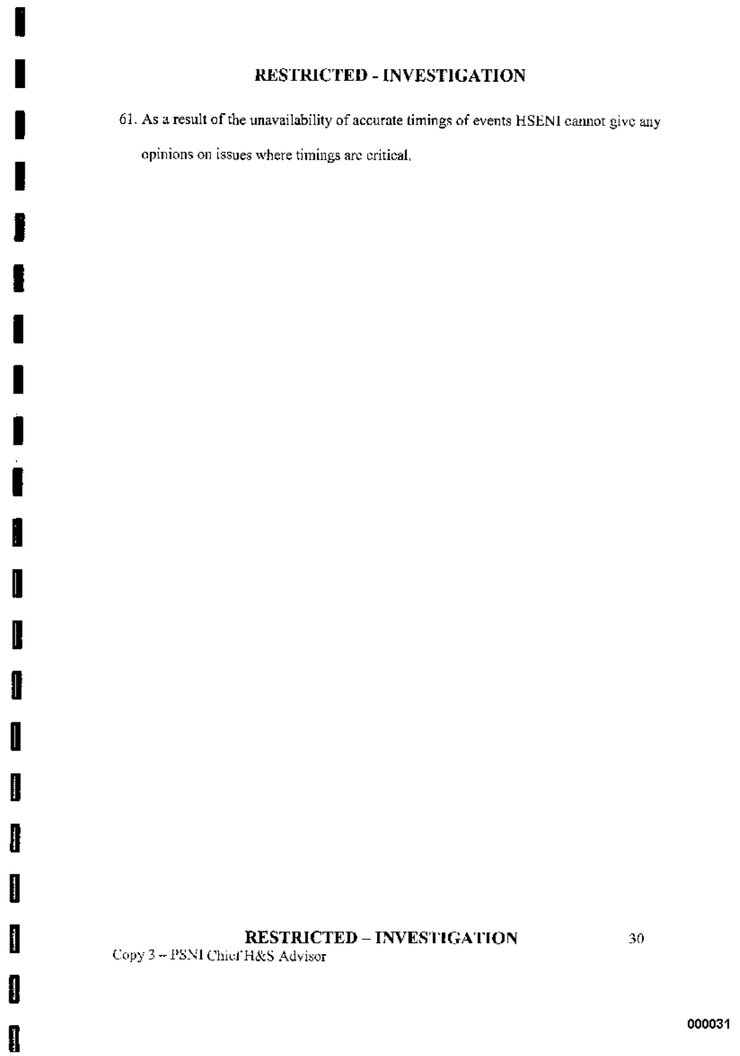61. As a result of the unavailability of accurate timings of events HSENI cannot give any opinions on issues where timings are critical.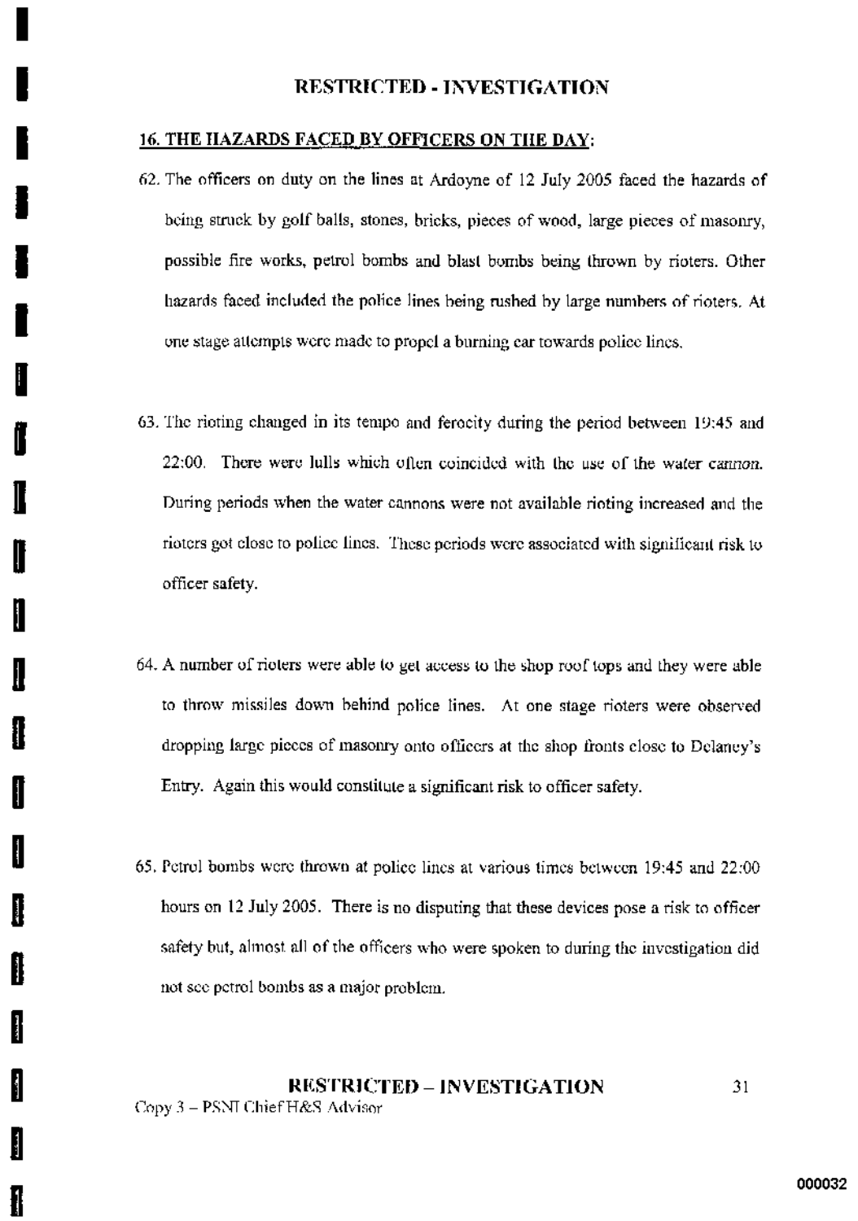## 16. THE HAZARDS FACED BY OFFICERS ON THE DAY:

62. The officers on duty on the lines at Ardoyne of 12 July 2005 faced the hazards of being struck by golf balls, stones, bricks, pieces of wood, large pieces of masonry, possible fire works, petrol bombs and blast bombs being thrown by rioters. Other hazards faced included the police lines being rushed by large numbers of rioters. At one stage attempts were made to propel a burning car towards police lines.

63. The rioting changed in its tempo and ferocity during the period between 19:45 and 22:00. There were lulls which often coincided with the use of the water cannon. During periods when the water cannons were not available rioting increased and the rioters got close to police lines. These periods were associated with significant risk to officer safety.

64. A number of rioters were able to get access to the shop roof tops and they were able to throw missiles down behind police lines. At one stage rioters were observed dropping large pieces of masonry onto officers at the shop fronts close to Delaney's Entry. Again this would constitute a significant risk to officer safety.

65. Petrol bombs were thrown at police lines at various times between 19:45 and 22:00 hours on 12 July 2005. There is no disputing that these devices pose a risk to officer safety but, almost all of the officers who were spoken to during the investigation did not see petrol bombs as a major problem.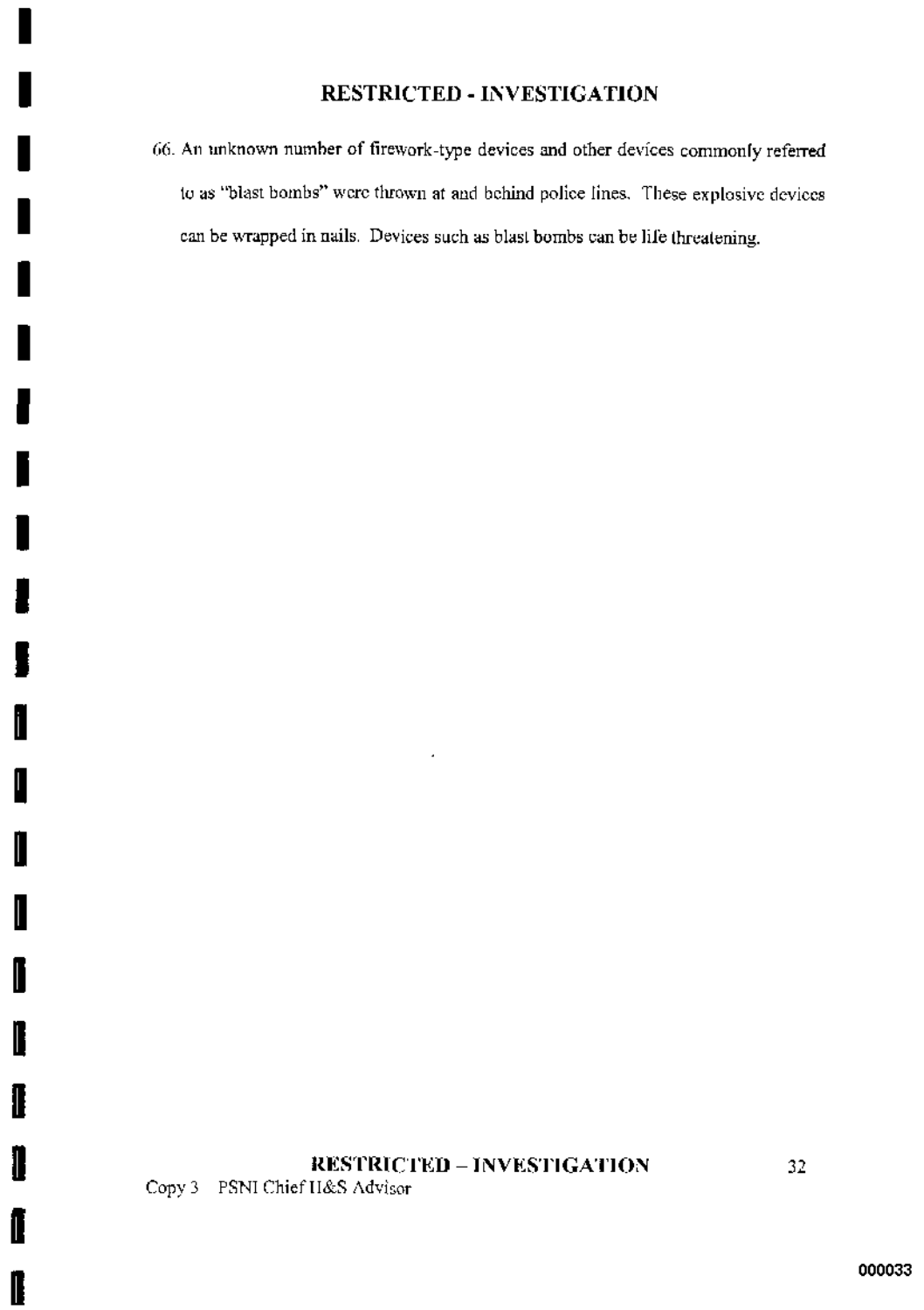66. An unknown number of firework-type devices and other devices commonly referred to as "blast bombs" were thrown at and behind police lines. These explosive devices can be wrapped in nails. Devices such as blast bombs can be life threatening.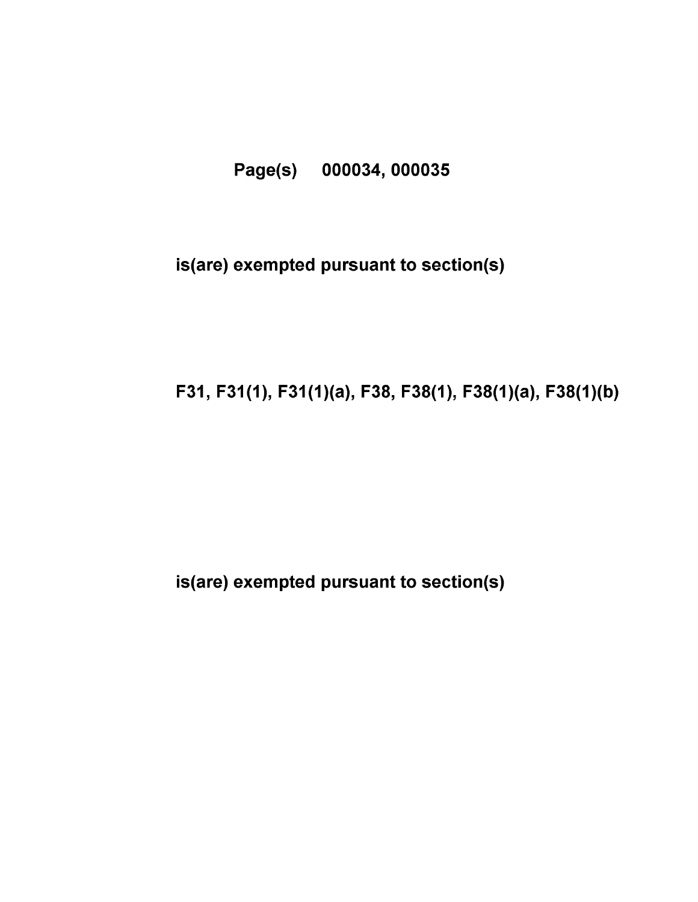**Page(s) 000034, 000035**

**is(are) exempted pursuant to section(s)**

**F31, F31(1), F31(1)(a), F38, F38(1), F38(1)(a), F38(1)(b)**

**is(are) exempted pursuant to section(s)**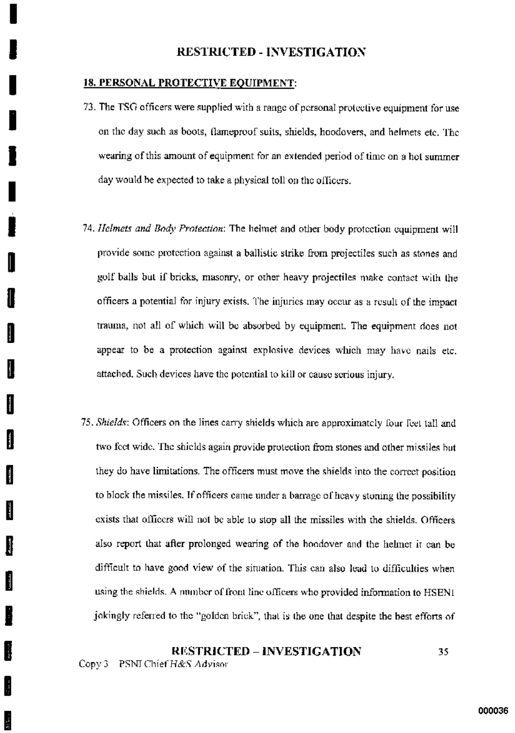## 18. PERSONAL PROTECTIVE EQUIPMENT:

73. The TSG officers were supplied with a range of personal protective equipment for use on the day such as boots, flameproof suits, shields, hoodovers, and helmets etc. The wearing of this amount of equipment for an extended period of time on a hot summer day would be expected to take a physical toll on the officers.

74. *Helmets and Body Protection*: The helmet and other body protection equipment will provide some protection against a ballistic strike from projectiles such as stones and golf balls but if bricks, masonry, or other heavy projectiles make contact with the officers a potential for injury exists. The injuries may occur as a result of the impact trauma, not all of which will be absorbed by equipment. The equipment does not appear to be a protection against explosive devices which may have nails etc. attached. Such devices have the potential to kill or cause serious injury.

75. *Shields*: Officers on the lines carry shields which are approximately four feet tall and two feet wide. The shields again provide protection from stones and other missiles but they do have limitations. The officers must move the shields into the correct position to block the missiles. If officers came under a barrage of heavy stoning the possibility exists that officers will not be able to stop all the missiles with the shields. Officers also report that after prolonged wearing of the hoodover and the helmet it can be difficult to have good view of the situation. This can also lead to difficulties when using the shields. A number of front line officers who provided information to HSENI jokingly referred to the "golden brick", that is the one that despite the best efforts of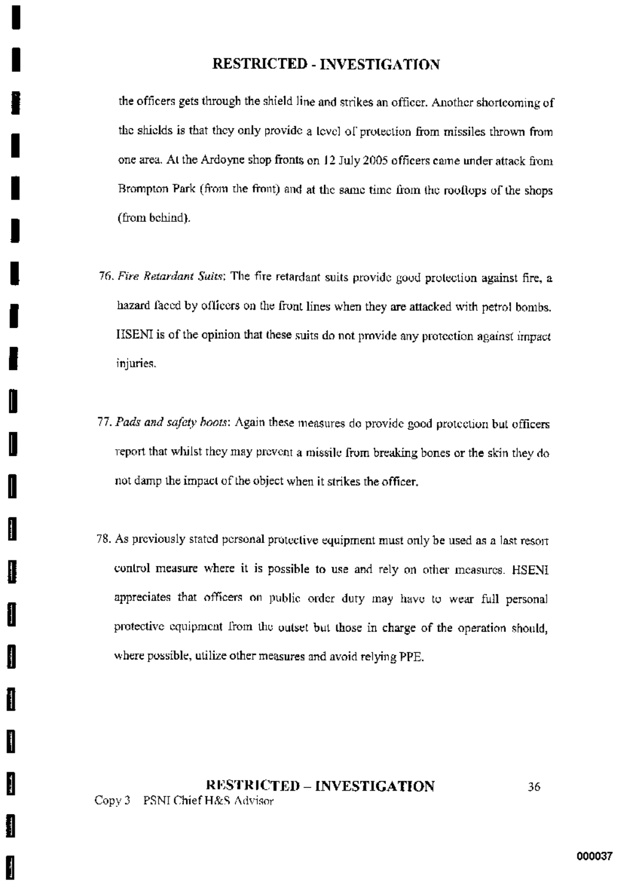the officers gets through the shield line and strikes an officer. Another shortcoming of the shields is that they only provide a level of protection from missiles thrown from one area. At the Ardoyne shop fronts on 12 July 2005 officers came under attack from Brompton Park (from the front) and at the same time from the rooftops of the shops (from behind).

76. *Fire Retardant Suits*: The fire retardant suits provide good protection against fire, a hazard faced by officers on the front lines when they are attacked with petrol bombs. HSENI is of the opinion that these suits do not provide any protection against impact injuries.

77. *Pads and safety boots*: Again these measures do provide good protection but officers report that whilst they may prevent a missile from breaking bones or the skin they do not damp the impact of the object when it strikes the officer.

78. As previously stated personal protective equipment must only be used as a last resort control measure where it is possible to use and rely on other measures. HSENI appreciates that officers on public order duty may have to wear full personal protective equipment from the outset but those in charge of the operation should, where possible, utilize other measures and avoid relying PPE.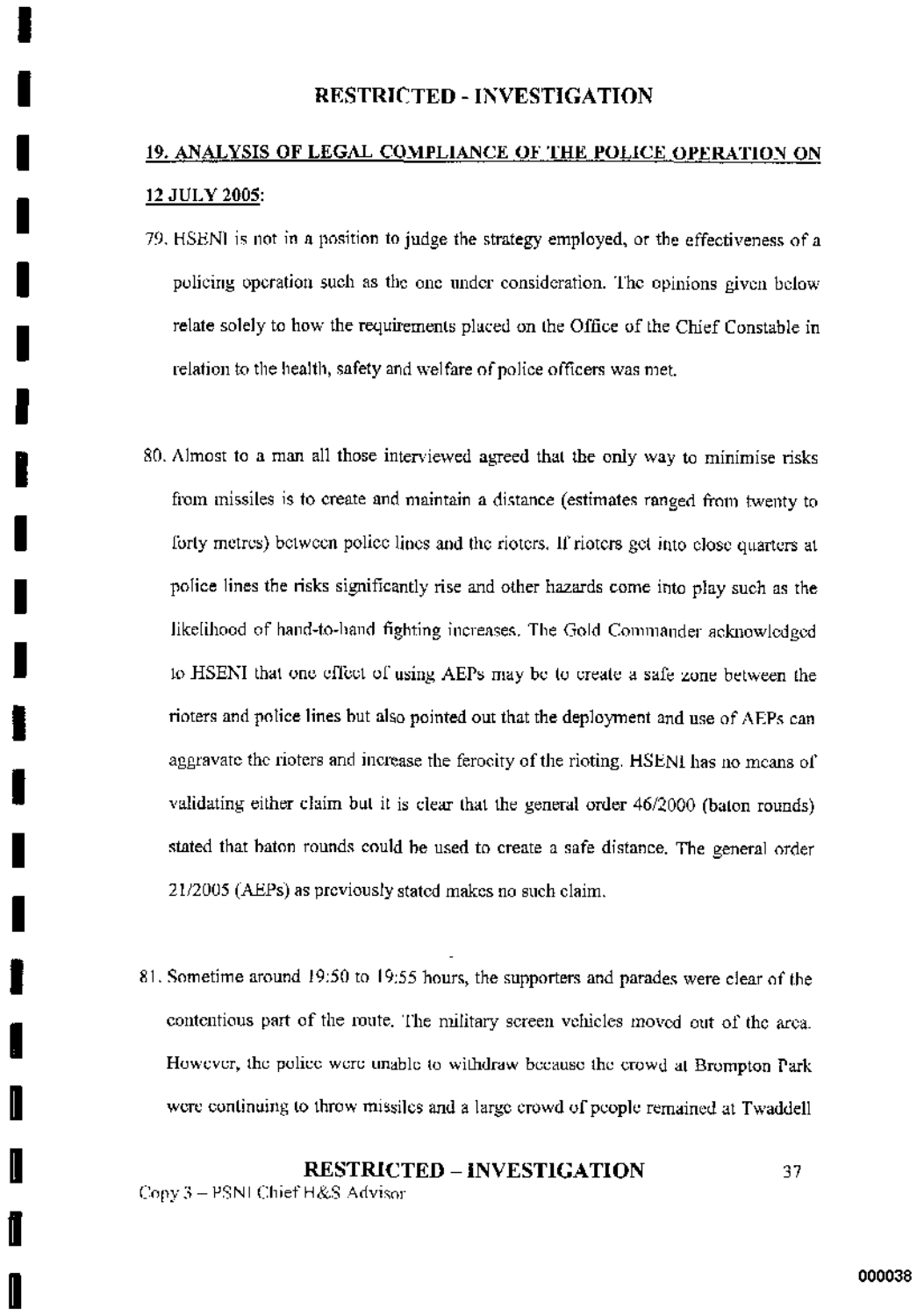## 19. ANALYSIS OF LEGAL COMPLIANCE OF THE POLICE OPERATION ON 12 JULY 2005:

79. HSENI is not in a position to judge the strategy employed, or the effectiveness of a policing operation such as the one under consideration. The opinions given below relate solely to how the requirements placed on the Office of the Chief Constable in relation to the health, safety and welfare of police officers was met.

80. Almost to a man all those interviewed agreed that the only way to minimise risks from missiles is to create and maintain a distance (estimates ranged from twenty to forty metres) between police lines and the rioters. If rioters get into close quarters at police lines the risks significantly rise and other hazards come into play such as the likelihood of hand-to-hand fighting increases. The Gold Commander acknowledged to HSENI that one effect of using AEPs may be to create a safe zone between the rioters and police lines but also pointed out that the deployment and use of AEPs can aggravate the rioters and increase the ferocity of the rioting. HSENI has no means of validating either claim but it is clear that the general order 46/2000 (baton rounds) stated that baton rounds could be used to create a safe distance. The general order 21/2005 (AEPs) as previously stated makes no such claim.

81. Sometime around 19:50 to 19:55 hours, the supporters and parades were clear of the contentious part of the route. The military screen vehicles moved out of the area. However, the police were unable to withdraw because the crowd at Brompton Park were continuing to throw missiles and a large crowd of people remained at Twaddell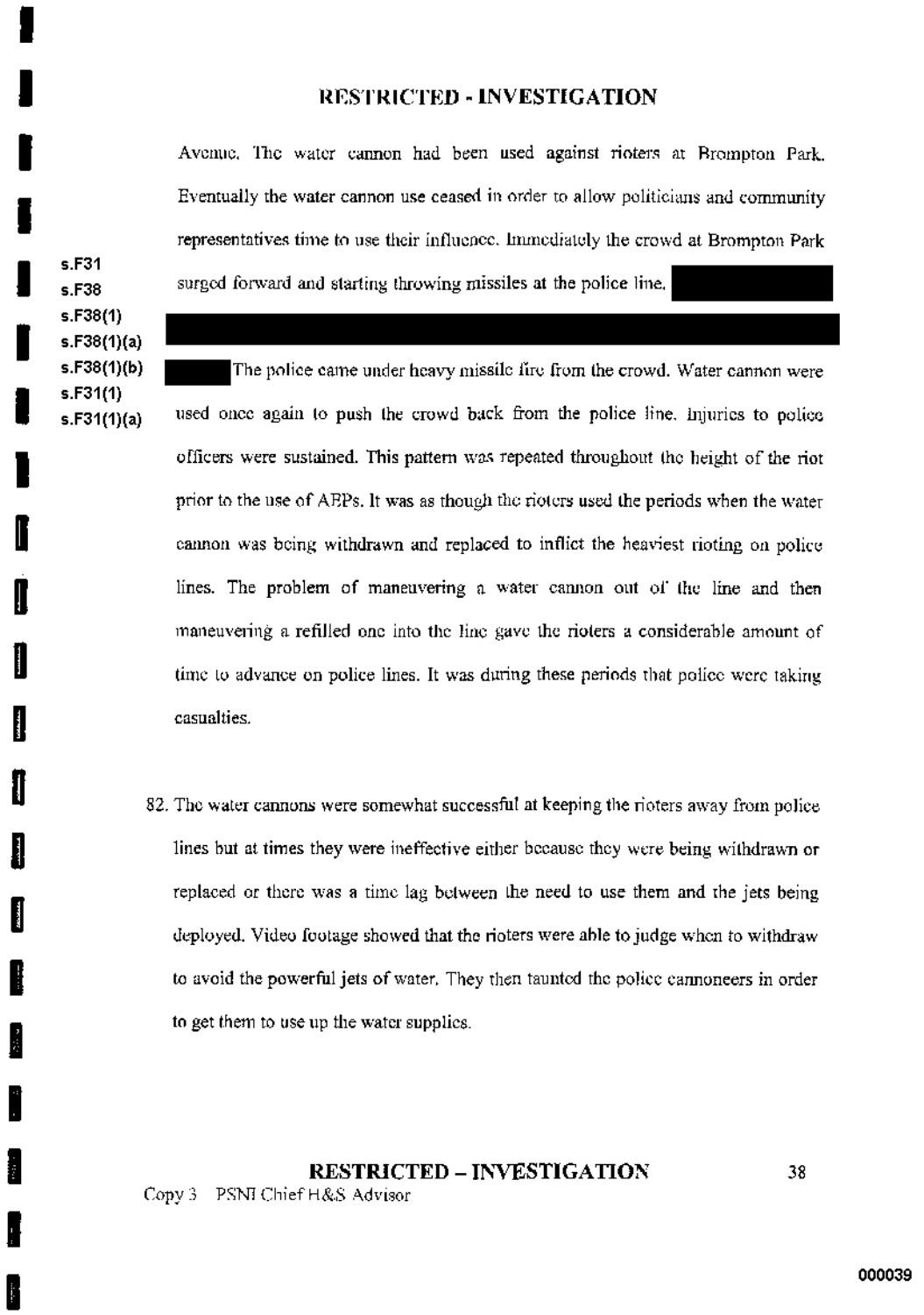Avenue. The water cannon had been used against rioters at Brompton Park. Eventually the water cannon use ceased in order to allow politicians and community representatives time to use their influence. Immediately the crowd at Brompton Park surged forward and starting throwing missiles at the police line. [REDACTED] The police came under heavy missile fire from the crowd. Water cannon were used once again to push the crowd back from the police line. Injuries to police officers were sustained. This pattern was repeated throughout the height of the riot prior to the use of AEPs. It was as though the rioters used the periods when the water cannon was being withdrawn and replaced to inflict the heaviest rioting on police lines. The problem of maneuvering a water cannon out of the line and then maneuvering a refilled one into the line gave the rioters a considerable amount of time to advance on police lines. It was during these periods that police were taking casualties.

s.F31
s.F38
s.F38(1)
s.F38(1)(a)
s.F38(1)(b)
s.F31(1)
s.F31(1)(a)

82. The water cannons were somewhat successful at keeping the rioters away from police lines but at times they were ineffective either because they were being withdrawn or replaced or there was a time lag between the need to use them and the jets being deployed. Video footage showed that the rioters were able to judge when to withdraw to avoid the powerful jets of water. They then taunted the police cannoneers in order to get them to use up the water supplies.

Copy 3 PSNI Chief H&S Advisor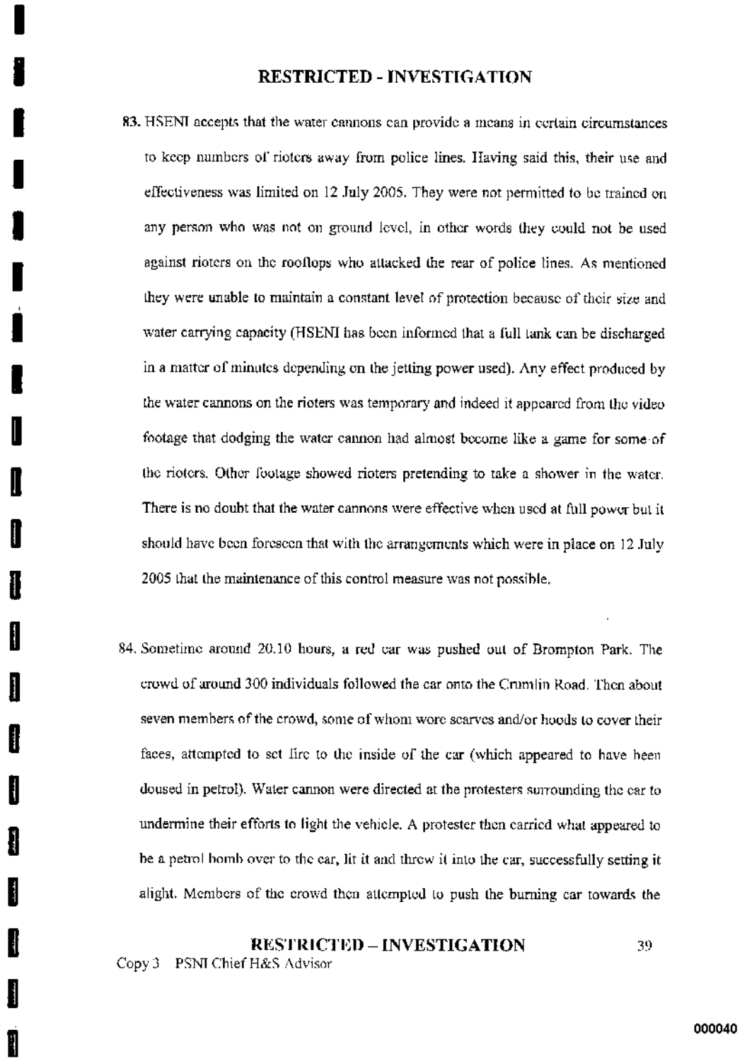83. HSENI accepts that the water cannons can provide a means in certain circumstances to keep numbers of rioters away from police lines. Having said this, their use and effectiveness was limited on 12 July 2005. They were not permitted to be trained on any person who was not on ground level, in other words they could not be used against rioters on the rooftops who attacked the rear of police lines. As mentioned they were unable to maintain a constant level of protection because of their size and water carrying capacity (HSENI has been informed that a full tank can be discharged in a matter of minutes depending on the jetting power used). Any effect produced by the water cannons on the rioters was temporary and indeed it appeared from the video footage that dodging the water cannon had almost become like a game for some of the rioters. Other footage showed rioters pretending to take a shower in the water. There is no doubt that the water cannons were effective when used at full power but it should have been foreseen that with the arrangements which were in place on 12 July 2005 that the maintenance of this control measure was not possible.

84. Sometime around 20.10 hours, a red car was pushed out of Brompton Park. The crowd of around 300 individuals followed the car onto the Crumlin Road. Then about seven members of the crowd, some of whom wore scarves and/or hoods to cover their faces, attempted to set fire to the inside of the car (which appeared to have been doused in petrol). Water cannon were directed at the protesters surrounding the car to undermine their efforts to light the vehicle. A protester then carried what appeared to be a petrol bomb over to the car, lit it and threw it into the car, successfully setting it alight. Members of the crowd then attempted to push the burning car towards the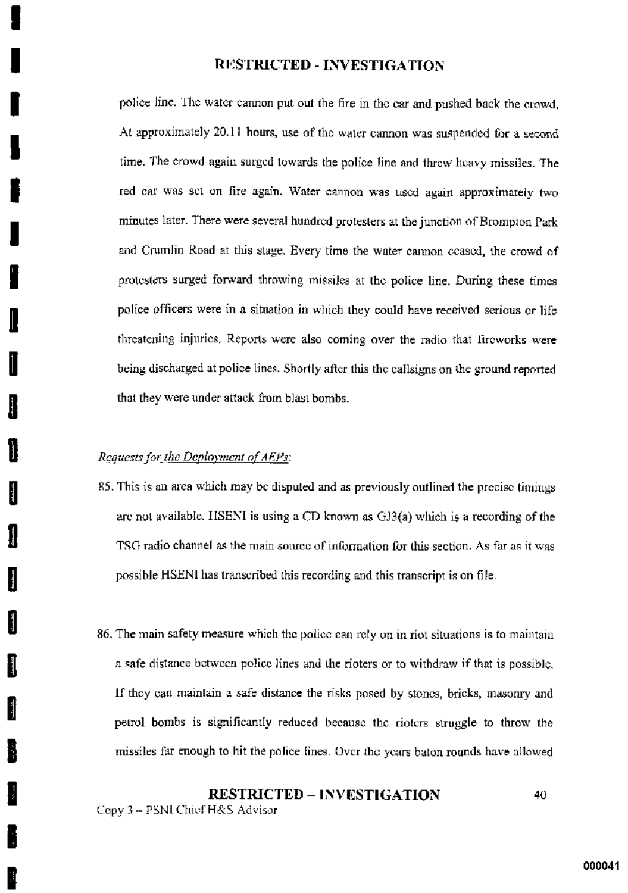police line. The water cannon put out the fire in the car and pushed back the crowd. At approximately 20.11 hours, use of the water cannon was suspended for a second time. The crowd again surged towards the police line and threw heavy missiles. The red car was set on fire again. Water cannon was used again approximately two minutes later. There were several hundred protesters at the junction of Brompton Park and Crumlin Road at this stage. Every time the water cannon ceased, the crowd of protesters surged forward throwing missiles at the police line. During these times police officers were in a situation in which they could have received serious or life threatening injuries. Reports were also coming over the radio that fireworks were being discharged at police lines. Shortly after this the callsigns on the ground reported that they were under attack from blast bombs.

*Requests for the Deployment of AEPs:*

85. This is an area which may be disputed and as previously outlined the precise timings are not available. HSENI is using a CD known as GJ3(a) which is a recording of the TSG radio channel as the main source of information for this section. As far as it was possible HSENI has transcribed this recording and this transcript is on file.

86. The main safety measure which the police can rely on in riot situations is to maintain a safe distance between police lines and the rioters or to withdraw if that is possible. If they can maintain a safe distance the risks posed by stones, bricks, masonry and petrol bombs is significantly reduced because the rioters struggle to throw the missiles far enough to hit the police lines. Over the years baton rounds have allowed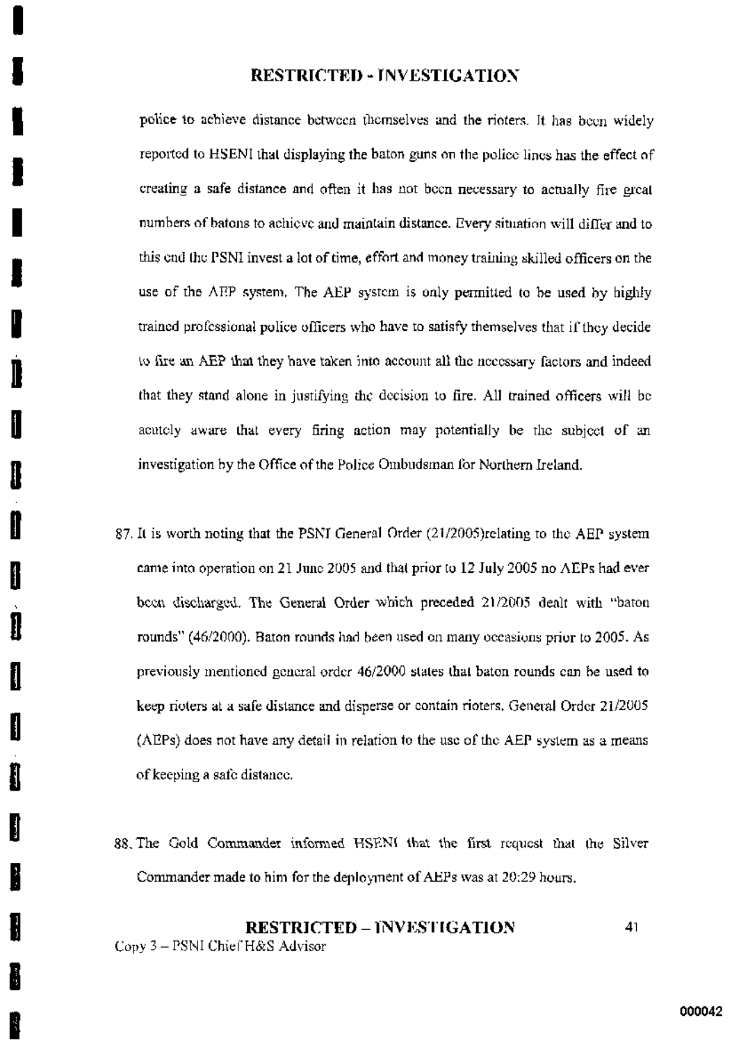police to achieve distance between themselves and the rioters. It has been widely reported to HSENI that displaying the baton guns on the police lines has the effect of creating a safe distance and often it has not been necessary to actually fire great numbers of batons to achieve and maintain distance. Every situation will differ and to this end the PSNI invest a lot of time, effort and money training skilled officers on the use of the AEP system. The AEP system is only permitted to be used by highly trained professional police officers who have to satisfy themselves that if they decide to fire an AEP that they have taken into account all the necessary factors and indeed that they stand alone in justifying the decision to fire. All trained officers will be acutely aware that every firing action may potentially be the subject of an investigation by the Office of the Police Ombudsman for Northern Ireland.

87. It is worth noting that the PSNI General Order (21/2005)relating to the AEP system came into operation on 21 June 2005 and that prior to 12 July 2005 no AEPs had ever been discharged. The General Order which preceded 21/2005 dealt with "baton rounds" (46/2000). Baton rounds had been used on many occasions prior to 2005. As previously mentioned general order 46/2000 states that baton rounds can be used to keep rioters at a safe distance and disperse or contain rioters. General Order 21/2005 (AEPs) does not have any detail in relation to the use of the AEP system as a means of keeping a safe distance.

88. The Gold Commander informed HSENI that the first request that the Silver Commander made to him for the deployment of AEPs was at 20:29 hours.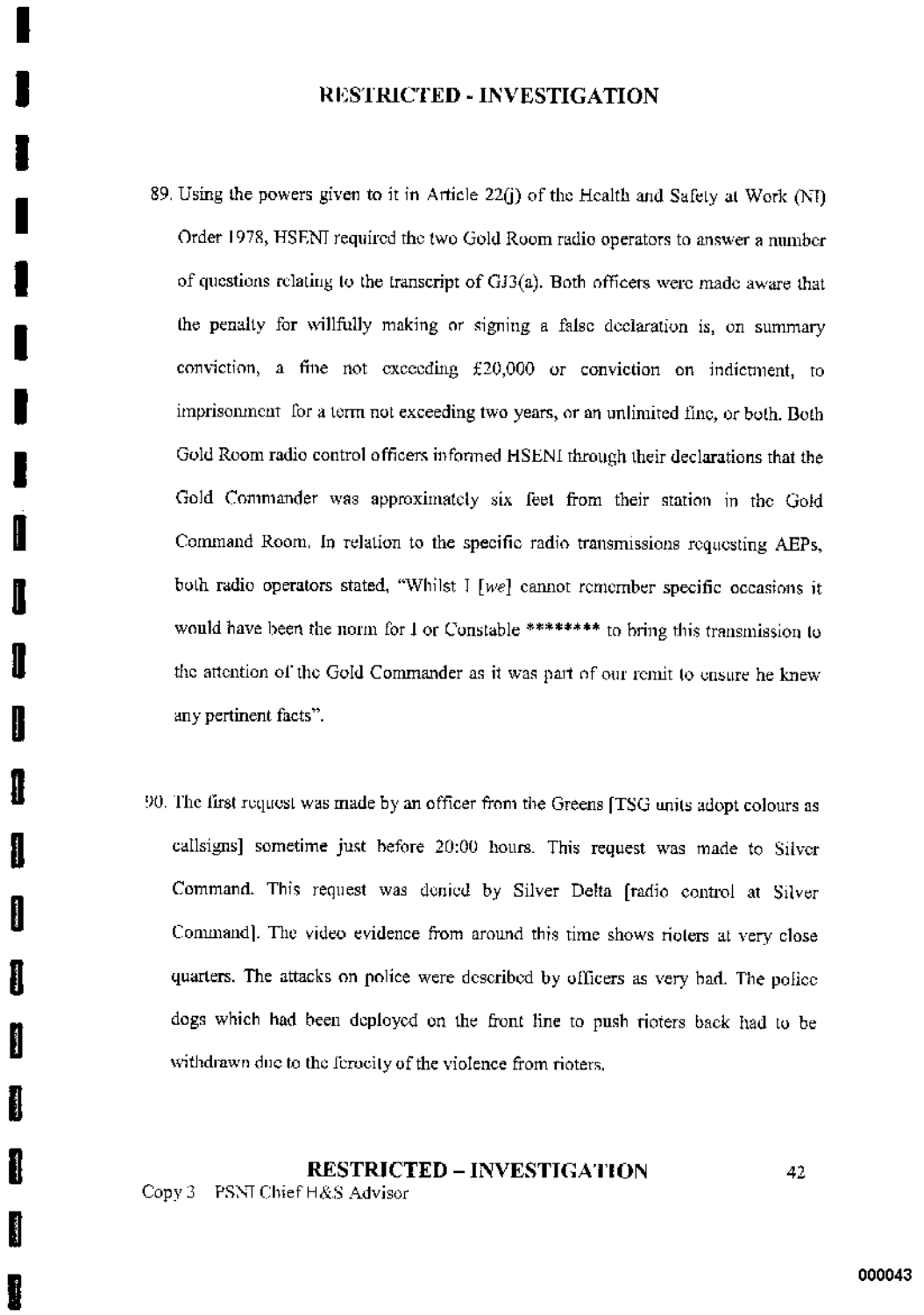89. Using the powers given to it in Article 22(j) of the Health and Safety at Work (NI) Order 1978, HSENI required the two Gold Room radio operators to answer a number of questions relating to the transcript of GJ3(a). Both officers were made aware that the penalty for willfully making or signing a false declaration is, on summary conviction, a fine not exceeding £20,000 or conviction on indictment, to imprisonment for a term not exceeding two years, or an unlimited fine, or both. Both Gold Room radio control officers informed HSENI through their declarations that the Gold Commander was approximately six feet from their station in the Gold Command Room. In relation to the specific radio transmissions requesting AEPs, both radio operators stated, "Whilst I [*we*] cannot remember specific occasions it would have been the norm for I or Constable ******** to bring this transmission to the attention of the Gold Commander as it was part of our remit to ensure he knew any pertinent facts".

90. The first request was made by an officer from the Greens [TSG units adopt colours as callsigns] sometime just before 20:00 hours. This request was made to Silver Command. This request was denied by Silver Delta [radio control at Silver Command]. The video evidence from around this time shows rioters at very close quarters. The attacks on police were described by officers as very bad. The police dogs which had been deployed on the front line to push rioters back had to be withdrawn due to the ferocity of the violence from rioters.

Copy 3 PSNI Chief H&S Advisor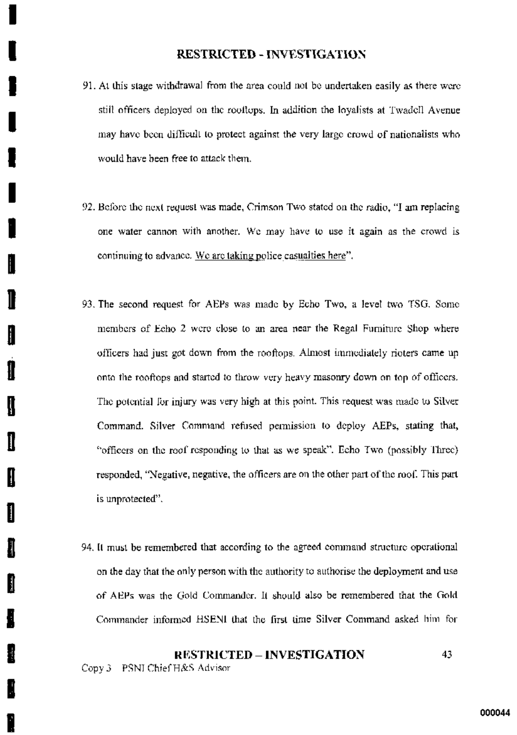91. At this stage withdrawal from the area could not be undertaken easily as there were still officers deployed on the rooftops. In addition the loyalists at Twadell Avenue may have been difficult to protect against the very large crowd of nationalists who would have been free to attack them.

92. Before the next request was made, Crimson Two stated on the radio, "I am replacing one water cannon with another. We may have to use it again as the crowd is continuing to advance. <u>We are taking police casualties here</u>".

93. The second request for AEPs was made by Echo Two, a level two TSG. Some members of Echo 2 were close to an area near the Regal Furniture Shop where officers had just got down from the rooftops. Almost immediately rioters came up onto the rooftops and started to throw very heavy masonry down on top of officers. The potential for injury was very high at this point. This request was made to Silver Command. Silver Command refused permission to deploy AEPs, stating that, "officers on the roof responding to that as we speak". Echo Two (possibly Three) responded, "Negative, negative, the officers are on the other part of the roof. This part is unprotected".

94. It must be remembered that according to the agreed command structure operational on the day that the only person with the authority to authorise the deployment and use of AEPs was the Gold Commander. It should also be remembered that the Gold Commander informed HSENI that the first time Silver Command asked him for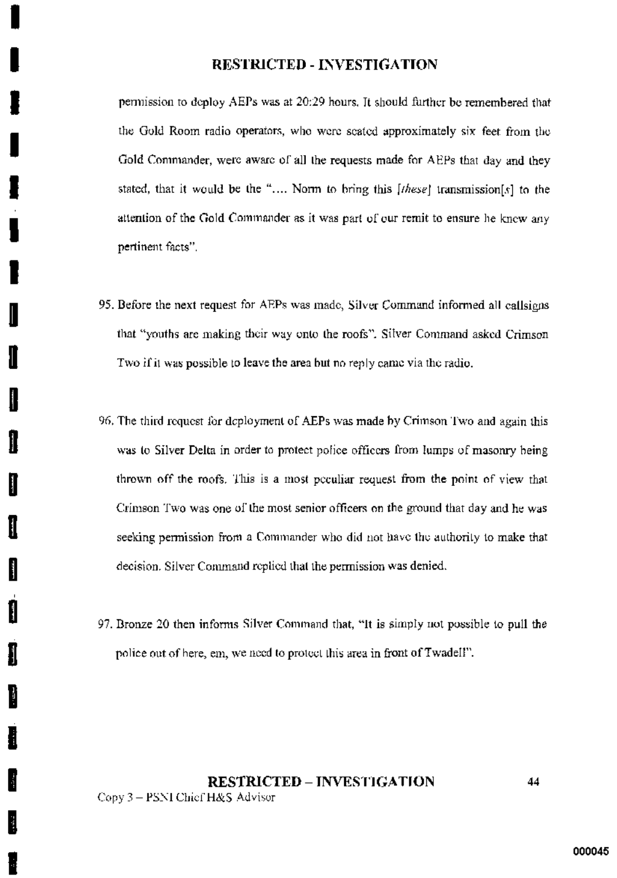permission to deploy AEPs was at 20:29 hours. It should further be remembered that the Gold Room radio operators, who were seated approximately six feet from the Gold Commander, were aware of all the requests made for AEPs that day and they stated, that it would be the ".... Norm to bring this *[these]* transmission*[s]* to the attention of the Gold Commander as it was part of our remit to ensure he knew any pertinent facts".

95. Before the next request for AEPs was made, Silver Command informed all callsigns that "youths are making their way onto the roofs". Silver Command asked Crimson Two if it was possible to leave the area but no reply came via the radio.

96. The third request for deployment of AEPs was made by Crimson Two and again this was to Silver Delta in order to protect police officers from lumps of masonry being thrown off the roofs. This is a most peculiar request from the point of view that Crimson Two was one of the most senior officers on the ground that day and he was seeking permission from a Commander who did not have the authority to make that decision. Silver Command replied that the permission was denied.

97. Bronze 20 then informs Silver Command that, "It is simply not possible to pull the police out of here, em, we need to protect this area in front of Twadell".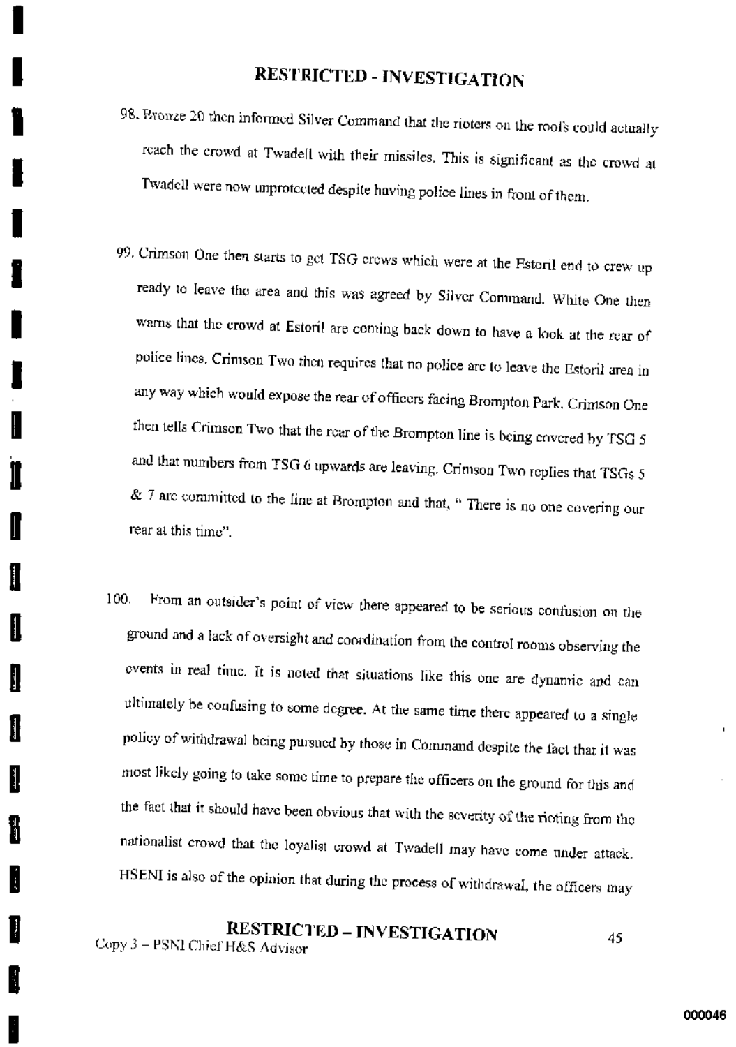98. Bronze 20 then informed Silver Command that the rioters on the roofs could actually reach the crowd at Twadell with their missiles. This is significant as the crowd at Twadell were now unprotected despite having police lines in front of them.

99. Crimson One then starts to get TSG crews which were at the Estoril end to crew up ready to leave the area and this was agreed by Silver Command. White One then warns that the crowd at Estoril are coming back down to have a look at the rear of police lines. Crimson Two then requires that no police are to leave the Estoril area in any way which would expose the rear of officers facing Brompton Park. Crimson One then tells Crimson Two that the rear of the Brompton line is being covered by TSG 5 and that numbers from TSG 6 upwards are leaving. Crimson Two replies that TSGs 5 & 7 are committed to the line at Brompton and that, " There is no one covering our rear at this time".

100. From an outsider's point of view there appeared to be serious confusion on the ground and a lack of oversight and coordination from the control rooms observing the events in real time. It is noted that situations like this one are dynamic and can ultimately be confusing to some degree. At the same time there appeared to a single policy of withdrawal being pursued by those in Command despite the fact that it was most likely going to take some time to prepare the officers on the ground for this and the fact that it should have been obvious that with the severity of the rioting from the nationalist crowd that the loyalist crowd at Twadell may have come under attack. HSENI is also of the opinion that during the process of withdrawal, the officers may

Copy 3 – PSNI Chief H&S Advisor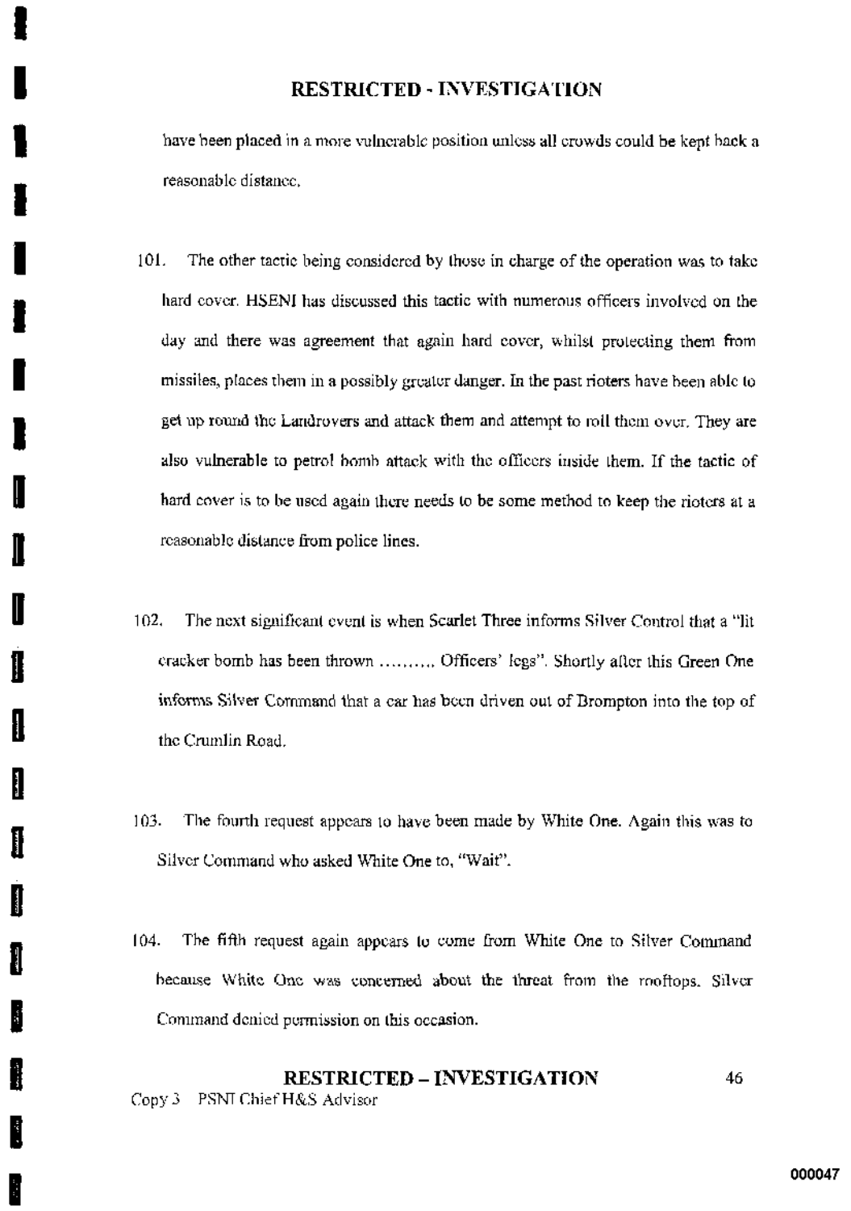have been placed in a more vulnerable position unless all crowds could be kept back a reasonable distance.

101. The other tactic being considered by those in charge of the operation was to take hard cover. HSENI has discussed this tactic with numerous officers involved on the day and there was agreement that again hard cover, whilst protecting them from missiles, places them in a possibly greater danger. In the past rioters have been able to get up round the Landrovers and attack them and attempt to roll them over. They are also vulnerable to petrol bomb attack with the officers inside them. If the tactic of hard cover is to be used again there needs to be some method to keep the rioters at a reasonable distance from police lines.

102. The next significant event is when Scarlet Three informs Silver Control that a "lit cracker bomb has been thrown ………. Officers' legs". Shortly after this Green One informs Silver Command that a car has been driven out of Brompton into the top of the Crumlin Road.

103. The fourth request appears to have been made by White One. Again this was to Silver Command who asked White One to, "Wait".

104. The fifth request again appears to come from White One to Silver Command because White One was concerned about the threat from the rooftops. Silver Command denied permission on this occasion.

Copy 3 PSNI Chief H&S Advisor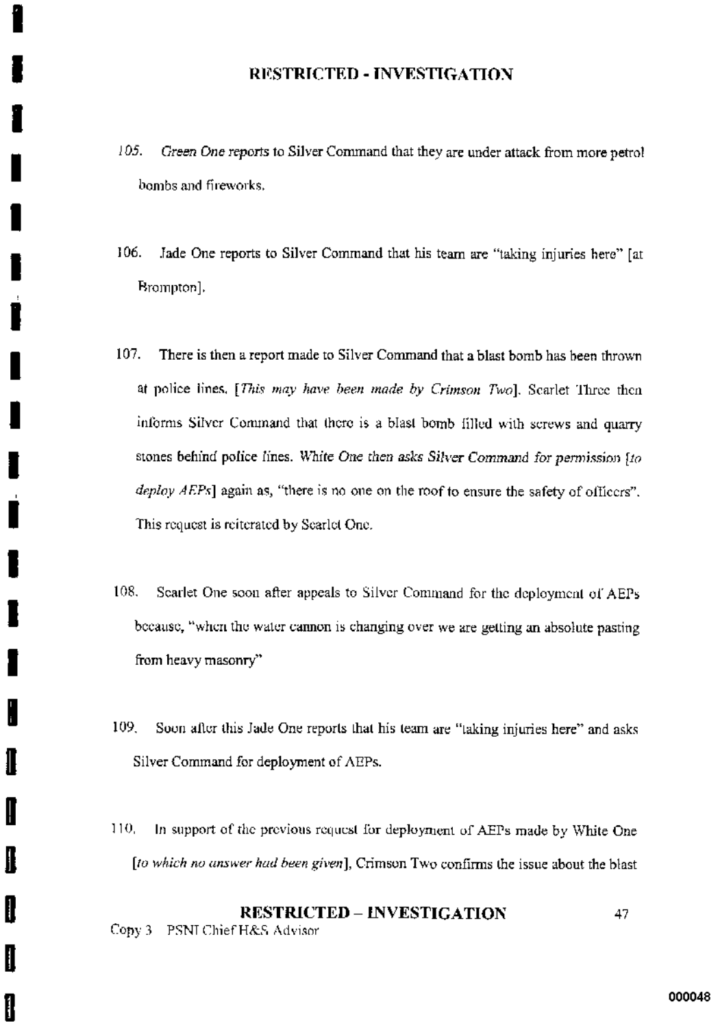105. *Green One* reports to Silver Command that they are under attack from more petrol bombs and fireworks.

106. Jade One reports to Silver Command that his team are "taking injuries here" [at Brompton].

107. There is then a report made to Silver Command that a blast bomb has been thrown at police lines. [*This may have been made by Crimson Two*]. Scarlet Three then informs Silver Command that there is a blast bomb filled with screws and quarry stones behind police lines. *White One then asks Silver Command for permission [to deploy AEPs]* again as, "there is no one on the roof to ensure the safety of officers". This request is reiterated by Scarlet One.

108. Scarlet One soon after appeals to Silver Command for the deployment of AEPs because, "when the water cannon is changing over we are getting an absolute pasting from heavy masonry"

109. Soon after this Jade One reports that his team are "taking injuries here" and asks Silver Command for deployment of AEPs.

110. In support of the previous request for deployment of AEPs made by White One [*to which no answer had been given*], Crimson Two confirms the issue about the blast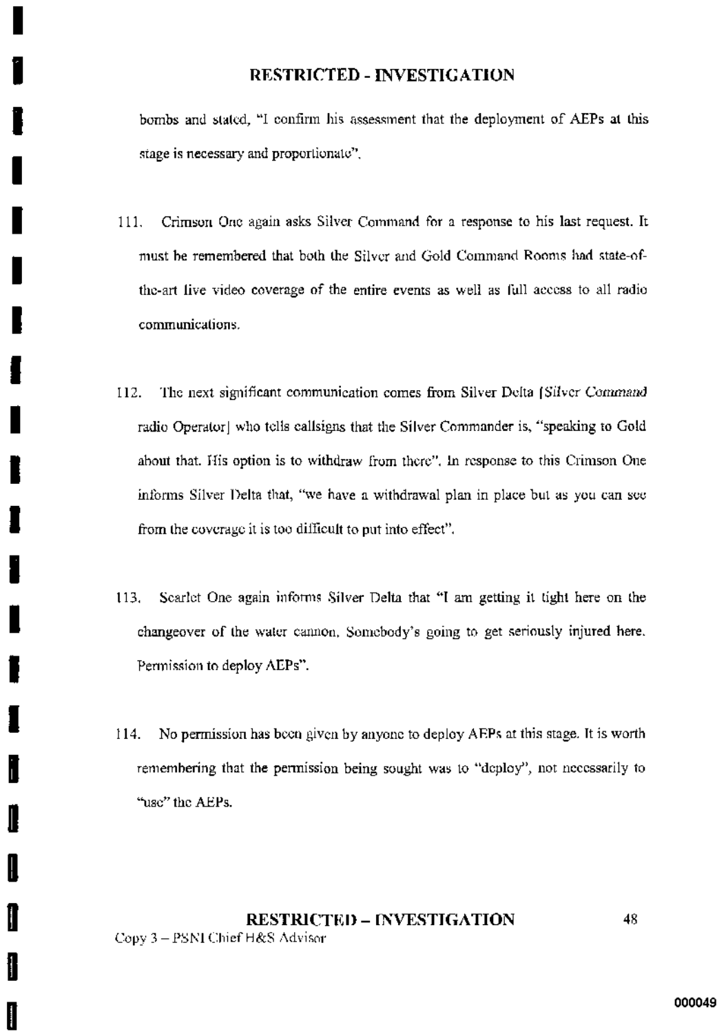bombs and stated, "I confirm his assessment that the deployment of AEPs at this stage is necessary and proportionate".

111. Crimson One again asks Silver Command for a response to his last request. It must be remembered that both the Silver and Gold Command Rooms had state-of-the-art live video coverage of the entire events as well as full access to all radio communications.

112. The next significant communication comes from Silver Delta [*Silver Command* radio Operator] who tells callsigns that the Silver Commander is, "speaking to Gold about that. His option is to withdraw from there". In response to this Crimson One informs Silver Delta that, "we have a withdrawal plan in place but as you can see from the coverage it is too difficult to put into effect".

113. Scarlet One again informs Silver Delta that "I am getting it tight here on the changeover of the water cannon. Somebody's going to get seriously injured here. Permission to deploy AEPs".

114. No permission has been given by anyone to deploy AEPs at this stage. It is worth remembering that the permission being sought was to "deploy", not necessarily to "use" the AEPs.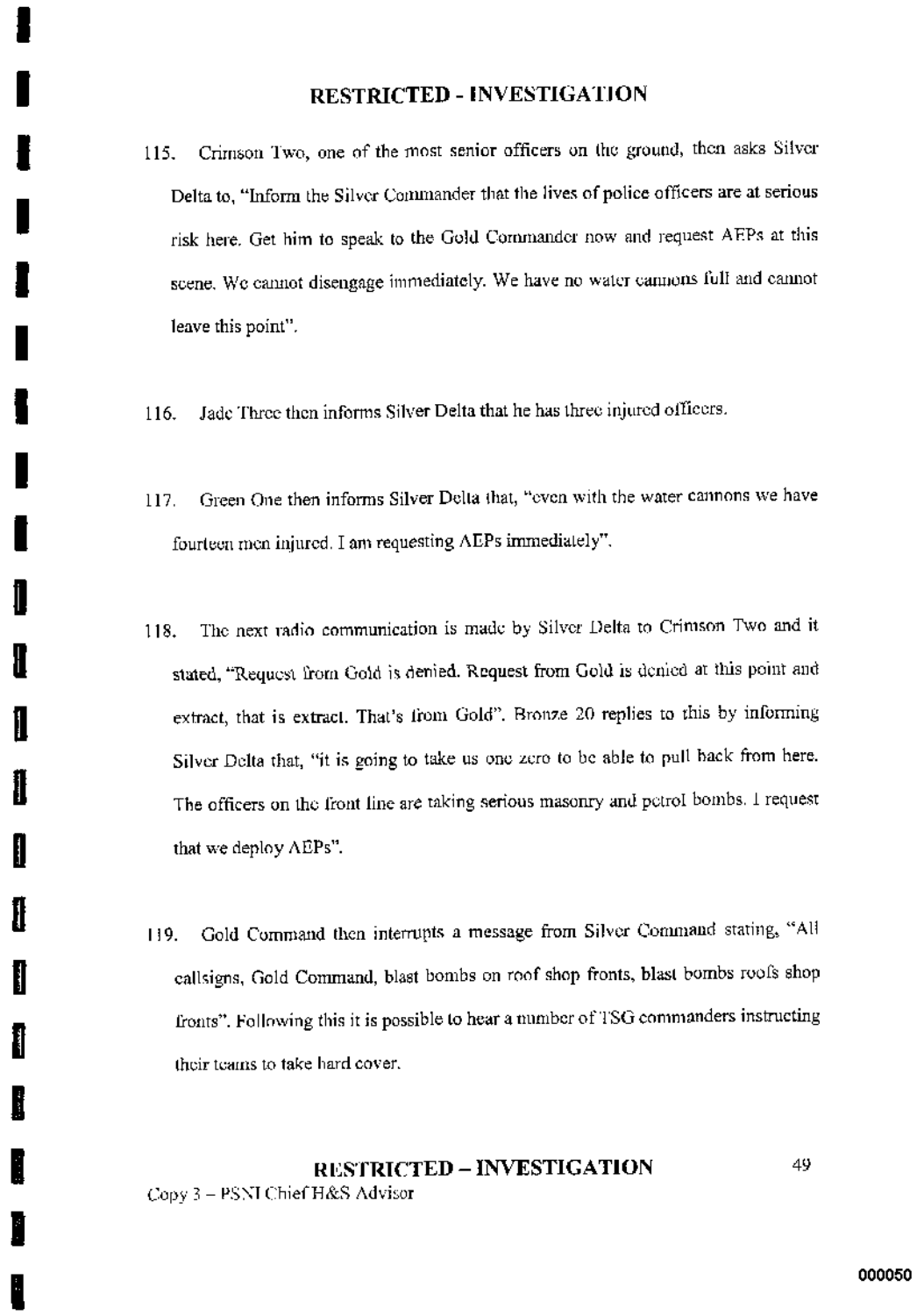115. Crimson Two, one of the most senior officers on the ground, then asks Silver Delta to, "Inform the Silver Commander that the lives of police officers are at serious risk here. Get him to speak to the Gold Commander now and request AEPs at this scene. We cannot disengage immediately. We have no water cannons full and cannot leave this point".

116. Jade Three then informs Silver Delta that he has three injured officers.

117. Green One then informs Silver Delta that, "even with the water cannons we have fourteen men injured. I am requesting AEPs immediately".

118. The next radio communication is made by Silver Delta to Crimson Two and it stated, "Request from Gold is denied. Request from Gold is denied at this point and extract, that is extract. That's from Gold". Bronze 20 replies to this by informing Silver Delta that, "it is going to take us one zero to be able to pull back from here. The officers on the front line are taking serious masonry and petrol bombs. I request that we deploy AEPs".

119. Gold Command then interrupts a message from Silver Command stating, "All callsigns, Gold Command, blast bombs on roof shop fronts, blast bombs roofs shop fronts". Following this it is possible to hear a number of TSG commanders instructing their teams to take hard cover.

Copy 3 – PSNI Chief H&S Advisor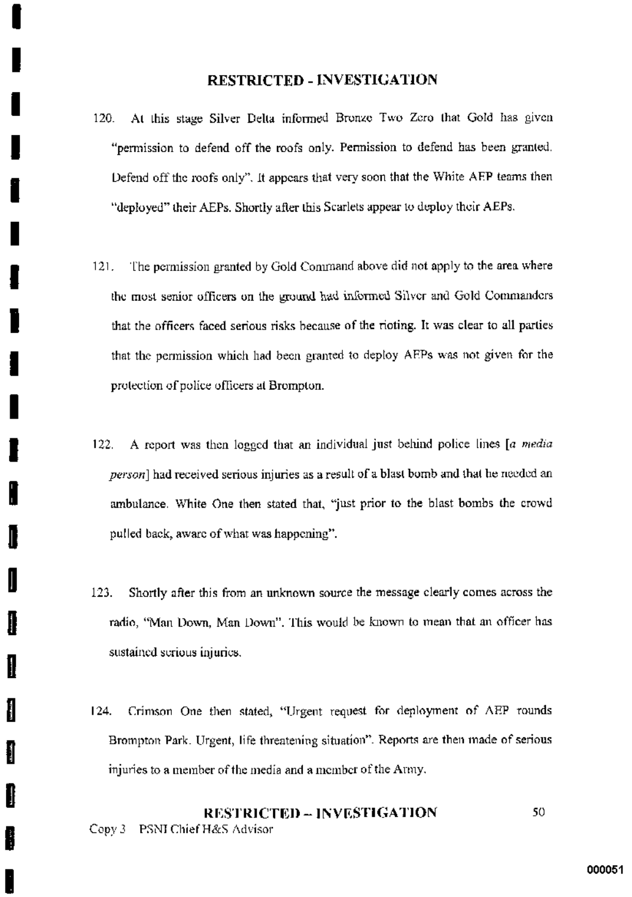120. At this stage Silver Delta informed Bronze Two Zero that Gold has given "permission to defend off the roofs only. Permission to defend has been granted. Defend off the roofs only". It appears that very soon that the White AEP teams then "deployed" their AEPs. Shortly after this Scarlets appear to deploy their AEPs.

121. The permission granted by Gold Command above did not apply to the area where the most senior officers on the ground had informed Silver and Gold Commanders that the officers faced serious risks because of the rioting. It was clear to all parties that the permission which had been granted to deploy AEPs was not given for the protection of police officers at Brompton.

122. A report was then logged that an individual just behind police lines [*a media person*] had received serious injuries as a result of a blast bomb and that he needed an ambulance. White One then stated that, "just prior to the blast bombs the crowd pulled back, aware of what was happening".

123. Shortly after this from an unknown source the message clearly comes across the radio, "Man Down, Man Down". This would be known to mean that an officer has sustained serious injuries.

124. Crimson One then stated, "Urgent request for deployment of AEP rounds Brompton Park. Urgent, life threatening situation". Reports are then made of serious injuries to a member of the media and a member of the Army.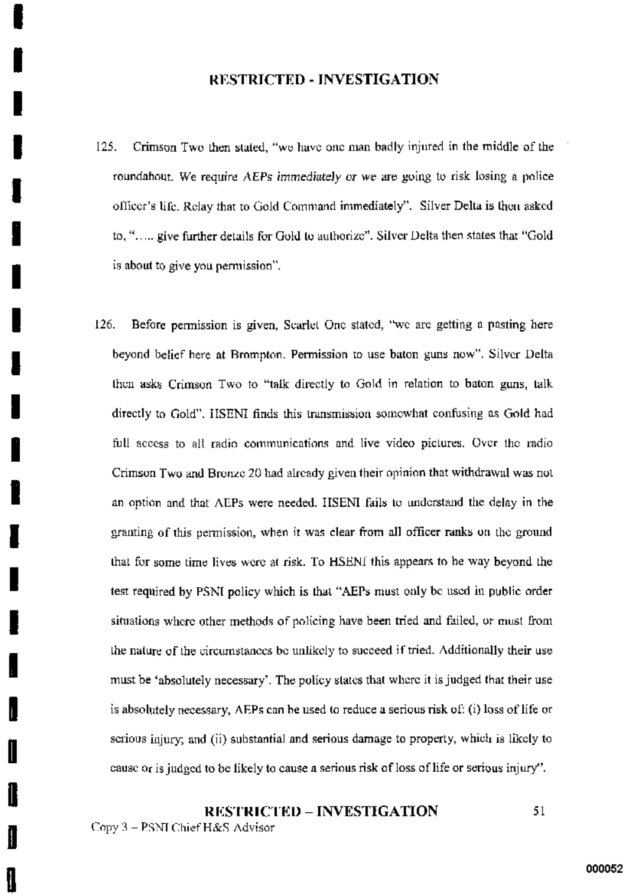125. Crimson Two then stated, "we have one man badly injured in the middle of the roundabout. We require AEPs *immediately* or we are going to risk losing a police officer's life. Relay that to Gold Command immediately". Silver Delta is then asked to, "….. give further details for Gold to authorize". Silver Delta then states that "Gold is about to give you permission".

126. Before permission is given, Scarlet One stated, "we are getting a pasting here beyond belief here at Brompton. Permission to use baton guns now". Silver Delta then asks Crimson Two to "talk directly to Gold in relation to baton guns, talk directly to Gold". HSENI finds this transmission somewhat confusing as Gold had full access to all radio communications and live video pictures. Over the radio Crimson Two and Bronze 20 had already given their opinion that withdrawal was not an option and that AEPs were needed. HSENI fails to understand the delay in the granting of this permission, when it was clear from all officer ranks on the ground that for some time lives were at risk. To HSENI this appears to be way beyond the test required by PSNI policy which is that "AEPs must only be used in public order situations where other methods of policing have been tried and failed, or must from the nature of the circumstances be unlikely to succeed if tried. Additionally their use must be 'absolutely necessary'. The policy states that where it is judged that their use is absolutely necessary, AEPs can be used to reduce a serious risk of: (i) loss of life or serious injury; and (ii) substantial and serious damage to property, which is likely to cause or is judged to be likely to cause a serious risk of loss of life or serious injury".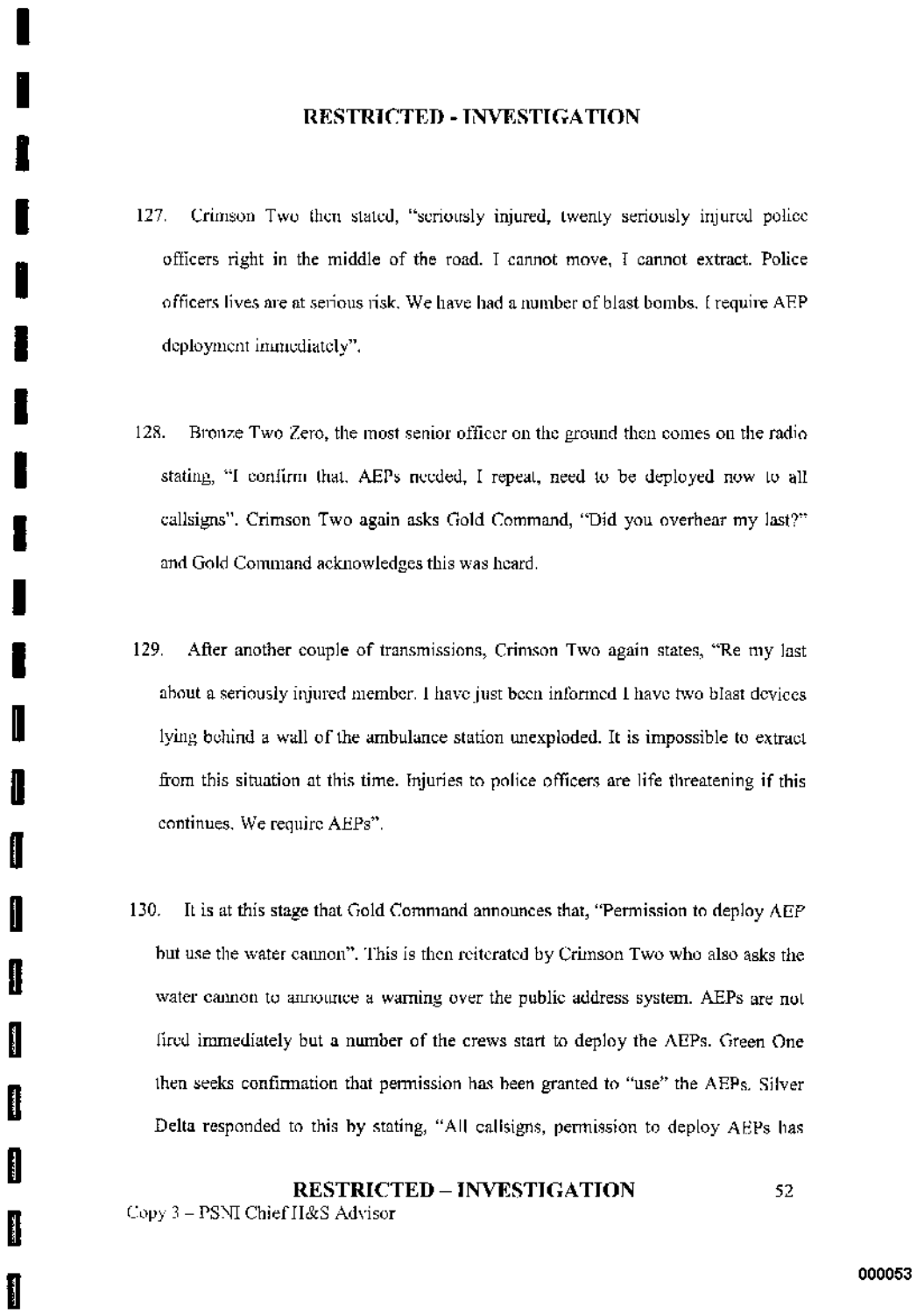127. Crimson Two then stated, "seriously injured, twenty seriously injured police officers right in the middle of the road. I cannot move, I cannot extract. Police officers lives are at serious risk. We have had a number of blast bombs. I require AEP deployment immediately".

128. Bronze Two Zero, the most senior officer on the ground then comes on the radio stating, "I confirm that. AEPs needed, I repeat, need to be deployed now to all callsigns". Crimson Two again asks Gold Command, "Did you overhear my last?" and Gold Command acknowledges this was heard.

129. After another couple of transmissions, Crimson Two again states, "Re my last about a seriously injured member. I have just been informed I have two blast devices lying behind a wall of the ambulance station unexploded. It is impossible to extract from this situation at this time. Injuries to police officers are life threatening if this continues. We require AEPs".

130. It is at this stage that Gold Command announces that, "Permission to deploy AEP but use the water cannon". This is then reiterated by Crimson Two who also asks the water cannon to announce a warning over the public address system. AEPs are not fired immediately but a number of the crews start to deploy the AEPs. Green One then seeks confirmation that permission has been granted to "use" the AEPs. Silver Delta responded to this by stating, "All callsigns, permission to deploy AEPs has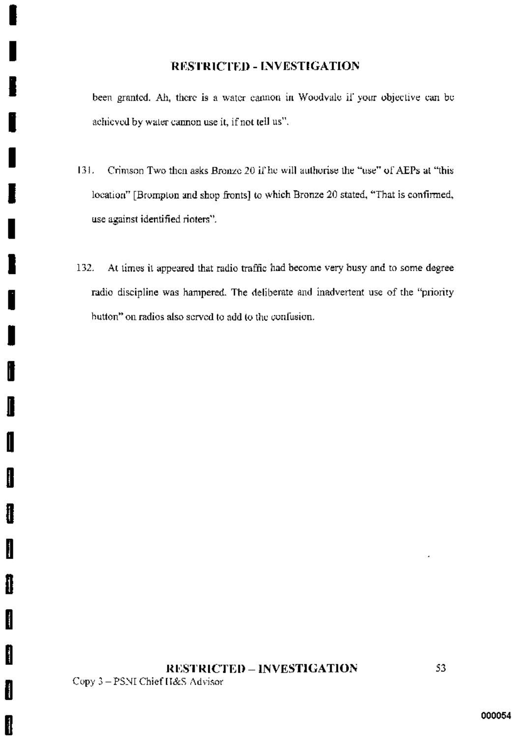been granted. Ah, there is a water cannon in Woodvale if your objective can be achieved by water cannon use it, if not tell us".

131. Crimson Two then asks Bronze 20 if he will authorise the "use" of AEPs at "this location" [Brompton and shop fronts] to which Bronze 20 stated, "That is confirmed, use against identified rioters".

132. At times it appeared that radio traffic had become very busy and to some degree radio discipline was hampered. The deliberate and inadvertent use of the "priority button" on radios also served to add to the confusion.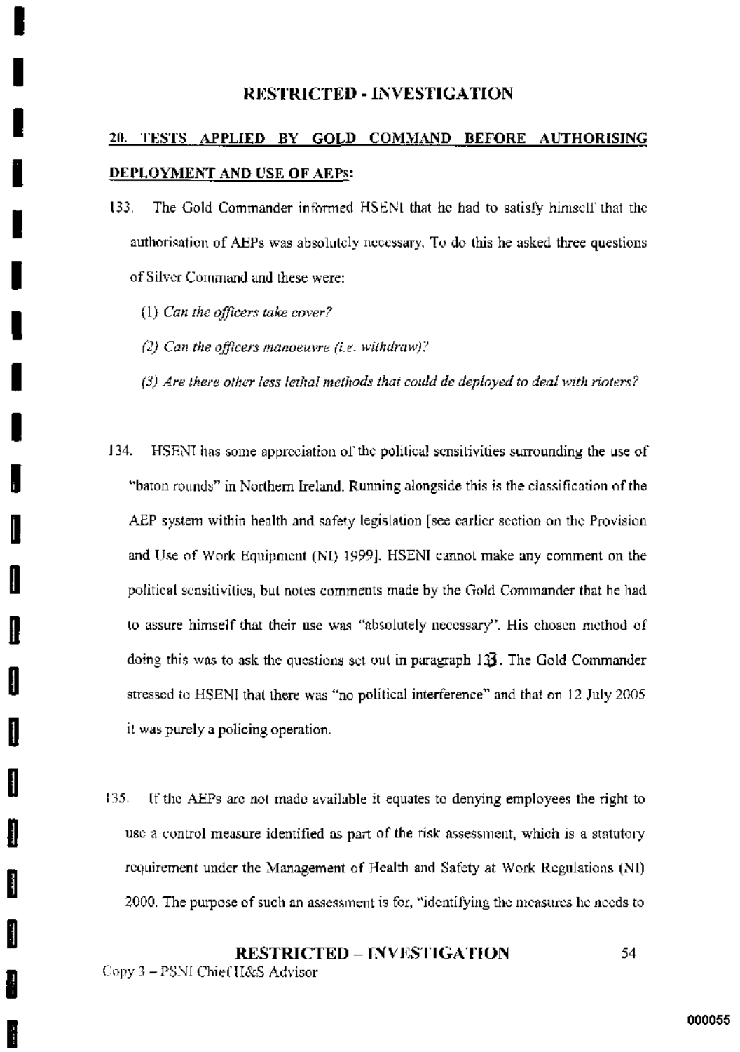## 20. TESTS APPLIED BY GOLD COMMAND BEFORE AUTHORISING DEPLOYMENT AND USE OF AEPs:

133. The Gold Commander informed HSENI that he had to satisfy himself that the authorisation of AEPs was absolutely necessary. To do this he asked three questions of Silver Command and these were:

   (1) *Can the officers take cover?*

   (2) *Can the officers manoeuvre (i.e. withdraw)?*

   (3) *Are there other less lethal methods that could de deployed to deal with rioters?*

134. HSENI has some appreciation of the political sensitivities surrounding the use of "baton rounds" in Northern Ireland. Running alongside this is the classification of the AEP system within health and safety legislation [see earlier section on the Provision and Use of Work Equipment (NI) 1999]. HSENI cannot make any comment on the political sensitivities, but notes comments made by the Gold Commander that he had to assure himself that their use was "absolutely necessary". His chosen method of doing this was to ask the questions set out in paragraph 133. The Gold Commander stressed to HSENI that there was "no political interference" and that on 12 July 2005 it was purely a policing operation.

135. If the AEPs are not made available it equates to denying employees the right to use a control measure identified as part of the risk assessment, which is a statutory requirement under the Management of Health and Safety at Work Regulations (NI) 2000. The purpose of such an assessment is for, "identifying the measures he needs to

Copy 3 – PSNI Chief H&S Advisor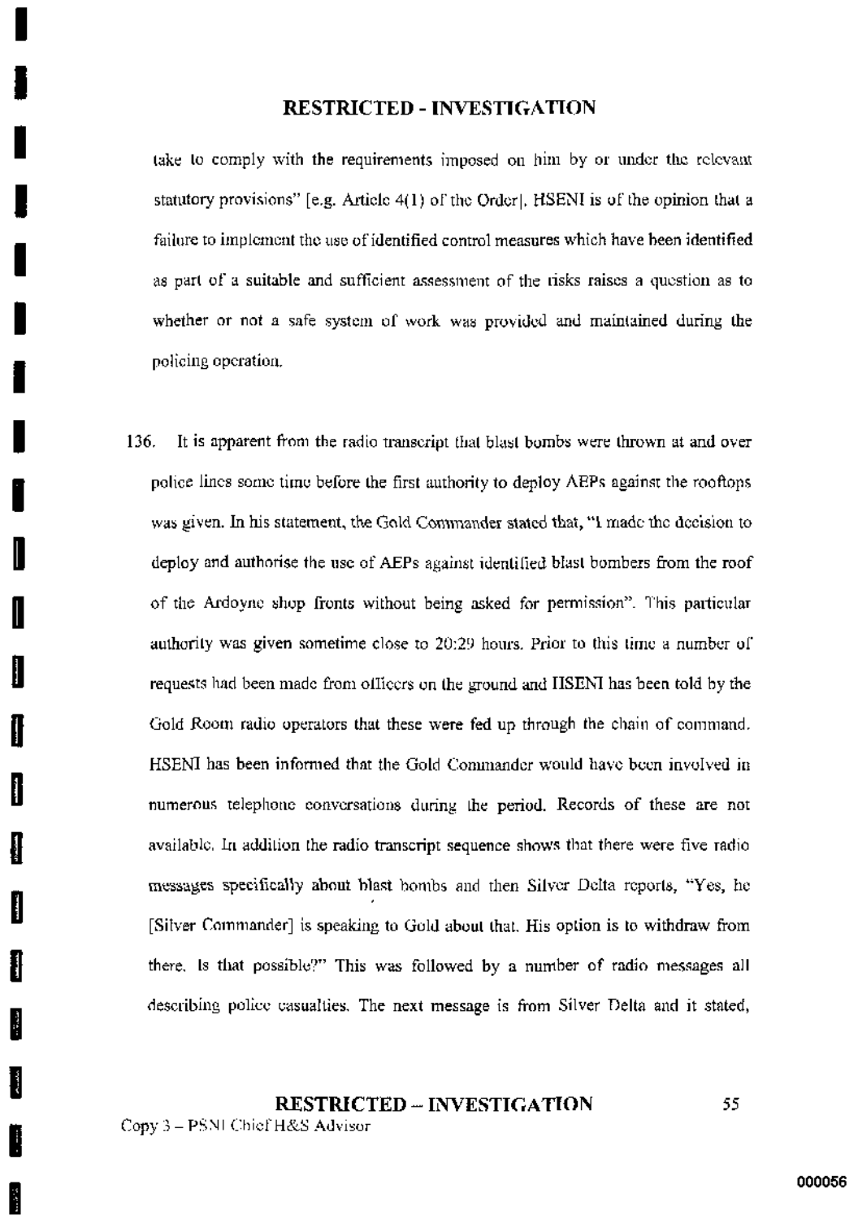take to comply with the requirements imposed on him by or under the relevant statutory provisions" [e.g. Article 4(1) of the Order]. HSENI is of the opinion that a failure to implement the use of identified control measures which have been identified as part of a suitable and sufficient assessment of the risks raises a question as to whether or not a safe system of work was provided and maintained during the policing operation.

136. It is apparent from the radio transcript that blast bombs were thrown at and over police lines some time before the first authority to deploy AEPs against the rooftops was given. In his statement, the Gold Commander stated that, "I made the decision to deploy and authorise the use of AEPs against identified blast bombers from the roof of the Ardoyne shop fronts without being asked for permission". This particular authority was given sometime close to 20:29 hours. Prior to this time a number of requests had been made from officers on the ground and HSENI has been told by the Gold Room radio operators that these were fed up through the chain of command. HSENI has been informed that the Gold Commander would have been involved in numerous telephone conversations during the period. Records of these are not available. In addition the radio transcript sequence shows that there were five radio messages specifically about blast bombs and then Silver Delta reports, "Yes, he [Silver Commander] is speaking to Gold about that. His option is to withdraw from there. Is that possible?" This was followed by a number of radio messages all describing police casualties. The next message is from Silver Delta and it stated,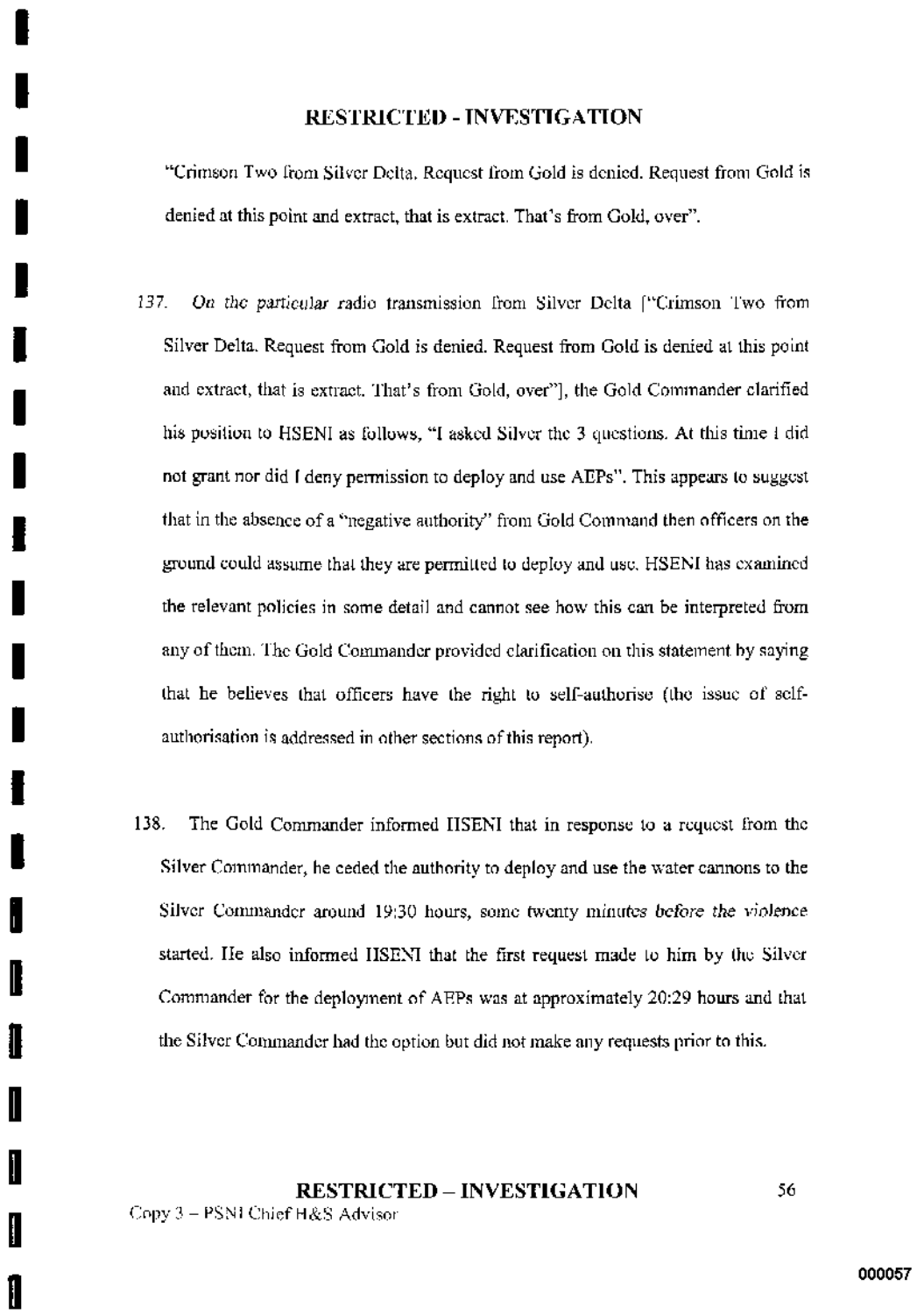"Crimson Two from Silver Delta. Request from Gold is denied. Request from Gold is denied at this point and extract, that is extract. That's from Gold, over".

137. *On the particular* radio transmission from Silver Delta ["Crimson Two from Silver Delta. Request from Gold is denied. Request from Gold is denied at this point and extract, that is extract. That's from Gold, over"], the Gold Commander clarified his position to HSENI as follows, "I asked Silver the 3 questions. At this time I did not grant nor did I deny permission to deploy and use AEPs". This appears to suggest that in the absence of a "negative authority" from Gold Command then officers on the ground could assume that they are permitted to deploy and use. HSENI has examined the relevant policies in some detail and cannot see how this can be interpreted from any of them. The Gold Commander provided clarification on this statement by saying that he believes that officers have the right to self-authorise (the issue of self-authorisation is addressed in other sections of this report).

138. The Gold Commander informed HSENI that in response to a request from the Silver Commander, he ceded the authority to deploy and use the water cannons to the Silver Commander around 19:30 hours, some twenty minutes *before the violence* started. He also informed HSENI that the first request made to him by the Silver Commander for the deployment of AEPs was at approximately 20:29 hours and that the Silver Commander had the option but did not make any requests prior to this.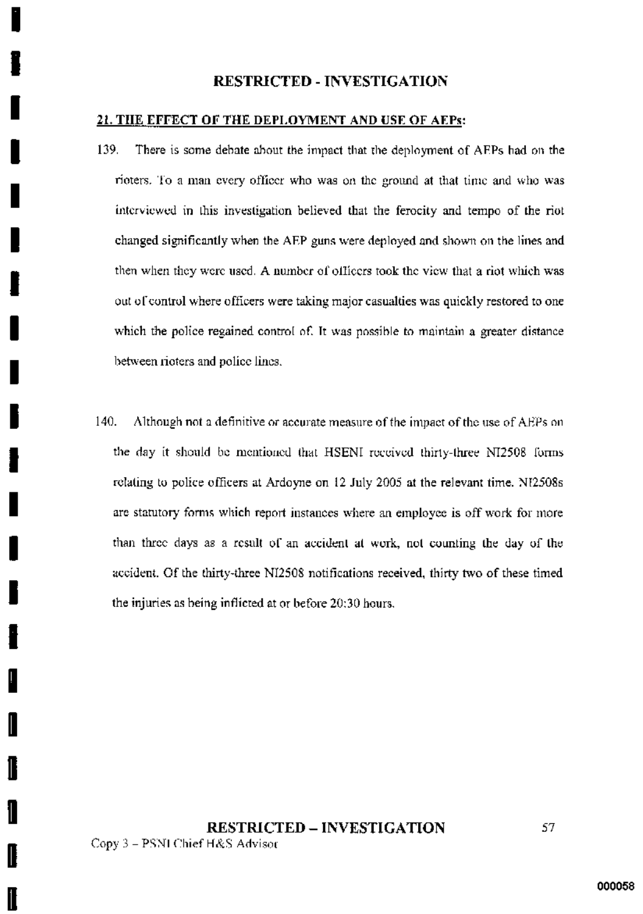## 21. THE EFFECT OF THE DEPLOYMENT AND USE OF AEPs:

139. There is some debate about the impact that the deployment of AEPs had on the rioters. To a man every officer who was on the ground at that time and who was interviewed in this investigation believed that the ferocity and tempo of the riot changed significantly when the AEP guns were deployed and shown on the lines and then when they were used. A number of officers took the view that a riot which was out of control where officers were taking major casualties was quickly restored to one which the police regained control of. It was possible to maintain a greater distance between rioters and police lines.

140. Although not a definitive or accurate measure of the impact of the use of AEPs on the day it should be mentioned that HSENI received thirty-three NI2508 forms relating to police officers at Ardoyne on 12 July 2005 at the relevant time. NI2508s are statutory forms which report instances where an employee is off work for more than three days as a result of an accident at work, not counting the day of the accident. Of the thirty-three NI2508 notifications received, thirty two of these timed the injuries as being inflicted at or before 20:30 hours.

Copy 3 – PSNI Chief H&S Advisor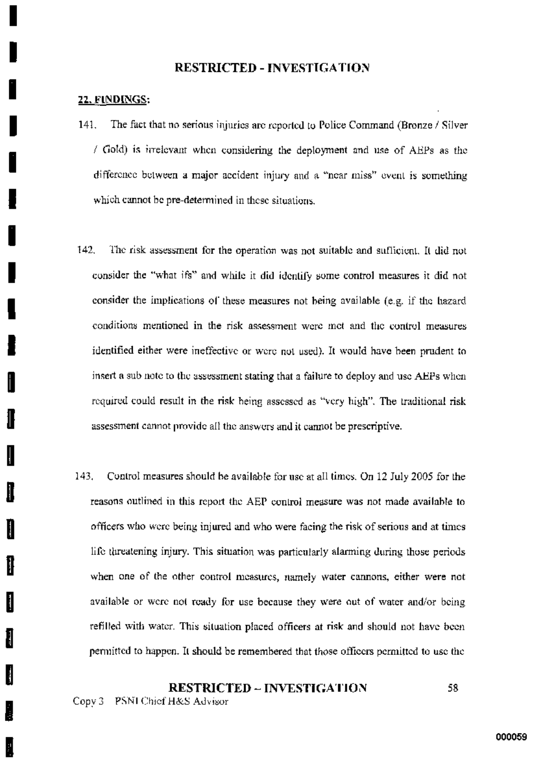## 22. FINDINGS:

141. The fact that no serious injuries are reported to Police Command (Bronze / Silver / Gold) is irrelevant when considering the deployment and use of AEPs as the difference between a major accident injury and a "near miss" event is something which cannot be pre-determined in these situations.

142. The risk assessment for the operation was not suitable and sufficient. It did not consider the "what ifs" and while it did identify some control measures it did not consider the implications of these measures not being available (e.g. if the hazard conditions mentioned in the risk assessment were met and the control measures identified either were ineffective or were not used). It would have been prudent to insert a sub note to the assessment stating that a failure to deploy and use AEPs when required could result in the risk being assessed as "very high". The traditional risk assessment cannot provide all the answers and it cannot be prescriptive.

143. Control measures should be available for use at all times. On 12 July 2005 for the reasons outlined in this report the AEP control measure was not made available to officers who were being injured and who were facing the risk of serious and at times life threatening injury. This situation was particularly alarming during those periods when one of the other control measures, namely water cannons, either were not available or were not ready for use because they were out of water and/or being refilled with water. This situation placed officers at risk and should not have been permitted to happen. It should be remembered that those officers permitted to use the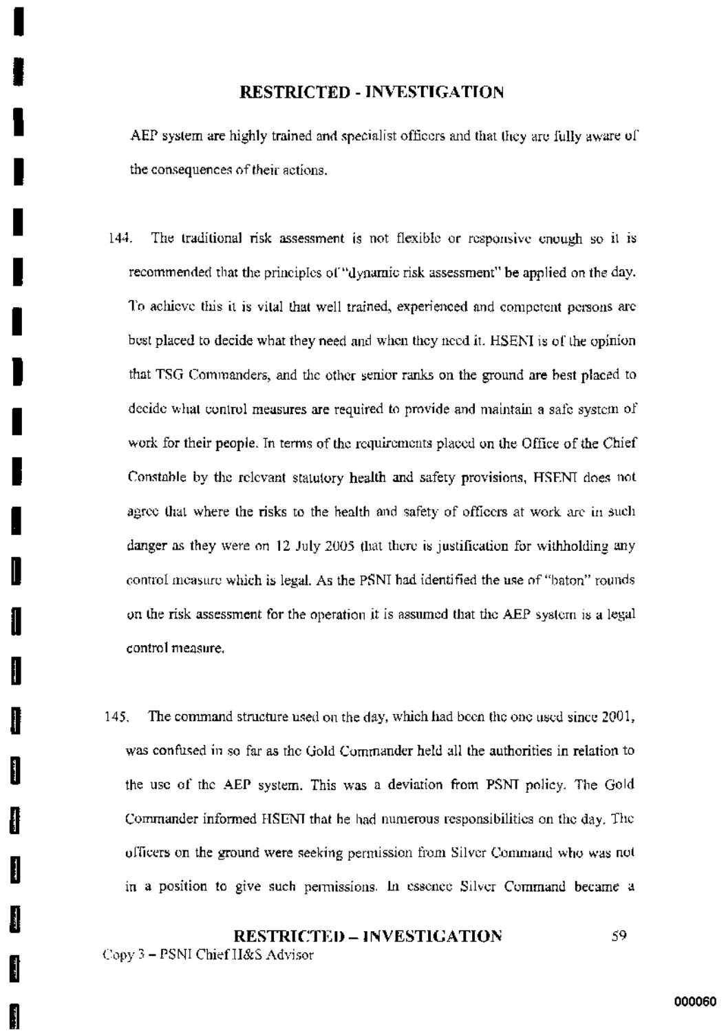AEP system are highly trained and specialist officers and that they are fully aware of the consequences of their actions.

144. The traditional risk assessment is not flexible or responsive enough so it is recommended that the principles of "dynamic risk assessment" be applied on the day. To achieve this it is vital that well trained, experienced and competent persons are best placed to decide what they need and when they need it. HSENI is of the opinion that TSG Commanders, and the other senior ranks on the ground are best placed to decide what control measures are required to provide and maintain a safe system of work for their people. In terms of the requirements placed on the Office of the Chief Constable by the relevant statutory health and safety provisions, HSENI does not agree that where the risks to the health and safety of officers at work are in such danger as they were on 12 July 2005 that there is justification for withholding any control measure which is legal. As the PSNI had identified the use of "baton" rounds on the risk assessment for the operation it is assumed that the AEP system is a legal control measure.

145. The command structure used on the day, which had been the one used since 2001, was confused in so far as the Gold Commander held all the authorities in relation to the use of the AEP system. This was a deviation from PSNI policy. The Gold Commander informed HSENI that he had numerous responsibilities on the day. The officers on the ground were seeking permission from Silver Command who was not in a position to give such permissions. In essence Silver Command became a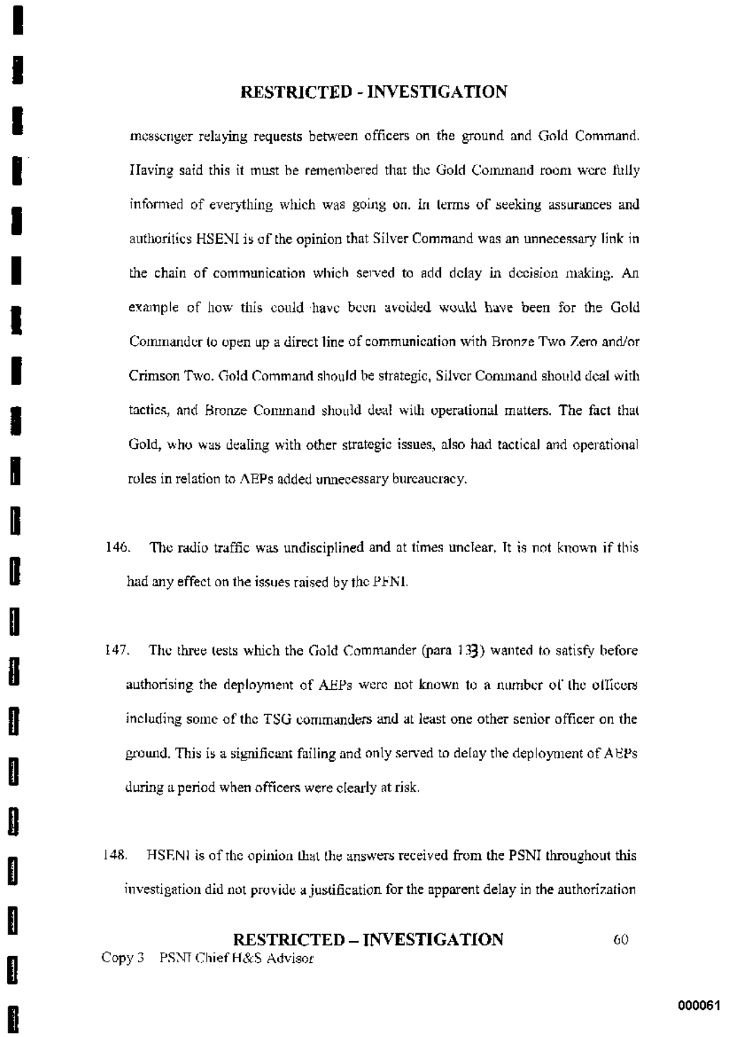messenger relaying requests between officers on the ground and Gold Command. Having said this it must be remembered that the Gold Command room were fully informed of everything which was going on. In terms of seeking assurances and authorities HSENI is of the opinion that Silver Command was an unnecessary link in the chain of communication which served to add delay in decision making. An example of how this could have been avoided would have been for the Gold Commander to open up a direct line of communication with Bronze Two Zero and/or Crimson Two. Gold Command should be strategic, Silver Command should deal with tactics, and Bronze Command should deal with operational matters. The fact that Gold, who was dealing with other strategic issues, also had tactical and operational roles in relation to AEPs added unnecessary bureaucracy.

146. The radio traffic was undisciplined and at times unclear. It is not known if this had any effect on the issues raised by the PFNI.

147. The three tests which the Gold Commander (para 133) wanted to satisfy before authorising the deployment of AEPs were not known to a number of the officers including some of the TSG commanders and at least one other senior officer on the ground. This is a significant failing and only served to delay the deployment of AEPs during a period when officers were clearly at risk.

148. HSENI is of the opinion that the answers received from the PSNI throughout this investigation did not provide a justification for the apparent delay in the authorization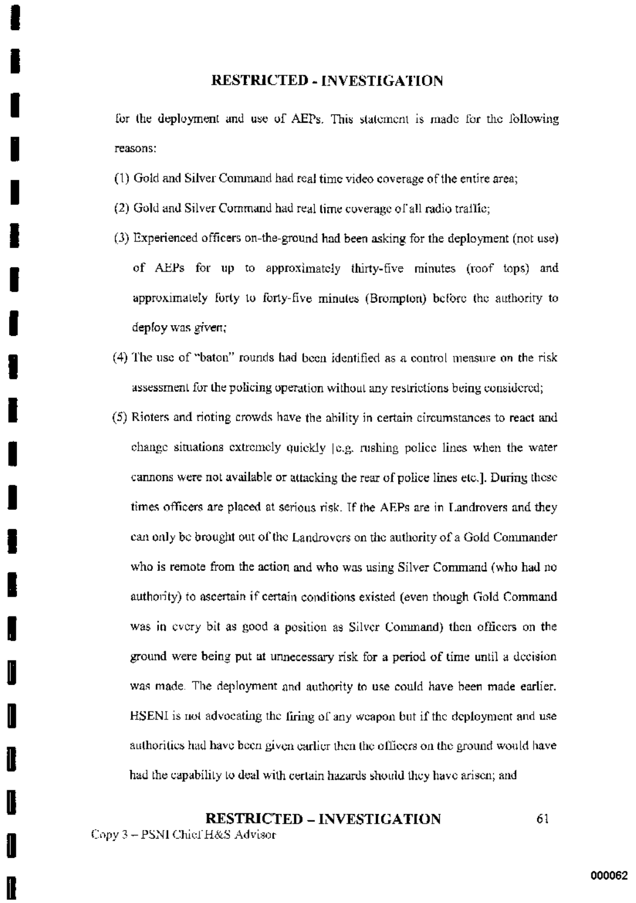for the deployment and use of AEPs. This statement is made for the following reasons:

(1) Gold and Silver Command had real time video coverage of the entire area;

(2) Gold and Silver Command had real time coverage of all radio traffic;

(3) Experienced officers on-the-ground had been asking for the deployment (not use) of AEPs for up to approximately thirty-five minutes (roof tops) and approximately forty to forty-five minutes (Brompton) before the authority to deploy was given;

(4) The use of "baton" rounds had been identified as a control measure on the risk assessment for the policing operation without any restrictions being considered;

(5) Rioters and rioting crowds have the ability in certain circumstances to react and change situations extremely quickly [e.g. rushing police lines when the water cannons were not available or attacking the rear of police lines etc.]. During these times officers are placed at serious risk. If the AEPs are in Landrovers and they can only be brought out of the Landrovers on the authority of a Gold Commander who is remote from the action and who was using Silver Command (who had no authority) to ascertain if certain conditions existed (even though Gold Command was in every bit as good a position as Silver Command) then officers on the ground were being put at unnecessary risk for a period of time until a decision was made. The deployment and authority to use could have been made earlier. HSENI is not advocating the firing of any weapon but if the deployment and use authorities had have been given earlier then the officers on the ground would have had the capability to deal with certain hazards should they have arisen; and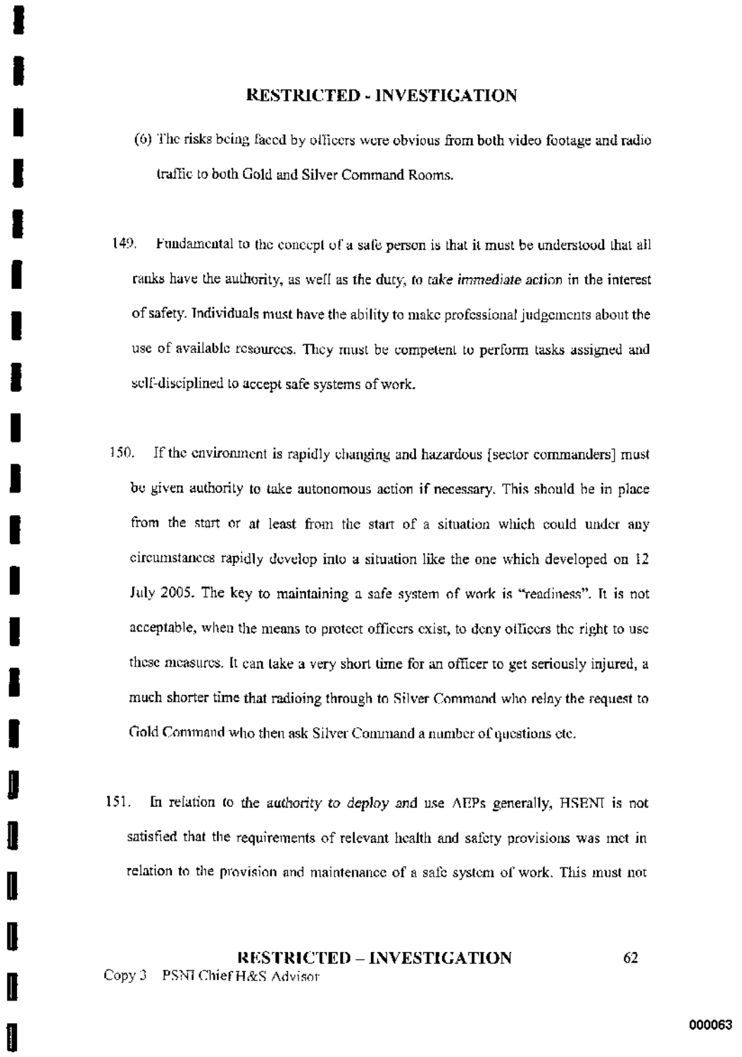(6) The risks being faced by officers were obvious from both video footage and radio traffic to both Gold and Silver Command Rooms.

149. Fundamental to the concept of a safe person is that it must be understood that all ranks have the authority, as well as the duty, *to take immediate action* in the interest of safety. Individuals must have the ability to make professional judgements about the use of available resources. They must be competent to perform tasks assigned and self-disciplined to accept safe systems of work.

150. If the environment is rapidly changing and hazardous [sector commanders] must be given authority to take autonomous action if necessary. This should be in place from the start or at least from the start of a situation which could under any circumstances rapidly develop into a situation like the one which developed on 12 July 2005. The key to maintaining a safe system of work is "readiness". It is not acceptable, when the means to protect officers exist, to deny officers the right to use these measures. It can take a very short time for an officer to get seriously injured, a much shorter time that radioing through to Silver Command who relay the request to Gold Command who then ask Silver Command a number of questions etc.

151. In relation to the *authority to deploy* and use AEPs generally, HSENI is not satisfied that the requirements of relevant health and safety provisions was met in relation to the provision and maintenance of a safe system of work. This must not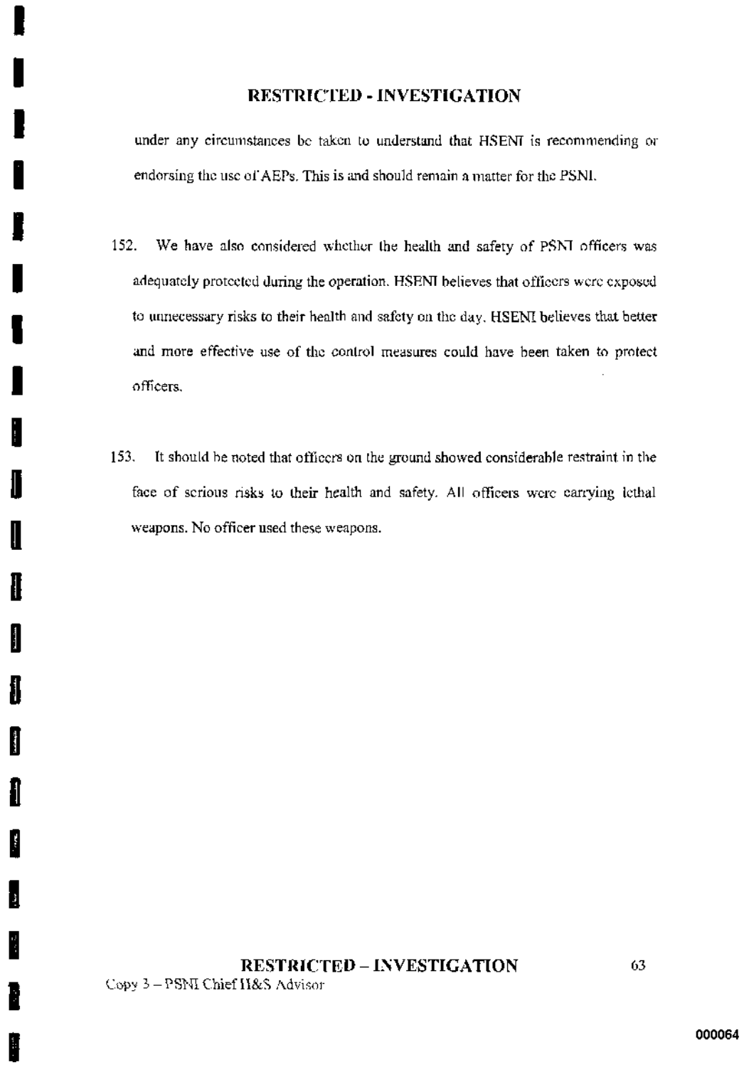under any circumstances be taken to understand that HSENI is recommending or endorsing the use of AEPs. This is and should remain a matter for the PSNI.

152. We have also considered whether the health and safety of PSNI officers was adequately protected during the operation. HSENI believes that officers were exposed to unnecessary risks to their health and safety on the day. HSENI believes that better and more effective use of the control measures could have been taken to protect officers.

153. It should be noted that officers on the ground showed considerable restraint in the face of serious risks to their health and safety. All officers were carrying lethal weapons. No officer used these weapons.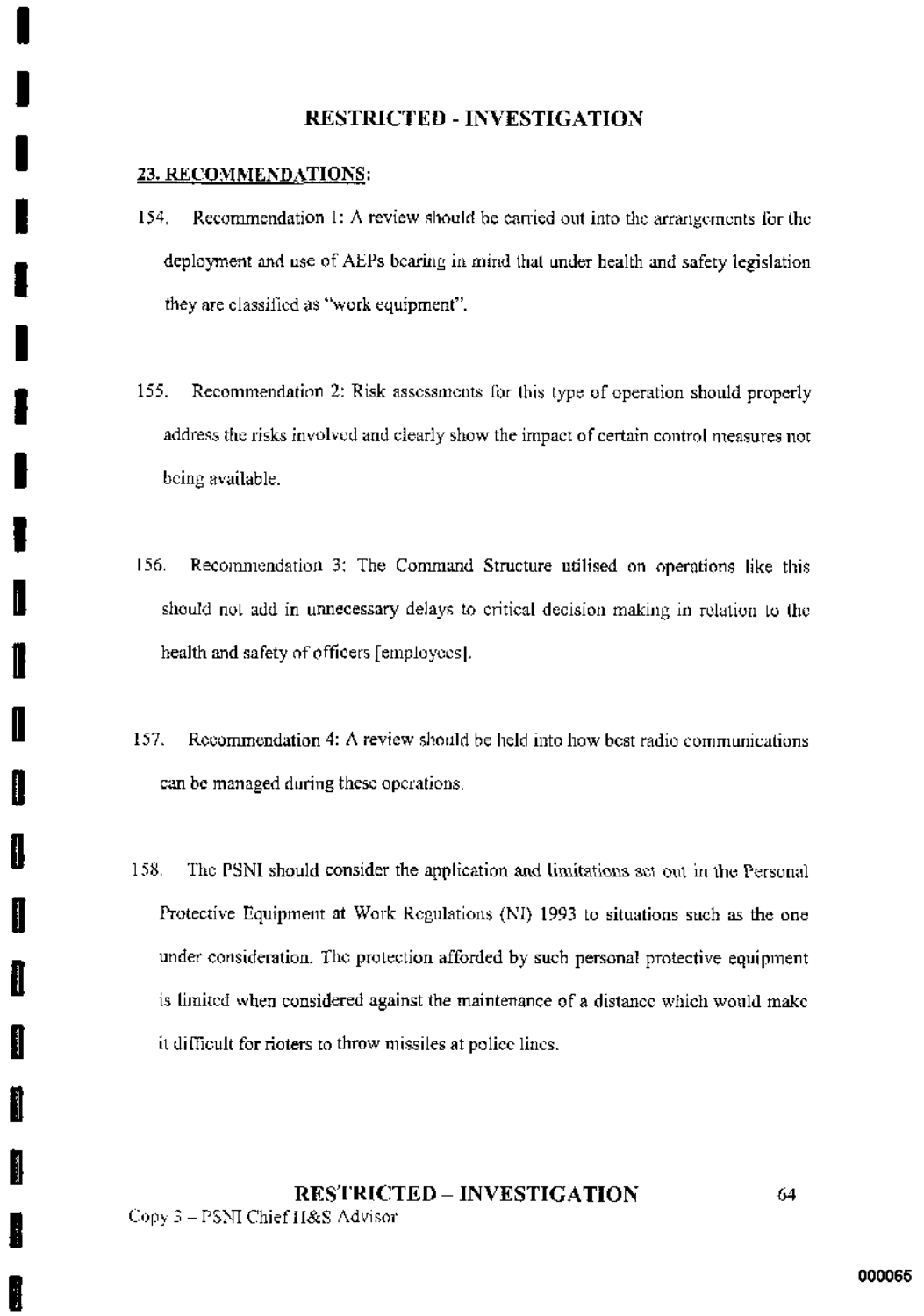## 23. RECOMMENDATIONS:

154. Recommendation 1: A review should be carried out into the arrangements for the deployment and use of AEPs bearing in mind that under health and safety legislation they are classified as "work equipment".

155. Recommendation 2: Risk assessments for this type of operation should properly address the risks involved and clearly show the impact of certain control measures not being available.

156. Recommendation 3: The Command Structure utilised on operations like this should not add in unnecessary delays to critical decision making in relation to the health and safety of officers [employees].

157. Recommendation 4: A review should be held into how best radio communications can be managed during these operations.

158. The PSNI should consider the application and limitations set out in the Personal Protective Equipment at Work Regulations (NI) 1993 to situations such as the one under consideration. The protection afforded by such personal protective equipment is limited when considered against the maintenance of a distance which would make it difficult for rioters to throw missiles at police lines.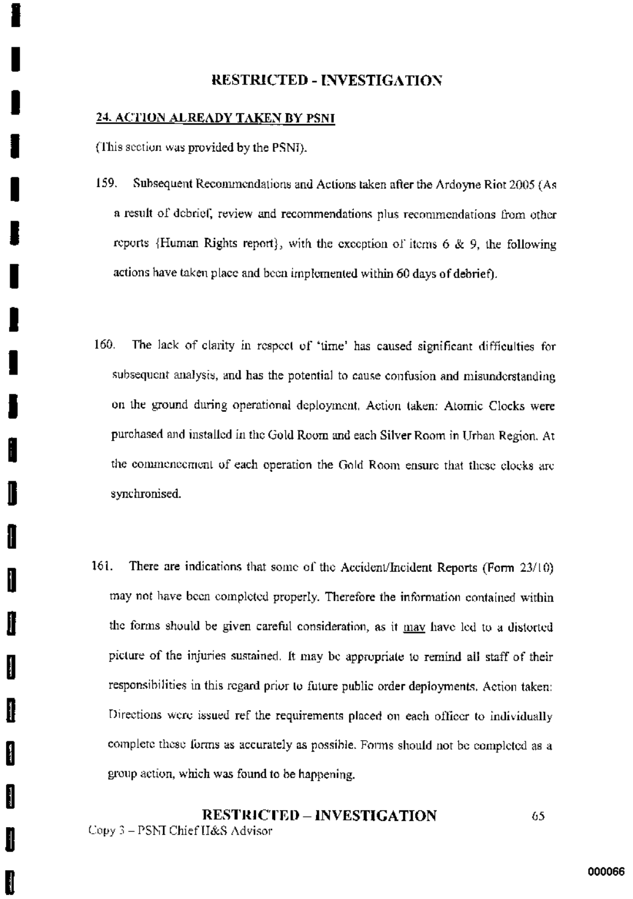## 24. ACTION ALREADY TAKEN BY PSNI

(This section was provided by the PSNI).

159. Subsequent Recommendations and Actions taken after the Ardoyne Riot 2005 (As a result of debrief, review and recommendations plus recommendations from other reports {Human Rights report}, with the exception of items 6 & 9, the following actions have taken place and been implemented within 60 days of debrief).

160. The lack of clarity in respect of 'time' has caused significant difficulties for subsequent analysis, and has the potential to cause confusion and misunderstanding on the ground during operational deployment. Action taken: Atomic Clocks were purchased and installed in the Gold Room and each Silver Room in Urban Region. At the commencement of each operation the Gold Room ensure that these clocks are synchronised.

161. There are indications that some of the Accident/Incident Reports (Form 23/10) may not have been completed properly. Therefore the information contained within the forms should be given careful consideration, as it may have led to a distorted picture of the injuries sustained. It may be appropriate to remind all staff of their responsibilities in this regard prior to future public order deployments. Action taken: Directions were issued ref the requirements placed on each officer to individually complete these forms as accurately as possible. Forms should not be completed as a group action, which was found to be happening.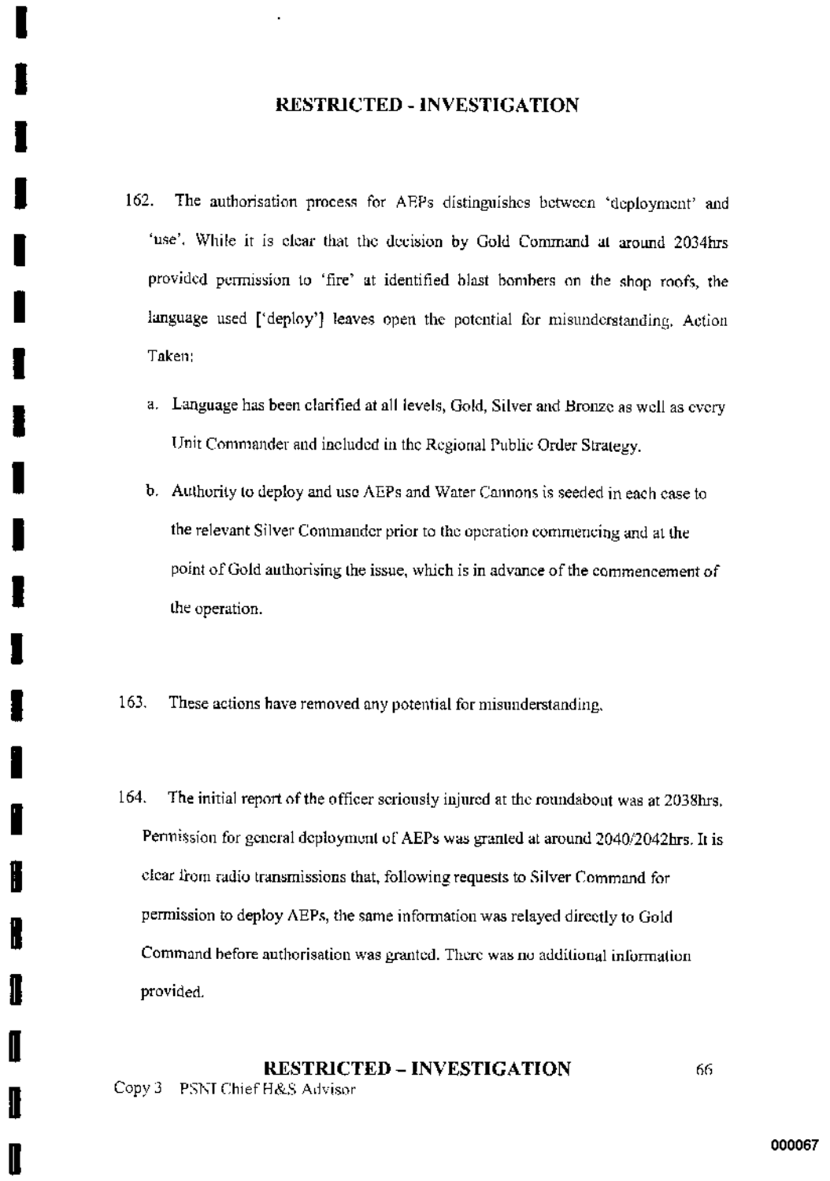162. The authorisation process for AEPs distinguishes between 'deployment' and 'use'. While it is clear that the decision by Gold Command at around 2034hrs provided permission to 'fire' at identified blast bombers on the shop roofs, the language used ['deploy'] leaves open the potential for misunderstanding. Action Taken:

   a. Language has been clarified at all levels, Gold, Silver and Bronze as well as every Unit Commander and included in the Regional Public Order Strategy.

   b. Authority to deploy and use AEPs and Water Cannons is seeded in each case to the relevant Silver Commander prior to the operation commencing and at the point of Gold authorising the issue, which is in advance of the commencement of the operation.

163. These actions have removed any potential for misunderstanding.

164. The initial report of the officer seriously injured at the roundabout was at 2038hrs. Permission for general deployment of AEPs was granted at around 2040/2042hrs. It is clear from radio transmissions that, following requests to Silver Command for permission to deploy AEPs, the same information was relayed directly to Gold Command before authorisation was granted. There was no additional information provided.

Copy 3 PSNI Chief H&S Advisor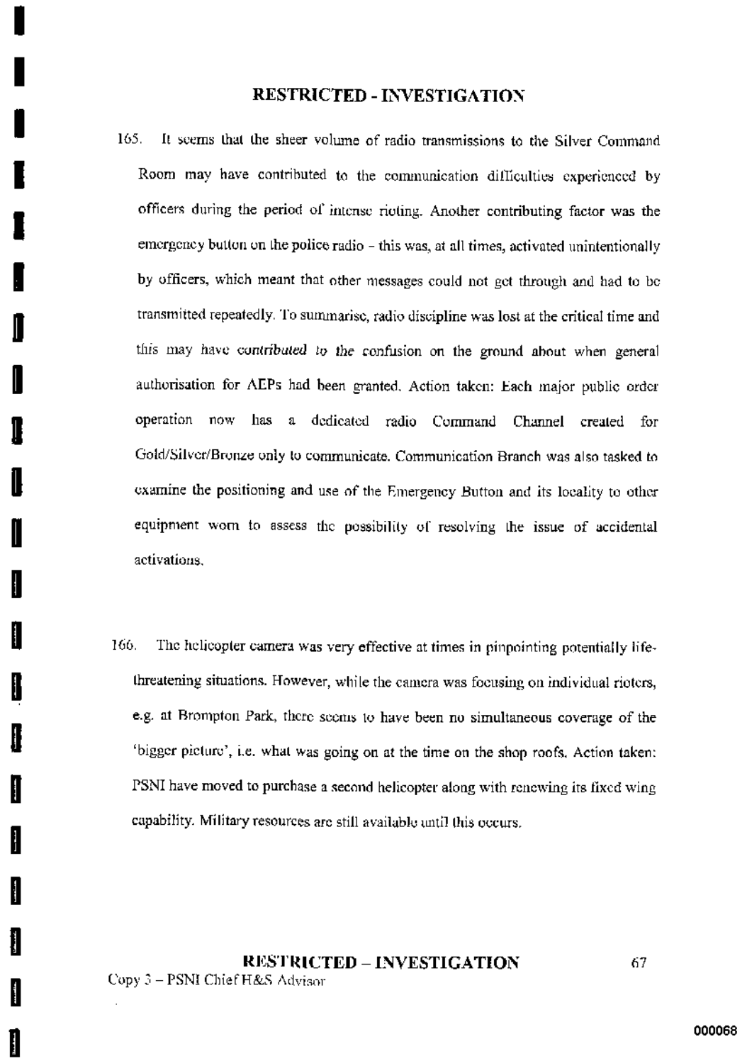165. It seems that the sheer volume of radio transmissions to the Silver Command Room may have contributed to the communication difficulties experienced by officers during the period of intense rioting. Another contributing factor was the emergency button on the police radio – this was, at all times, activated unintentionally by officers, which meant that other messages could not get through and had to be transmitted repeatedly. To summarise, radio discipline was lost at the critical time and this may have contributed to the confusion on the ground about when general authorisation for AEPs had been granted. Action taken: Each major public order operation now has a dedicated radio Command Channel created for Gold/Silver/Bronze only to communicate. Communication Branch was also tasked to examine the positioning and use of the Emergency Button and its locality to other equipment worn to assess the possibility of resolving the issue of accidental activations.

166. The helicopter camera was very effective at times in pinpointing potentially life-threatening situations. However, while the camera was focusing on individual rioters, e.g. at Brompton Park, there seems to have been no simultaneous coverage of the 'bigger picture', i.e. what was going on at the time on the shop roofs. Action taken: PSNI have moved to purchase a second helicopter along with renewing its fixed wing capability. Military resources are still available until this occurs.

Copy 3 – PSNI Chief H&S Advisor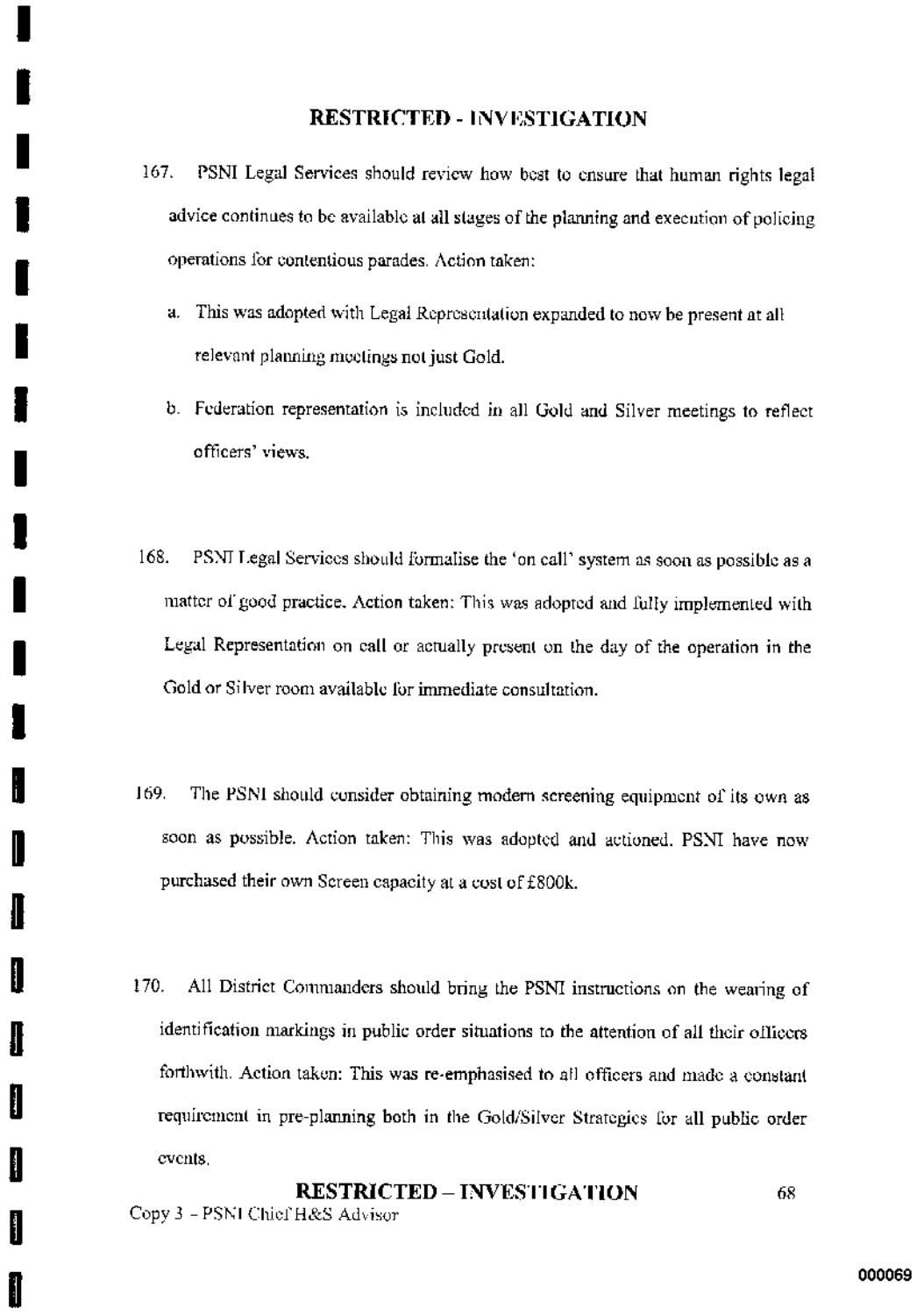167. PSNI Legal Services should review how best to ensure that human rights legal advice continues to be available at all stages of the planning and execution of policing operations for contentious parades. Action taken:

   a. This was adopted with Legal Representation expanded to now be present at all relevant planning meetings not just Gold.

   b. Federation representation is included in all Gold and Silver meetings to reflect officers' views.

168. PSNI Legal Services should formalise the 'on call' system as soon as possible as a matter of good practice. Action taken: This was adopted and fully implemented with Legal Representation on call or actually present on the day of the operation in the Gold or Silver room available for immediate consultation.

169. The PSNI should consider obtaining modern screening equipment of its own as soon as possible. Action taken: This was adopted and actioned. PSNI have now purchased their own Screen capacity at a cost of £800k.

170. All District Commanders should bring the PSNI instructions on the wearing of identification markings in public order situations to the attention of all their officers forthwith. Action taken: This was re-emphasised to all officers and made a constant requirement in pre-planning both in the Gold/Silver Strategies for all public order events.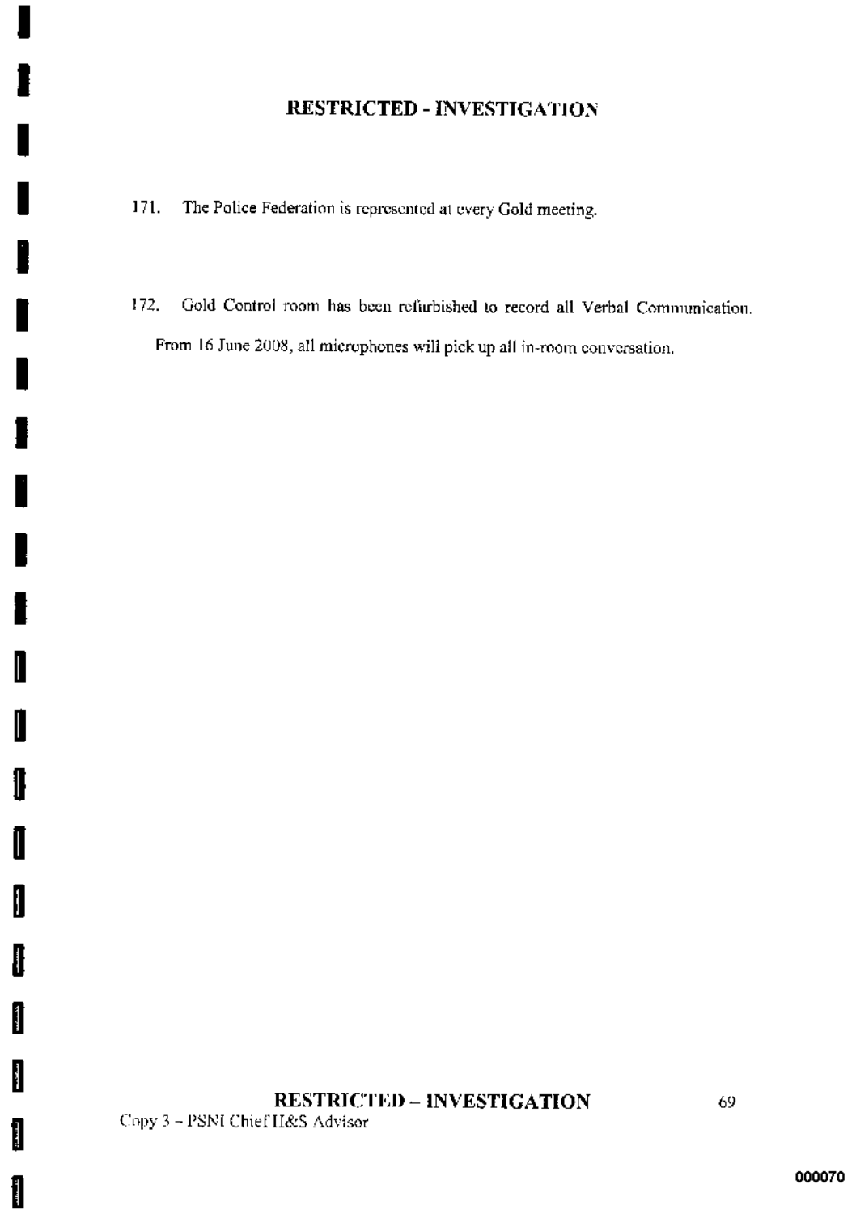171. The Police Federation is represented at every Gold meeting.

172. Gold Control room has been refurbished to record all Verbal Communication. From 16 June 2008, all microphones will pick up all in-room conversation.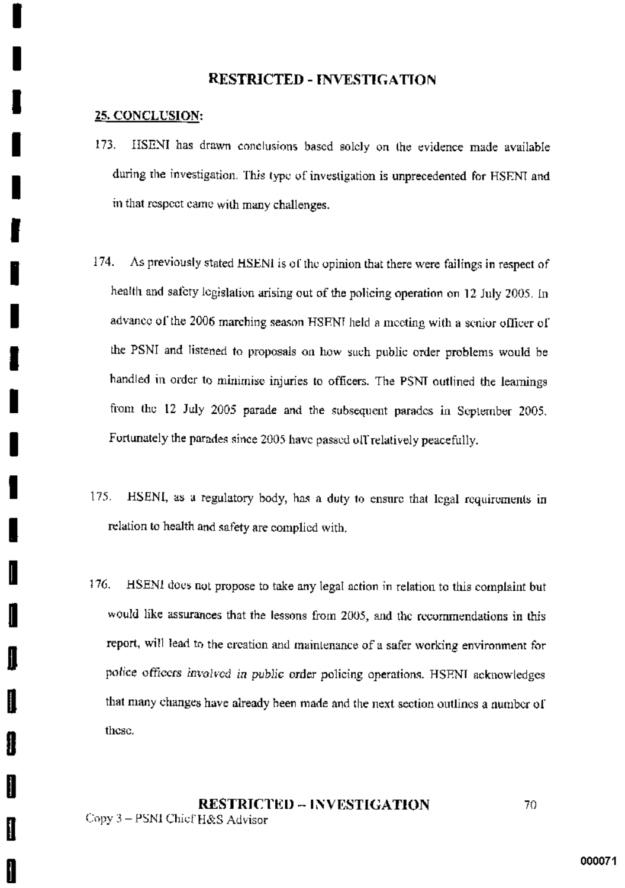## 25. CONCLUSION:

173. HSENI has drawn conclusions based solely on the evidence made available during the investigation. This type of investigation is unprecedented for HSENI and in that respect came with many challenges.

174. As previously stated HSENI is of the opinion that there were failings in respect of health and safety legislation arising out of the policing operation on 12 July 2005. In advance of the 2006 marching season HSENI held a meeting with a senior officer of the PSNI and listened to proposals on how such public order problems would be handled in order to minimise injuries to officers. The PSNI outlined the learnings from the 12 July 2005 parade and the subsequent parades in September 2005. Fortunately the parades since 2005 have passed off relatively peacefully.

175. HSENI, as a regulatory body, has a duty to ensure that legal requirements in relation to health and safety are complied with.

176. HSENI does not propose to take any legal action in relation to this complaint but would like assurances that the lessons from 2005, and the recommendations in this report, will lead to the creation and maintenance of a safer working environment for police officers involved in public order policing operations. HSENI acknowledges that many changes have already been made and the next section outlines a number of these.